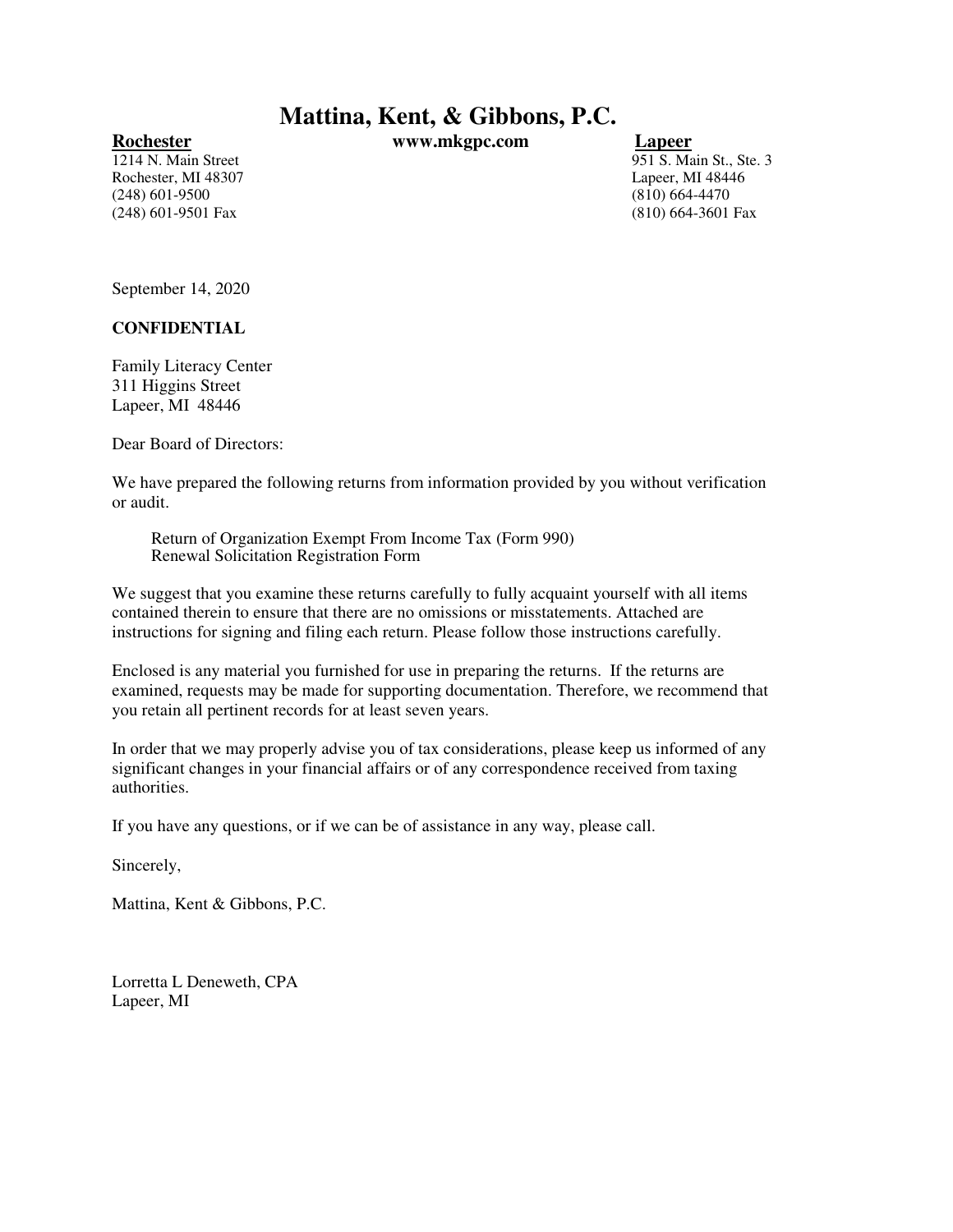# Mattina, Kent, & Gibbons, P.C.

**Rochester**
1214 N. Main Street
Rochester, MI 48307
(248) 601-9500
(248) 601-9501 Fax

**www.mkgpc.com**

**Lapeer**
951 S. Main St., Ste. 3
Lapeer, MI 48446
(810) 664-4470
(810) 664-3601 Fax

September 14, 2020

**CONFIDENTIAL**

Family Literacy Center
311 Higgins Street
Lapeer, MI 48446

Dear Board of Directors:

We have prepared the following returns from information provided by you without verification or audit.

Return of Organization Exempt From Income Tax (Form 990)
Renewal Solicitation Registration Form

We suggest that you examine these returns carefully to fully acquaint yourself with all items contained therein to ensure that there are no omissions or misstatements. Attached are instructions for signing and filing each return. Please follow those instructions carefully.

Enclosed is any material you furnished for use in preparing the returns. If the returns are examined, requests may be made for supporting documentation. Therefore, we recommend that you retain all pertinent records for at least seven years.

In order that we may properly advise you of tax considerations, please keep us informed of any significant changes in your financial affairs or of any correspondence received from taxing authorities.

If you have any questions, or if we can be of assistance in any way, please call.

Sincerely,

Mattina, Kent & Gibbons, P.C.

Lorretta L Deneweth, CPA
Lapeer, MI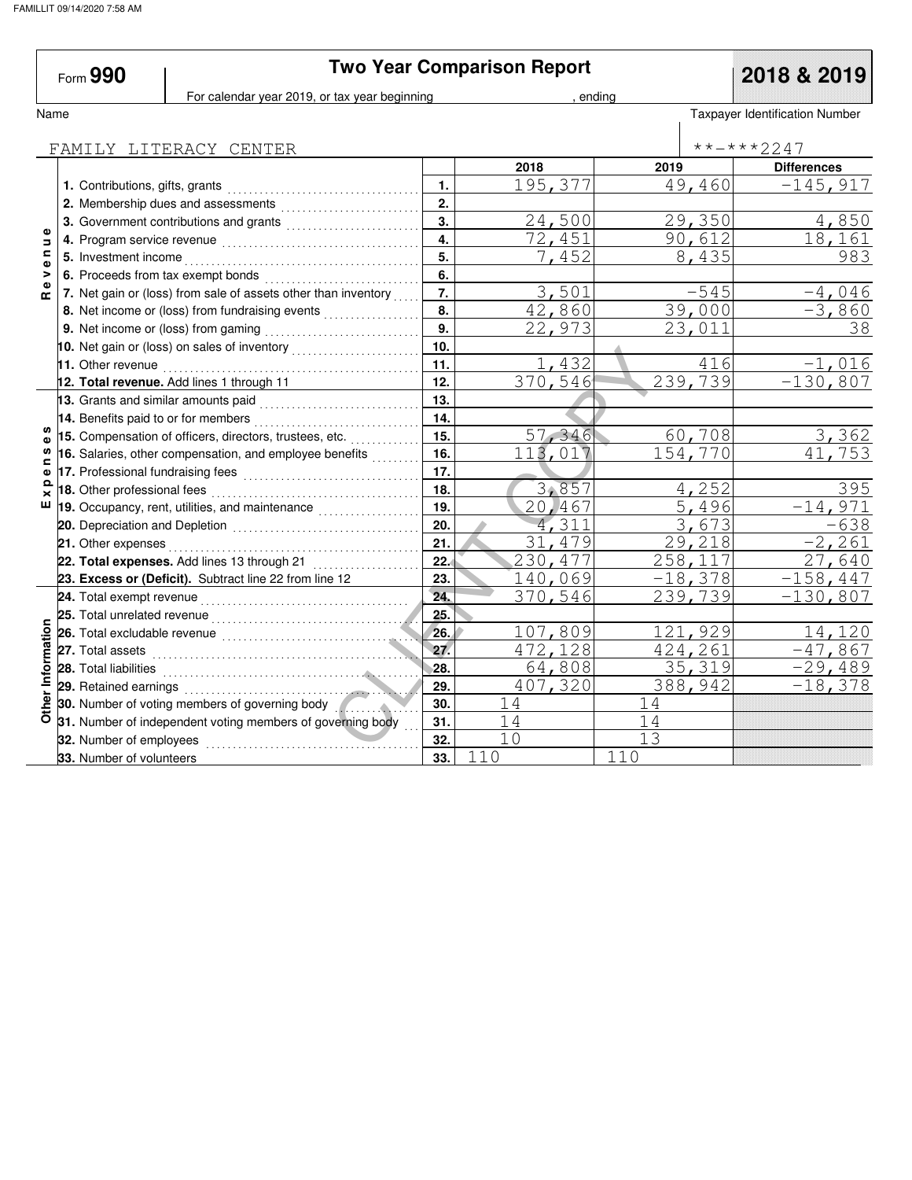# Form 990 — Two Year Comparison Report — 2018 & 2019

For calendar year 2019, or tax year beginning , ending

Name: FAMILY LITERACY CENTER

Taxpayer Identification Number: **-***2247

| Section | Item | Line | 2018 | 2019 | Differences |
|---|---|---|---|---|---|
| Revenue | 1. Contributions, gifts, grants | 1. | 195,377 | 49,460 | -145,917 |
| | 2. Membership dues and assessments | 2. | | | |
| | 3. Government contributions and grants | 3. | 24,500 | 29,350 | 4,850 |
| | 4. Program service revenue | 4. | 72,451 | 90,612 | 18,161 |
| | 5. Investment income | 5. | 7,452 | 8,435 | 983 |
| | 6. Proceeds from tax exempt bonds | 6. | | | |
| | 7. Net gain or (loss) from sale of assets other than inventory | 7. | 3,501 | -545 | -4,046 |
| | 8. Net income or (loss) from fundraising events | 8. | 42,860 | 39,000 | -3,860 |
| | 9. Net income or (loss) from gaming | 9. | 22,973 | 23,011 | 38 |
| | 10. Net gain or (loss) on sales of inventory | 10. | | | |
| | 11. Other revenue | 11. | 1,432 | 416 | -1,016 |
| | **12. Total revenue.** Add lines 1 through 11 | 12. | 370,546 | 239,739 | -130,807 |
| Expenses | 13. Grants and similar amounts paid | 13. | | | |
| | 14. Benefits paid to or for members | 14. | | | |
| | 15. Compensation of officers, directors, trustees, etc. | 15. | 57,346 | 60,708 | 3,362 |
| | 16. Salaries, other compensation, and employee benefits | 16. | 113,017 | 154,770 | 41,753 |
| | 17. Professional fundraising fees | 17. | | | |
| | 18. Other professional fees | 18. | 3,857 | 4,252 | 395 |
| | 19. Occupancy, rent, utilities, and maintenance | 19. | 20,467 | 5,496 | -14,971 |
| | 20. Depreciation and Depletion | 20. | 4,311 | 3,673 | -638 |
| | 21. Other expenses | 21. | 31,479 | 29,218 | -2,261 |
| | **22. Total expenses.** Add lines 13 through 21 | 22. | 230,477 | 258,117 | 27,640 |
| | **23. Excess or (Deficit).** Subtract line 22 from line 12 | 23. | 140,069 | -18,378 | -158,447 |
| Other Information | 24. Total exempt revenue | 24. | 370,546 | 239,739 | -130,807 |
| | 25. Total unrelated revenue | 25. | | | |
| | 26. Total excludable revenue | 26. | 107,809 | 121,929 | 14,120 |
| | 27. Total assets | 27. | 472,128 | 424,261 | -47,867 |
| | 28. Total liabilities | 28. | 64,808 | 35,319 | -29,489 |
| | 29. Retained earnings | 29. | 407,320 | 388,942 | -18,378 |
| | 30. Number of voting members of governing body | 30. | 14 | 14 | |
| | 31. Number of independent voting members of governing body | 31. | 14 | 14 | |
| | 32. Number of employees | 32. | 10 | 13 | |
| | 33. Number of volunteers | 33. | 110 | 110 | |

CLIENT COPY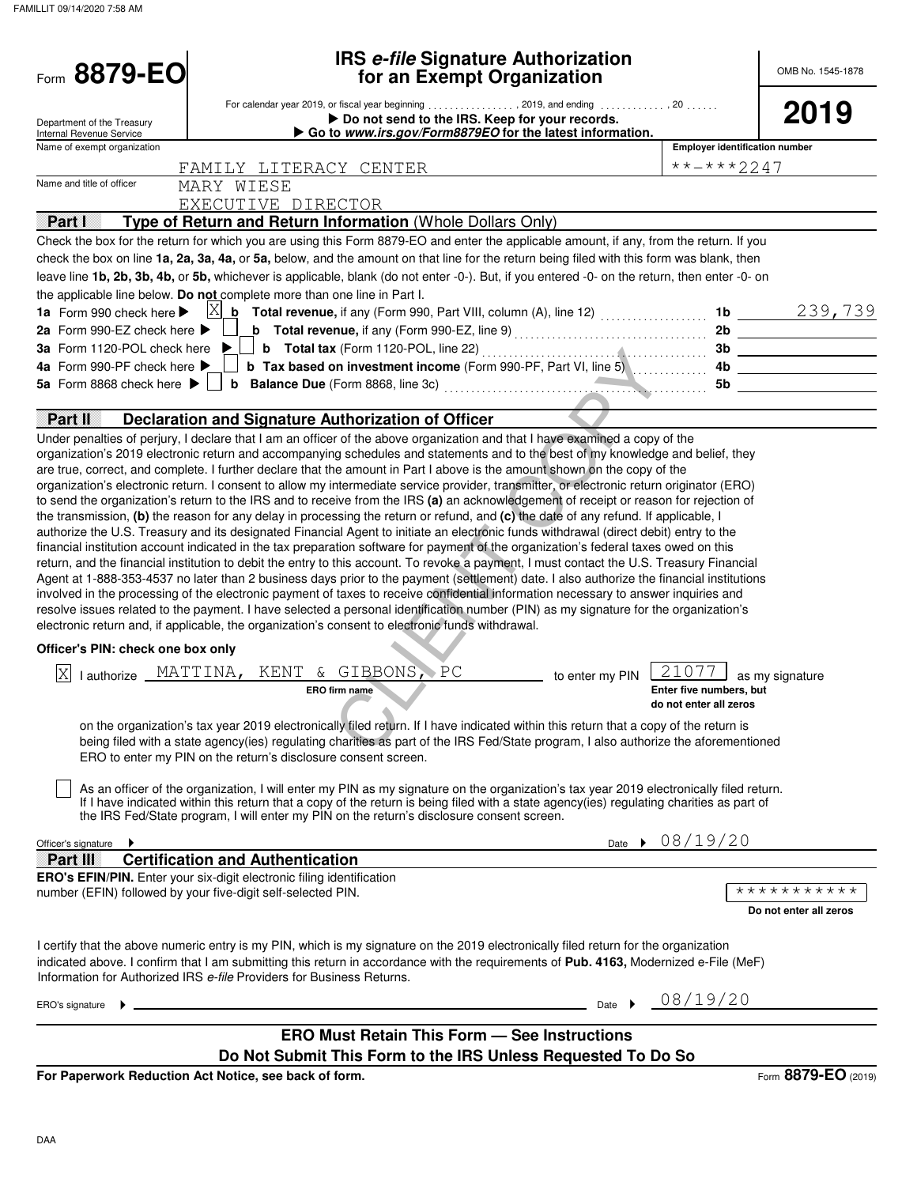Form **8879-EO**

Department of the Treasury
Internal Revenue Service

# IRS *e-file* Signature Authorization for an Exempt Organization

For calendar year 2019, or fiscal year beginning . . . . . . . . . . . . . . . , 2019, and ending . . . . . . . . . . . . , 20 . . . . . .

▶ **Do not send to the IRS. Keep for your records.**

▶ **Go to *www.irs.gov/Form8879EO* for the latest information.**

OMB No. 1545-1878

**2019**

| Name of exempt organization | Employer identification number |
|---|---|
| FAMILY LITERACY CENTER | \*\*-\*\*\*2247 |

Name and title of officer: MARY WIESE
EXECUTIVE DIRECTOR

## Part I — Type of Return and Return Information (Whole Dollars Only)

Check the box for the return for which you are using this Form 8879-EO and enter the applicable amount, if any, from the return. If you check the box on line **1a, 2a, 3a, 4a,** or **5a,** below, and the amount on that line for the return being filed with this form was blank, then leave line **1b, 2b, 3b, 4b,** or **5b,** whichever is applicable, blank (do not enter -0-). But, if you entered -0- on the return, then enter -0- on the applicable line below. **Do not** complete more than one line in Part I.

| | | | |
|---|---|---|---|
| **1a** Form 990 check here ▶ [X] | **b Total revenue,** if any (Form 990, Part VIII, column (A), line 12) | **1b** | 239,739 |
| **2a** Form 990-EZ check here ▶ [ ] | **b Total revenue,** if any (Form 990-EZ, line 9) | **2b** | |
| **3a** Form 1120-POL check here ▶ [ ] | **b Total tax** (Form 1120-POL, line 22) | **3b** | |
| **4a** Form 990-PF check here ▶ [ ] | **b Tax based on investment income** (Form 990-PF, Part VI, line 5) | **4b** | |
| **5a** Form 8868 check here ▶ [ ] | **b Balance Due** (Form 8868, line 3c) | **5b** | |

## Part II — Declaration and Signature Authorization of Officer

Under penalties of perjury, I declare that I am an officer of the above organization and that I have examined a copy of the organization's 2019 electronic return and accompanying schedules and statements and to the best of my knowledge and belief, they are true, correct, and complete. I further declare that the amount in Part I above is the amount shown on the copy of the organization's electronic return. I consent to allow my intermediate service provider, transmitter, or electronic return originator (ERO) to send the organization's return to the IRS and to receive from the IRS **(a)** an acknowledgement of receipt or reason for rejection of the transmission, **(b)** the reason for any delay in processing the return or refund, and **(c)** the date of any refund. If applicable, I authorize the U.S. Treasury and its designated Financial Agent to initiate an electronic funds withdrawal (direct debit) entry to the financial institution account indicated in the tax preparation software for payment of the organization's federal taxes owed on this return, and the financial institution to debit the entry to this account. To revoke a payment, I must contact the U.S. Treasury Financial Agent at 1-888-353-4537 no later than 2 business days prior to the payment (settlement) date. I also authorize the financial institutions involved in the processing of the electronic payment of taxes to receive confidential information necessary to answer inquiries and resolve issues related to the payment. I have selected a personal identification number (PIN) as my signature for the organization's electronic return and, if applicable, the organization's consent to electronic funds withdrawal.

**Officer's PIN: check one box only**

[X] I authorize MATTINA, KENT & GIBBONS, PC (ERO firm name) to enter my PIN 21077 (Enter five numbers, but do not enter all zeros) as my signature on the organization's tax year 2019 electronically filed return. If I have indicated within this return that a copy of the return is being filed with a state agency(ies) regulating charities as part of the IRS Fed/State program, I also authorize the aforementioned ERO to enter my PIN on the return's disclosure consent screen.

[ ] As an officer of the organization, I will enter my PIN as my signature on the organization's tax year 2019 electronically filed return. If I have indicated within this return that a copy of the return is being filed with a state agency(ies) regulating charities as part of the IRS Fed/State program, I will enter my PIN on the return's disclosure consent screen.

Officer's signature ▶ Date ▶ 08/19/20

## Part III — Certification and Authentication

**ERO's EFIN/PIN.** Enter your six-digit electronic filing identification number (EFIN) followed by your five-digit self-selected PIN. \*\*\*\*\*\*\*\*\*\*\* (Do not enter all zeros)

I certify that the above numeric entry is my PIN, which is my signature on the 2019 electronically filed return for the organization indicated above. I confirm that I am submitting this return in accordance with the requirements of **Pub. 4163,** Modernized e-File (MeF) Information for Authorized IRS *e-file* Providers for Business Returns.

ERO's signature ▶ Date ▶ 08/19/20

**ERO Must Retain This Form — See Instructions**

**Do Not Submit This Form to the IRS Unless Requested To Do So**

**For Paperwork Reduction Act Notice, see back of form.** Form **8879-EO** (2019)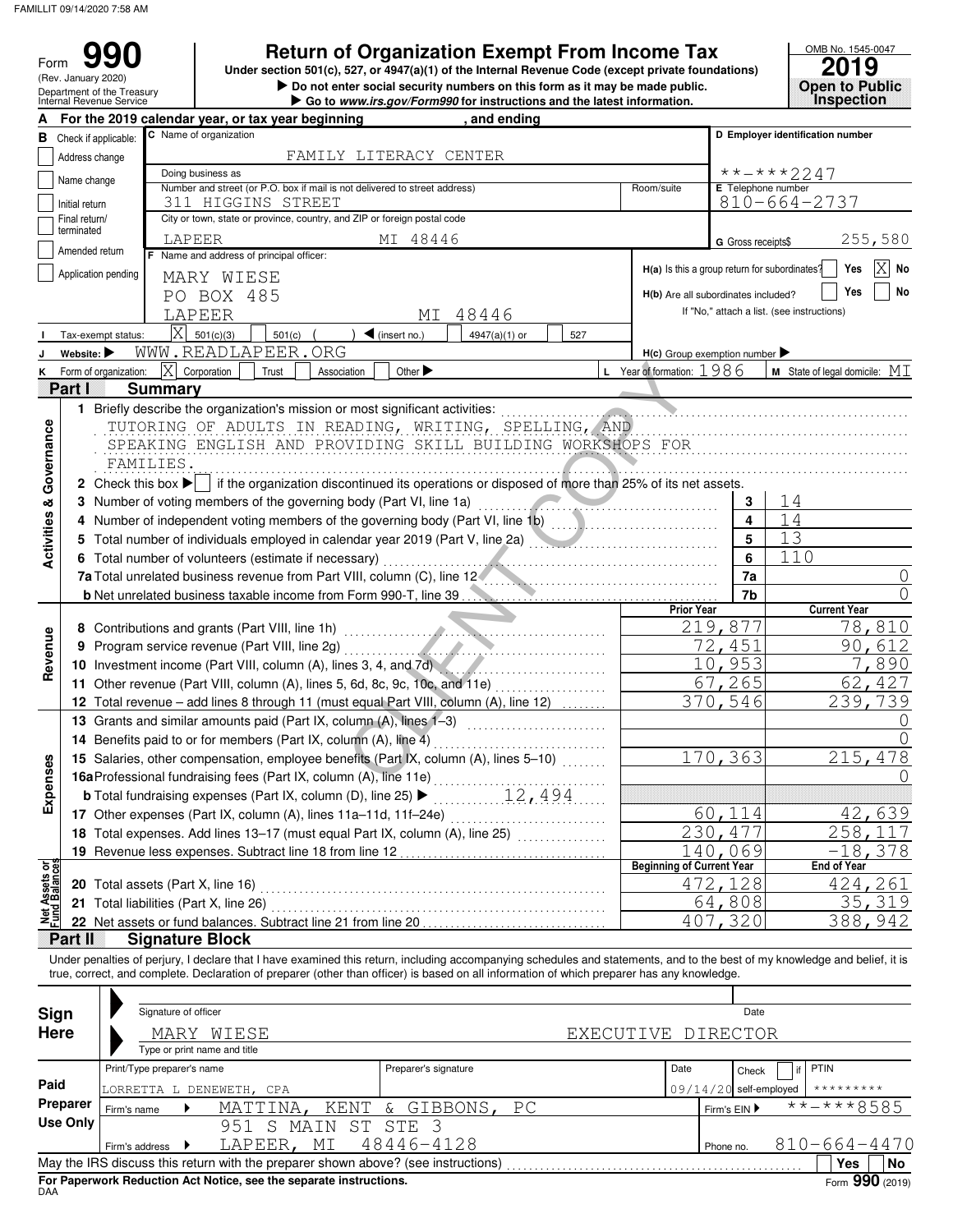FAMILLIT 09/14/2020 7:58 AM

# Form 990 — Return of Organization Exempt From Income Tax

Form **990** (Rev. January 2020)
Department of the Treasury
Internal Revenue Service

**Return of Organization Exempt From Income Tax**

Under section 501(c), 527, or 4947(a)(1) of the Internal Revenue Code (except private foundations)

▶ Do not enter social security numbers on this form as it may be made public.

▶ Go to www.irs.gov/Form990 for instructions and the latest information.

OMB No. 1545-0047

**2019**

**Open to Public Inspection**

**A** For the 2019 calendar year, or tax year beginning , and ending

**B** Check if applicable:
- [ ] Address change
- [ ] Name change
- [ ] Initial return
- [ ] Final return/terminated
- [ ] Amended return
- [ ] Application pending

**C** Name of organization: FAMILY LITERACY CENTER

Doing business as

Number and street (or P.O. box if mail is not delivered to street address): 311 HIGGINS STREET | Room/suite

City or town, state or province, country, and ZIP or foreign postal code: LAPEER MI 48446

**D** Employer identification number: **-***2247

**E** Telephone number: 810-664-2737

**G** Gross receipts$ 255,580

**F** Name and address of principal officer: MARY WIESE, PO BOX 485, LAPEER MI 48446

H(a) Is this a group return for subordinates? [ ] Yes [X] No

H(b) Are all subordinates included? [ ] Yes [ ] No
If "No," attach a list. (see instructions)

**I** Tax-exempt status: [X] 501(c)(3) [ ] 501(c) ( ) ◀ (insert no.) [ ] 4947(a)(1) or [ ] 527

**J** Website: ▶ WWW.READLAPEER.ORG

H(c) Group exemption number ▶

**K** Form of organization: [X] Corporation [ ] Trust [ ] Association [ ] Other ▶

**L** Year of formation: 1986

**M** State of legal domicile: MI

## Part I Summary

**Activities & Governance**

1 Briefly describe the organization's mission or most significant activities: TUTORING OF ADULTS IN READING, WRITING, SPELLING, AND SPEAKING ENGLISH AND PROVIDING SKILL BUILDING WORKSHOPS FOR FAMILIES.

2 Check this box ▶ [ ] if the organization discontinued its operations or disposed of more than 25% of its net assets.

| | | | |
|---|---|---|---|
| 3 | Number of voting members of the governing body (Part VI, line 1a) | 3 | 14 |
| 4 | Number of independent voting members of the governing body (Part VI, line 1b) | 4 | 14 |
| 5 | Total number of individuals employed in calendar year 2019 (Part V, line 2a) | 5 | 13 |
| 6 | Total number of volunteers (estimate if necessary) | 6 | 110 |
| 7a | Total unrelated business revenue from Part VIII, column (C), line 12 | 7a | 0 |
| b | Net unrelated business taxable income from Form 990-T, line 39 | 7b | 0 |

**Revenue**

| | | Prior Year | Current Year |
|---|---|---|---|
| 8 | Contributions and grants (Part VIII, line 1h) | 219,877 | 78,810 |
| 9 | Program service revenue (Part VIII, line 2g) | 72,451 | 90,612 |
| 10 | Investment income (Part VIII, column (A), lines 3, 4, and 7d) | 10,953 | 7,890 |
| 11 | Other revenue (Part VIII, column (A), lines 5, 6d, 8c, 9c, 10c, and 11e) | 67,265 | 62,427 |
| 12 | Total revenue – add lines 8 through 11 (must equal Part VIII, column (A), line 12) | 370,546 | 239,739 |

**Expenses**

| | | Prior Year | Current Year |
|---|---|---|---|
| 13 | Grants and similar amounts paid (Part IX, column (A), lines 1–3) | | 0 |
| 14 | Benefits paid to or for members (Part IX, column (A), line 4) | | 0 |
| 15 | Salaries, other compensation, employee benefits (Part IX, column (A), lines 5–10) | 170,363 | 215,478 |
| 16a | Professional fundraising fees (Part IX, column (A), line 11e) | | 0 |
| b | Total fundraising expenses (Part IX, column (D), line 25) ▶ 12,494 | | |
| 17 | Other expenses (Part IX, column (A), lines 11a–11d, 11f–24e) | 60,114 | 42,639 |
| 18 | Total expenses. Add lines 13–17 (must equal Part IX, column (A), line 25) | 230,477 | 258,117 |
| 19 | Revenue less expenses. Subtract line 18 from line 12 | 140,069 | -18,378 |

**Net Assets or Fund Balances**

| | | Beginning of Current Year | End of Year |
|---|---|---|---|
| 20 | Total assets (Part X, line 16) | 472,128 | 424,261 |
| 21 | Total liabilities (Part X, line 26) | 64,808 | 35,319 |
| 22 | Net assets or fund balances. Subtract line 21 from line 20 | 407,320 | 388,942 |

## Part II Signature Block

Under penalties of perjury, I declare that I have examined this return, including accompanying schedules and statements, and to the best of my knowledge and belief, it is true, correct, and complete. Declaration of preparer (other than officer) is based on all information of which preparer has any knowledge.

**Sign Here**

Signature of officer | Date

MARY WIESE EXECUTIVE DIRECTOR
Type or print name and title

**Paid Preparer Use Only**

| Print/Type preparer's name | Preparer's signature | Date | Check [ ] if self-employed | PTIN |
|---|---|---|---|---|
| LORRETTA L DENEWETH, CPA | | 09/14/20 | | ********* |

Firm's name ▶ MATTINA, KENT & GIBBONS, PC | Firm's EIN ▶ **-***8585

Firm's address ▶ 951 S MAIN ST STE 3, LAPEER, MI 48446-4128 | Phone no. 810-664-4470

May the IRS discuss this return with the preparer shown above? (see instructions) [ ] Yes [ ] No

**For Paperwork Reduction Act Notice, see the separate instructions.**

DAA Form **990** (2019)

CLIENT COPY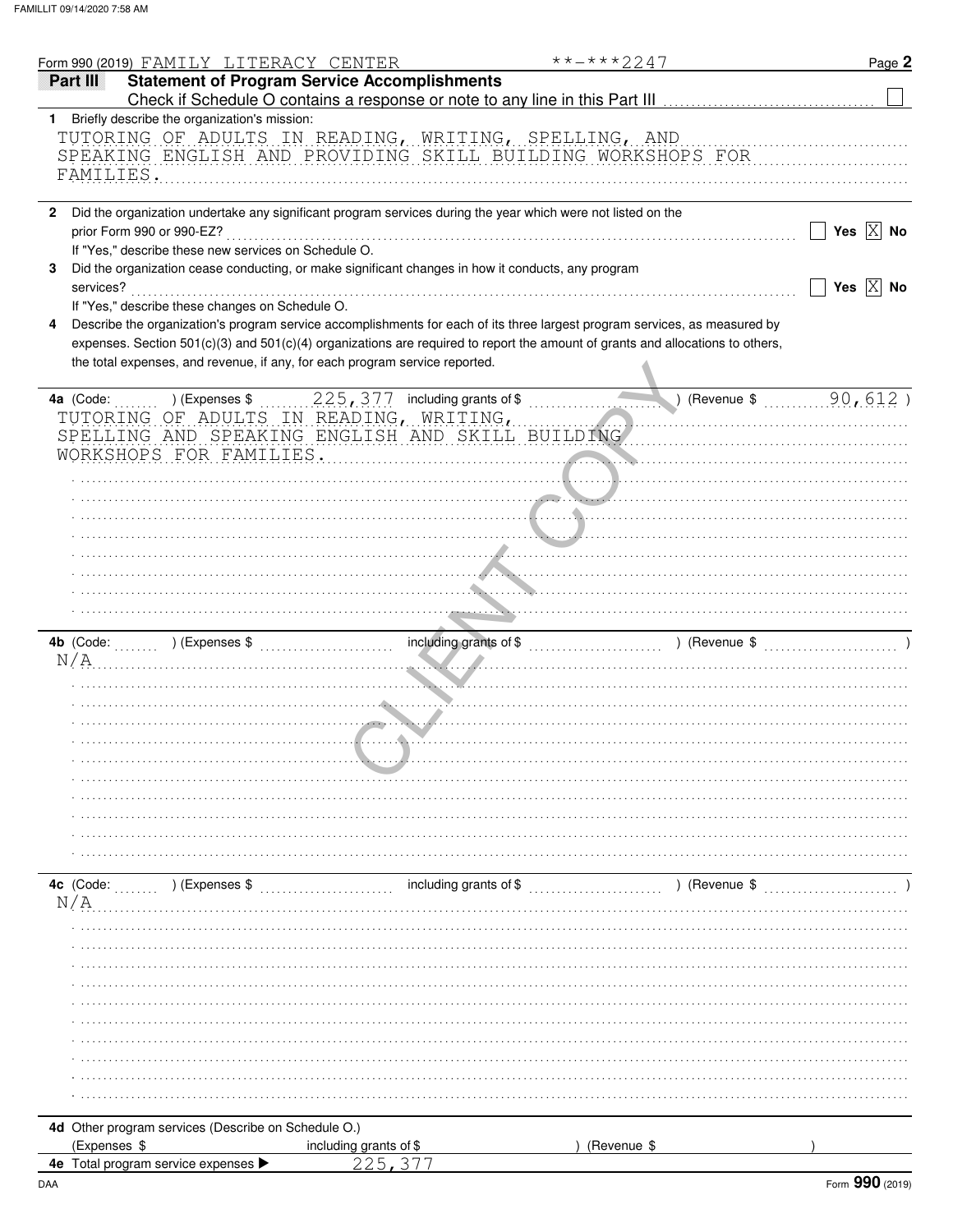Form 990 (2019) FAMILY LITERACY CENTER **-***2247

## Part III Statement of Program Service Accomplishments

Check if Schedule O contains a response or note to any line in this Part III ☐

**1** Briefly describe the organization's mission:

TUTORING OF ADULTS IN READING, WRITING, SPELLING, AND SPEAKING ENGLISH AND PROVIDING SKILL BUILDING WORKSHOPS FOR FAMILIES.

**2** Did the organization undertake any significant program services during the year which were not listed on the prior Form 990 or 990-EZ? ☐ Yes ☒ No

If "Yes," describe these new services on Schedule O.

**3** Did the organization cease conducting, or make significant changes in how it conducts, any program services? ☐ Yes ☒ No

If "Yes," describe these changes on Schedule O.

**4** Describe the organization's program service accomplishments for each of its three largest program services, as measured by expenses. Section 501(c)(3) and 501(c)(4) organizations are required to report the amount of grants and allocations to others, the total expenses, and revenue, if any, for each program service reported.

**4a** (Code: ) (Expenses $ 225,377 including grants of $ ) (Revenue $ 90,612 )

TUTORING OF ADULTS IN READING, WRITING, SPELLING AND SPEAKING ENGLISH AND SKILL BUILDING WORKSHOPS FOR FAMILIES.

**4b** (Code: ) (Expenses $ including grants of $ ) (Revenue $ )

N/A

**4c** (Code: ) (Expenses $ including grants of $ ) (Revenue $ )

N/A

**4d** Other program services (Describe on Schedule O.)

(Expenses $ including grants of $ ) (Revenue $ )

**4e** Total program service expenses ▶ 225,377

Form **990** (2019)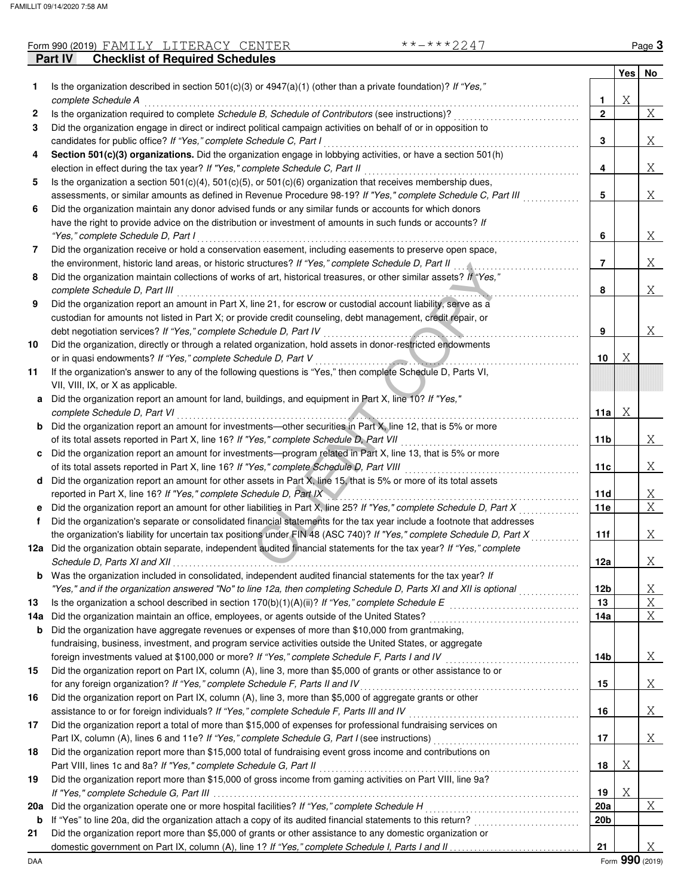Form 990 (2019) FAMILY LITERACY CENTER **-***2247

## Part IV Checklist of Required Schedules

| | | | Yes | No |
|---|---|---|---|---|
| 1 | Is the organization described in section 501(c)(3) or 4947(a)(1) (other than a private foundation)? *If "Yes," complete Schedule A* | 1 | X | |
| 2 | Is the organization required to complete *Schedule B, Schedule of Contributors* (see instructions)? | 2 | | X |
| 3 | Did the organization engage in direct or indirect political campaign activities on behalf of or in opposition to candidates for public office? *If "Yes," complete Schedule C, Part I* | 3 | | X |
| 4 | **Section 501(c)(3) organizations.** Did the organization engage in lobbying activities, or have a section 501(h) election in effect during the tax year? *If "Yes," complete Schedule C, Part II* | 4 | | X |
| 5 | Is the organization a section 501(c)(4), 501(c)(5), or 501(c)(6) organization that receives membership dues, assessments, or similar amounts as defined in Revenue Procedure 98-19? *If "Yes," complete Schedule C, Part III* | 5 | | X |
| 6 | Did the organization maintain any donor advised funds or any similar funds or accounts for which donors have the right to provide advice on the distribution or investment of amounts in such funds or accounts? *If "Yes," complete Schedule D, Part I* | 6 | | X |
| 7 | Did the organization receive or hold a conservation easement, including easements to preserve open space, the environment, historic land areas, or historic structures? *If "Yes," complete Schedule D, Part II* | 7 | | X |
| 8 | Did the organization maintain collections of works of art, historical treasures, or other similar assets? *If "Yes," complete Schedule D, Part III* | 8 | | X |
| 9 | Did the organization report an amount in Part X, line 21, for escrow or custodial account liability, serve as a custodian for amounts not listed in Part X; or provide credit counseling, debt management, credit repair, or debt negotiation services? *If "Yes," complete Schedule D, Part IV* | 9 | | X |
| 10 | Did the organization, directly or through a related organization, hold assets in donor-restricted endowments or in quasi endowments? *If "Yes," complete Schedule D, Part V* | 10 | X | |
| 11 | If the organization's answer to any of the following questions is "Yes," then complete Schedule D, Parts VI, VII, VIII, IX, or X as applicable. | | | |
| a | Did the organization report an amount for land, buildings, and equipment in Part X, line 10? *If "Yes," complete Schedule D, Part VI* | 11a | X | |
| b | Did the organization report an amount for investments—other securities in Part X, line 12, that is 5% or more of its total assets reported in Part X, line 16? *If "Yes," complete Schedule D, Part VII* | 11b | | X |
| c | Did the organization report an amount for investments—program related in Part X, line 13, that is 5% or more of its total assets reported in Part X, line 16? *If "Yes," complete Schedule D, Part VIII* | 11c | | X |
| d | Did the organization report an amount for other assets in Part X, line 15, that is 5% or more of its total assets reported in Part X, line 16? *If "Yes," complete Schedule D, Part IX* | 11d | | X |
| e | Did the organization report an amount for other liabilities in Part X, line 25? *If "Yes," complete Schedule D, Part X* | 11e | | X |
| f | Did the organization's separate or consolidated financial statements for the tax year include a footnote that addresses the organization's liability for uncertain tax positions under FIN 48 (ASC 740)? *If "Yes," complete Schedule D, Part X* | 11f | | X |
| 12a | Did the organization obtain separate, independent audited financial statements for the tax year? *If "Yes," complete Schedule D, Parts XI and XII* | 12a | | X |
| b | Was the organization included in consolidated, independent audited financial statements for the tax year? *If "Yes," and if the organization answered "No" to line 12a, then completing Schedule D, Parts XI and XII is optional* | 12b | | X |
| 13 | Is the organization a school described in section 170(b)(1)(A)(ii)? *If "Yes," complete Schedule E* | 13 | | X |
| 14a | Did the organization maintain an office, employees, or agents outside of the United States? | 14a | | X |
| b | Did the organization have aggregate revenues or expenses of more than $10,000 from grantmaking, fundraising, business, investment, and program service activities outside the United States, or aggregate foreign investments valued at $100,000 or more? *If "Yes," complete Schedule F, Parts I and IV* | 14b | | X |
| 15 | Did the organization report on Part IX, column (A), line 3, more than $5,000 of grants or other assistance to or for any foreign organization? *If "Yes," complete Schedule F, Parts II and IV* | 15 | | X |
| 16 | Did the organization report on Part IX, column (A), line 3, more than $5,000 of aggregate grants or other assistance to or for foreign individuals? *If "Yes," complete Schedule F, Parts III and IV* | 16 | | X |
| 17 | Did the organization report a total of more than $15,000 of expenses for professional fundraising services on Part IX, column (A), lines 6 and 11e? *If "Yes," complete Schedule G, Part I* (see instructions) | 17 | | X |
| 18 | Did the organization report more than $15,000 total of fundraising event gross income and contributions on Part VIII, lines 1c and 8a? *If "Yes," complete Schedule G, Part II* | 18 | X | |
| 19 | Did the organization report more than $15,000 of gross income from gaming activities on Part VIII, line 9a? *If "Yes," complete Schedule G, Part III* | 19 | X | |
| 20a | Did the organization operate one or more hospital facilities? *If "Yes," complete Schedule H* | 20a | | X |
| b | If "Yes" to line 20a, did the organization attach a copy of its audited financial statements to this return? | 20b | | |
| 21 | Did the organization report more than $5,000 of grants or other assistance to any domestic organization or domestic government on Part IX, column (A), line 1? *If "Yes," complete Schedule I, Parts I and II* | 21 | | X |

Form **990** (2019)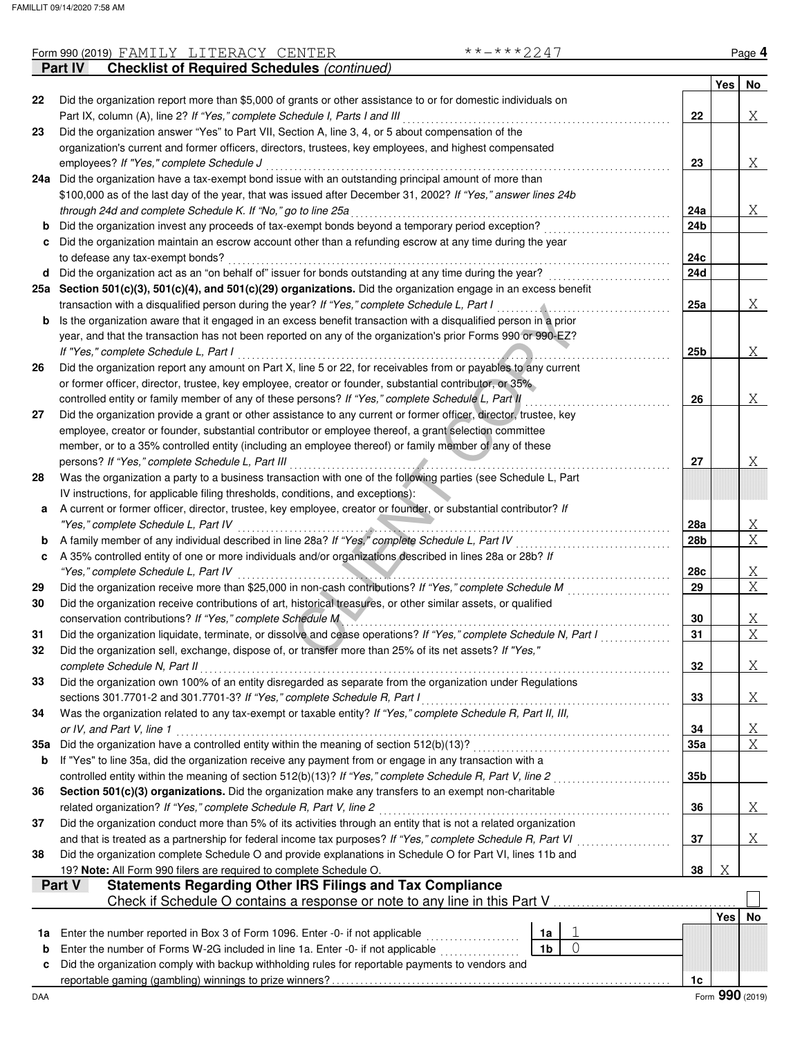Form 990 (2019) FAMILY LITERACY CENTER **-***2247

## Part IV Checklist of Required Schedules *(continued)*

| | | | Yes | No |
|---|---|---|---|---|
| 22 | Did the organization report more than $5,000 of grants or other assistance to or for domestic individuals on Part IX, column (A), line 2? *If "Yes," complete Schedule I, Parts I and III* | 22 | | X |
| 23 | Did the organization answer "Yes" to Part VII, Section A, line 3, 4, or 5 about compensation of the organization's current and former officers, directors, trustees, key employees, and highest compensated employees? *If "Yes," complete Schedule J* | 23 | | X |
| 24a | Did the organization have a tax-exempt bond issue with an outstanding principal amount of more than $100,000 as of the last day of the year, that was issued after December 31, 2002? *If "Yes," answer lines 24b through 24d and complete Schedule K. If "No," go to line 25a* | 24a | | X |
| b | Did the organization invest any proceeds of tax-exempt bonds beyond a temporary period exception? | 24b | | |
| c | Did the organization maintain an escrow account other than a refunding escrow at any time during the year to defease any tax-exempt bonds? | 24c | | |
| d | Did the organization act as an "on behalf of" issuer for bonds outstanding at any time during the year? | 24d | | |
| 25a | **Section 501(c)(3), 501(c)(4), and 501(c)(29) organizations.** Did the organization engage in an excess benefit transaction with a disqualified person during the year? *If "Yes," complete Schedule L, Part I* | 25a | | X |
| b | Is the organization aware that it engaged in an excess benefit transaction with a disqualified person in a prior year, and that the transaction has not been reported on any of the organization's prior Forms 990 or 990-EZ? *If "Yes," complete Schedule L, Part I* | 25b | | X |
| 26 | Did the organization report any amount on Part X, line 5 or 22, for receivables from or payables to any current or former officer, director, trustee, key employee, creator or founder, substantial contributor, or 35% controlled entity or family member of any of these persons? *If "Yes," complete Schedule L, Part II* | 26 | | X |
| 27 | Did the organization provide a grant or other assistance to any current or former officer, director, trustee, key employee, creator or founder, substantial contributor or employee thereof, a grant selection committee member, or to a 35% controlled entity (including an employee thereof) or family member of any of these persons? *If "Yes," complete Schedule L, Part III* | 27 | | X |
| 28 | Was the organization a party to a business transaction with one of the following parties (see Schedule L, Part IV instructions, for applicable filing thresholds, conditions, and exceptions): | | | |
| a | A current or former officer, director, trustee, key employee, creator or founder, or substantial contributor? *If "Yes," complete Schedule L, Part IV* | 28a | | X |
| b | A family member of any individual described in line 28a? *If "Yes," complete Schedule L, Part IV* | 28b | | X |
| c | A 35% controlled entity of one or more individuals and/or organizations described in lines 28a or 28b? *If "Yes," complete Schedule L, Part IV* | 28c | | X |
| 29 | Did the organization receive more than $25,000 in non-cash contributions? *If "Yes," complete Schedule M* | 29 | | X |
| 30 | Did the organization receive contributions of art, historical treasures, or other similar assets, or qualified conservation contributions? *If "Yes," complete Schedule M* | 30 | | X |
| 31 | Did the organization liquidate, terminate, or dissolve and cease operations? *If "Yes," complete Schedule N, Part I* | 31 | | X |
| 32 | Did the organization sell, exchange, dispose of, or transfer more than 25% of its net assets? *If "Yes," complete Schedule N, Part II* | 32 | | X |
| 33 | Did the organization own 100% of an entity disregarded as separate from the organization under Regulations sections 301.7701-2 and 301.7701-3? *If "Yes," complete Schedule R, Part I* | 33 | | X |
| 34 | Was the organization related to any tax-exempt or taxable entity? *If "Yes," complete Schedule R, Part II, III, or IV, and Part V, line 1* | 34 | | X |
| 35a | Did the organization have a controlled entity within the meaning of section 512(b)(13)? | 35a | | X |
| b | If "Yes" to line 35a, did the organization receive any payment from or engage in any transaction with a controlled entity within the meaning of section 512(b)(13)? *If "Yes," complete Schedule R, Part V, line 2* | 35b | | |
| 36 | **Section 501(c)(3) organizations.** Did the organization make any transfers to an exempt non-charitable related organization? *If "Yes," complete Schedule R, Part V, line 2* | 36 | | X |
| 37 | Did the organization conduct more than 5% of its activities through an entity that is not a related organization and that is treated as a partnership for federal income tax purposes? *If "Yes," complete Schedule R, Part VI* | 37 | | X |
| 38 | Did the organization complete Schedule O and provide explanations in Schedule O for Part VI, lines 11b and 19? **Note:** All Form 990 filers are required to complete Schedule O. | 38 | X | |

## Part V Statements Regarding Other IRS Filings and Tax Compliance

Check if Schedule O contains a response or note to any line in this Part V ☐

| | | | | | Yes | No |
|---|---|---|---|---|---|---|
| 1a | Enter the number reported in Box 3 of Form 1096. Enter -0- if not applicable | 1a | 1 | | | |
| b | Enter the number of Forms W-2G included in line 1a. Enter -0- if not applicable | 1b | 0 | | | |
| c | Did the organization comply with backup withholding rules for reportable payments to vendors and reportable gaming (gambling) winnings to prize winners? | | | 1c | | |

DAA Form 990 (2019)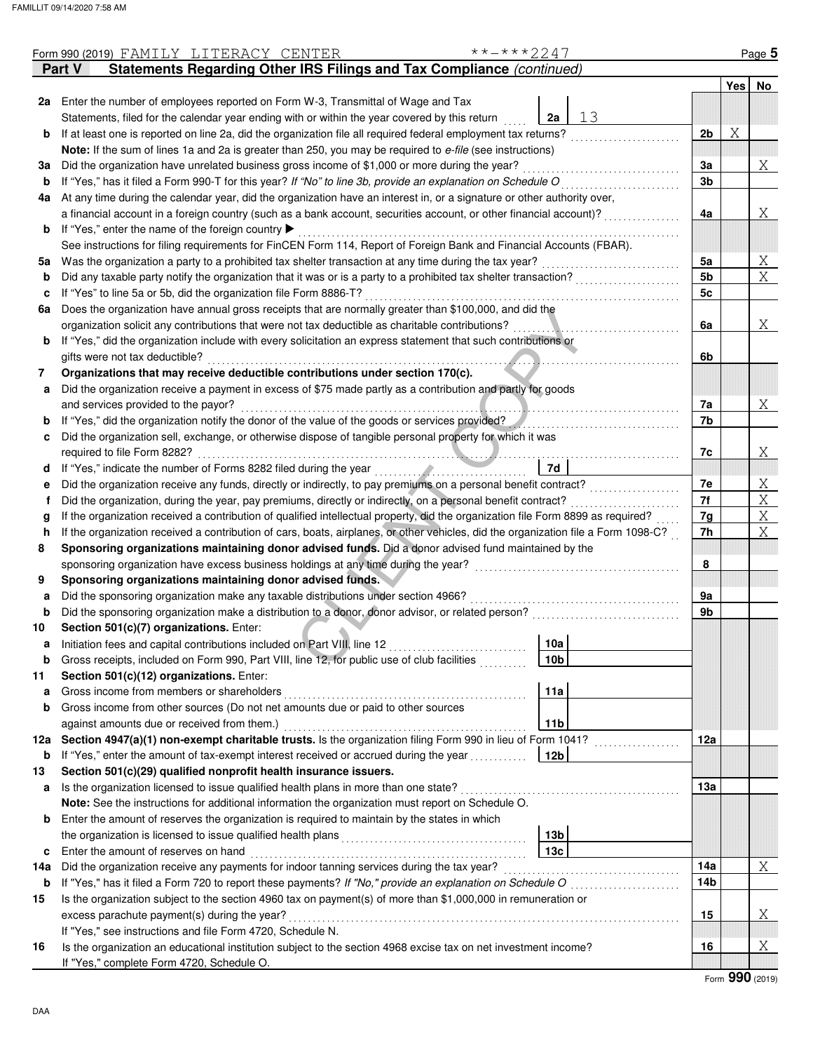Form 990 (2019) FAMILY LITERACY CENTER **-***2247

## Part V Statements Regarding Other IRS Filings and Tax Compliance *(continued)*

| | | | | Yes | No |
|---|---|---|---|---|---|
| **2a** | Enter the number of employees reported on Form W-3, Transmittal of Wage and Tax Statements, filed for the calendar year ending with or within the year covered by this return | **2a** 13 | | | |
| **b** | If at least one is reported on line 2a, did the organization file all required federal employment tax returns? | | **2b** | X | |
| | **Note:** If the sum of lines 1a and 2a is greater than 250, you may be required to *e-file* (see instructions) | | | | |
| **3a** | Did the organization have unrelated business gross income of $1,000 or more during the year? | | **3a** | | X |
| **b** | If "Yes," has it filed a Form 990-T for this year? *If "No" to line 3b, provide an explanation on Schedule O* | | **3b** | | |
| **4a** | At any time during the calendar year, did the organization have an interest in, or a signature or other authority over, a financial account in a foreign country (such as a bank account, securities account, or other financial account)? | | **4a** | | X |
| **b** | If "Yes," enter the name of the foreign country ▶ | | | | |
| | See instructions for filing requirements for FinCEN Form 114, Report of Foreign Bank and Financial Accounts (FBAR). | | | | |
| **5a** | Was the organization a party to a prohibited tax shelter transaction at any time during the tax year? | | **5a** | | X |
| **b** | Did any taxable party notify the organization that it was or is a party to a prohibited tax shelter transaction? | | **5b** | | X |
| **c** | If "Yes" to line 5a or 5b, did the organization file Form 8886-T? | | **5c** | | |
| **6a** | Does the organization have annual gross receipts that are normally greater than $100,000, and did the organization solicit any contributions that were not tax deductible as charitable contributions? | | **6a** | | X |
| **b** | If "Yes," did the organization include with every solicitation an express statement that such contributions or gifts were not tax deductible? | | **6b** | | |
| **7** | **Organizations that may receive deductible contributions under section 170(c).** | | | | |
| **a** | Did the organization receive a payment in excess of $75 made partly as a contribution and partly for goods and services provided to the payor? | | **7a** | | X |
| **b** | If "Yes," did the organization notify the donor of the value of the goods or services provided? | | **7b** | | |
| **c** | Did the organization sell, exchange, or otherwise dispose of tangible personal property for which it was required to file Form 8282? | | **7c** | | X |
| **d** | If "Yes," indicate the number of Forms 8282 filed during the year | **7d** | | | |
| **e** | Did the organization receive any funds, directly or indirectly, to pay premiums on a personal benefit contract? | | **7e** | | X |
| **f** | Did the organization, during the year, pay premiums, directly or indirectly, on a personal benefit contract? | | **7f** | | X |
| **g** | If the organization received a contribution of qualified intellectual property, did the organization file Form 8899 as required? | | **7g** | | X |
| **h** | If the organization received a contribution of cars, boats, airplanes, or other vehicles, did the organization file a Form 1098-C? | | **7h** | | X |
| **8** | **Sponsoring organizations maintaining donor advised funds.** Did a donor advised fund maintained by the sponsoring organization have excess business holdings at any time during the year? | | **8** | | |
| **9** | **Sponsoring organizations maintaining donor advised funds.** | | | | |
| **a** | Did the sponsoring organization make any taxable distributions under section 4966? | | **9a** | | |
| **b** | Did the sponsoring organization make a distribution to a donor, donor advisor, or related person? | | **9b** | | |
| **10** | **Section 501(c)(7) organizations.** Enter: | | | | |
| **a** | Initiation fees and capital contributions included on Part VIII, line 12 | **10a** | | | |
| **b** | Gross receipts, included on Form 990, Part VIII, line 12, for public use of club facilities | **10b** | | | |
| **11** | **Section 501(c)(12) organizations.** Enter: | | | | |
| **a** | Gross income from members or shareholders | **11a** | | | |
| **b** | Gross income from other sources (Do not net amounts due or paid to other sources against amounts due or received from them.) | **11b** | | | |
| **12a** | **Section 4947(a)(1) non-exempt charitable trusts.** Is the organization filing Form 990 in lieu of Form 1041? | | **12a** | | |
| **b** | If "Yes," enter the amount of tax-exempt interest received or accrued during the year | **12b** | | | |
| **13** | **Section 501(c)(29) qualified nonprofit health insurance issuers.** | | | | |
| **a** | Is the organization licensed to issue qualified health plans in more than one state? | | **13a** | | |
| | **Note:** See the instructions for additional information the organization must report on Schedule O. | | | | |
| **b** | Enter the amount of reserves the organization is required to maintain by the states in which the organization is licensed to issue qualified health plans | **13b** | | | |
| **c** | Enter the amount of reserves on hand | **13c** | | | |
| **14a** | Did the organization receive any payments for indoor tanning services during the tax year? | | **14a** | | X |
| **b** | If "Yes," has it filed a Form 720 to report these payments? *If "No," provide an explanation on Schedule O* | | **14b** | | |
| **15** | Is the organization subject to the section 4960 tax on payment(s) of more than $1,000,000 in remuneration or excess parachute payment(s) during the year? | | **15** | | X |
| | If "Yes," see instructions and file Form 4720, Schedule N. | | | | |
| **16** | Is the organization an educational institution subject to the section 4968 excise tax on net investment income? | | **16** | | X |
| | If "Yes," complete Form 4720, Schedule O. | | | | |

Form **990** (2019)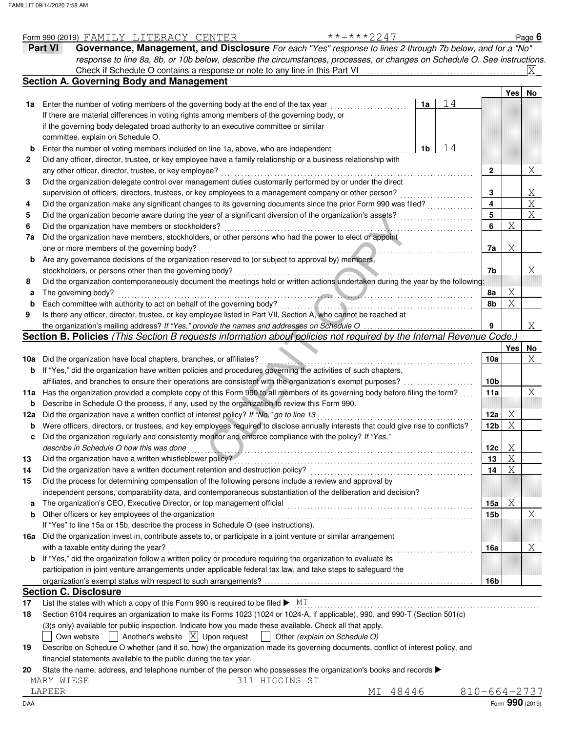Form 990 (2019) FAMILY LITERACY CENTER **-***2247

**Part VI — Governance, Management, and Disclosure** *For each "Yes" response to lines 2 through 7b below, and for a "No" response to line 8a, 8b, or 10b below, describe the circumstances, processes, or changes on Schedule O. See instructions.*

Check if Schedule O contains a response or note to any line in this Part VI .......... [X]

## Section A. Governing Body and Management

| | | | | Yes | No |
|---|---|---|---|---|---|
| 1a | Enter the number of voting members of the governing body at the end of the tax year. If there are material differences in voting rights among members of the governing body, or if the governing body delegated broad authority to an executive committee or similar committee, explain on Schedule O. | 1a | 14 | | |
| b | Enter the number of voting members included on line 1a, above, who are independent | 1b | 14 | | |
| 2 | Did any officer, director, trustee, or key employee have a family relationship or a business relationship with any other officer, director, trustee, or key employee? | | 2 | | X |
| 3 | Did the organization delegate control over management duties customarily performed by or under the direct supervision of officers, directors, trustees, or key employees to a management company or other person? | | 3 | | X |
| 4 | Did the organization make any significant changes to its governing documents since the prior Form 990 was filed? | | 4 | | X |
| 5 | Did the organization become aware during the year of a significant diversion of the organization's assets? | | 5 | | X |
| 6 | Did the organization have members or stockholders? | | 6 | X | |
| 7a | Did the organization have members, stockholders, or other persons who had the power to elect or appoint one or more members of the governing body? | | 7a | X | |
| b | Are any governance decisions of the organization reserved to (or subject to approval by) members, stockholders, or persons other than the governing body? | | 7b | | X |
| 8 | Did the organization contemporaneously document the meetings held or written actions undertaken during the year by the following: | | | | |
| a | The governing body? | | 8a | X | |
| b | Each committee with authority to act on behalf of the governing body? | | 8b | X | |
| 9 | Is there any officer, director, trustee, or key employee listed in Part VII, Section A, who cannot be reached at the organization's mailing address? *If "Yes," provide the names and addresses on Schedule O* | | 9 | | X |

## Section B. Policies *(This Section B requests information about policies not required by the Internal Revenue Code.)*

| | | | Yes | No |
|---|---|---|---|---|
| 10a | Did the organization have local chapters, branches, or affiliates? | 10a | | X |
| b | If "Yes," did the organization have written policies and procedures governing the activities of such chapters, affiliates, and branches to ensure their operations are consistent with the organization's exempt purposes? | 10b | | |
| 11a | Has the organization provided a complete copy of this Form 990 to all members of its governing body before filing the form? | 11a | | X |
| b | Describe in Schedule O the process, if any, used by the organization to review this Form 990. | | | |
| 12a | Did the organization have a written conflict of interest policy? *If "No," go to line 13* | 12a | X | |
| b | Were officers, directors, or trustees, and key employees required to disclose annually interests that could give rise to conflicts? | 12b | X | |
| c | Did the organization regularly and consistently monitor and enforce compliance with the policy? *If "Yes," describe in Schedule O how this was done* | 12c | X | |
| 13 | Did the organization have a written whistleblower policy? | 13 | X | |
| 14 | Did the organization have a written document retention and destruction policy? | 14 | X | |
| 15 | Did the process for determining compensation of the following persons include a review and approval by independent persons, comparability data, and contemporaneous substantiation of the deliberation and decision? | | | |
| a | The organization's CEO, Executive Director, or top management official | 15a | X | |
| b | Other officers or key employees of the organization | 15b | | X |
| | If "Yes" to line 15a or 15b, describe the process in Schedule O (see instructions). | | | |
| 16a | Did the organization invest in, contribute assets to, or participate in a joint venture or similar arrangement with a taxable entity during the year? | 16a | | X |
| b | If "Yes," did the organization follow a written policy or procedure requiring the organization to evaluate its participation in joint venture arrangements under applicable federal tax law, and take steps to safeguard the organization's exempt status with respect to such arrangements? | 16b | | |

## Section C. Disclosure

17 List the states with which a copy of this Form 990 is required to be filed ▶ MI

18 Section 6104 requires an organization to make its Forms 1023 (1024 or 1024-A, if applicable), 990, and 990-T (Section 501(c)(3)s only) available for public inspection. Indicate how you made these available. Check all that apply.

[ ] Own website [ ] Another's website [X] Upon request [ ] Other *(explain on Schedule O)*

19 Describe on Schedule O whether (and if so, how) the organization made its governing documents, conflict of interest policy, and financial statements available to the public during the tax year.

20 State the name, address, and telephone number of the person who possesses the organization's books and records ▶

MARY WIESE 311 HIGGINS ST
LAPEER MI 48446 810-664-2737

Form **990** (2019)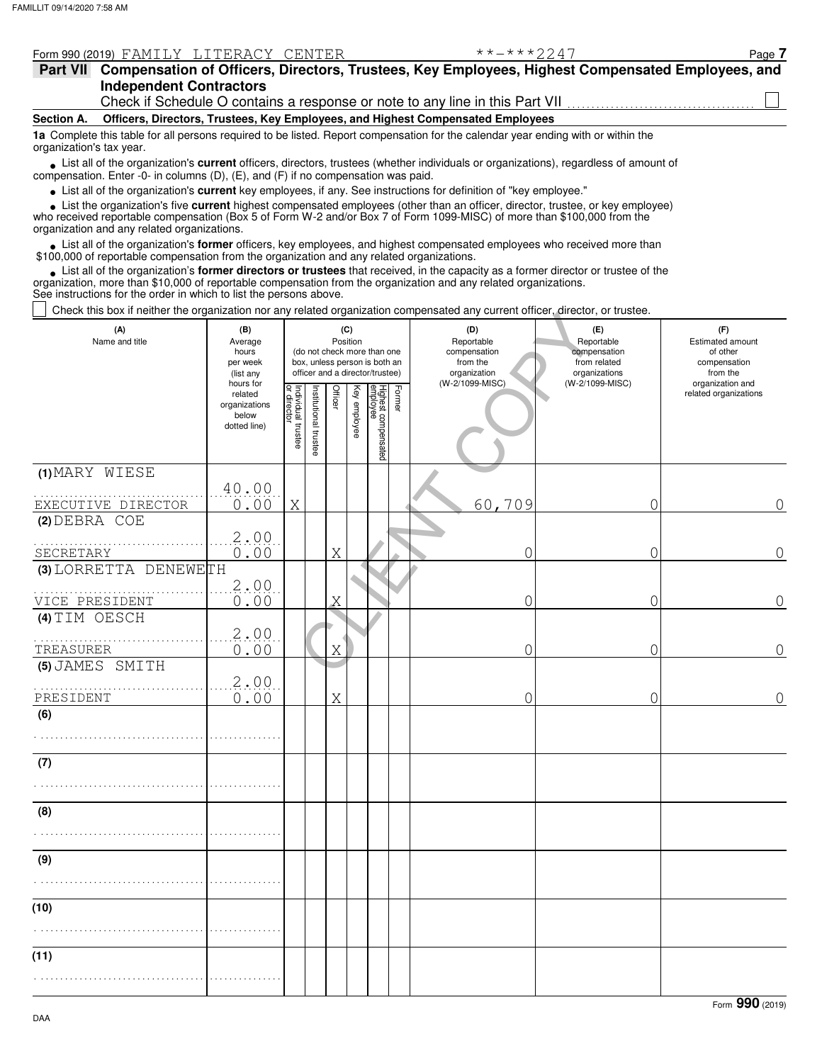Form 990 (2019) FAMILY LITERACY CENTER **-***2247

## Part VII Compensation of Officers, Directors, Trustees, Key Employees, Highest Compensated Employees, and Independent Contractors

Check if Schedule O contains a response or note to any line in this Part VII ☐

### Section A. Officers, Directors, Trustees, Key Employees, and Highest Compensated Employees

**1a** Complete this table for all persons required to be listed. Report compensation for the calendar year ending with or within the organization's tax year.

- List all of the organization's **current** officers, directors, trustees (whether individuals or organizations), regardless of amount of compensation. Enter -0- in columns (D), (E), and (F) if no compensation was paid.
- List all of the organization's **current** key employees, if any. See instructions for definition of "key employee."
- List the organization's five **current** highest compensated employees (other than an officer, director, trustee, or key employee) who received reportable compensation (Box 5 of Form W-2 and/or Box 7 of Form 1099-MISC) of more than $100,000 from the organization and any related organizations.
- List all of the organization's **former** officers, key employees, and highest compensated employees who received more than $100,000 of reportable compensation from the organization and any related organizations.
- List all of the organization's **former directors or trustees** that received, in the capacity as a former director or trustee of the organization, more than $10,000 of reportable compensation from the organization and any related organizations.

See instructions for the order in which to list the persons above.

☐ Check this box if neither the organization nor any related organization compensated any current officer, director, or trustee.

| (A) Name and title | (B) Average hours per week (list any hours for related organizations below dotted line) | (C) Position (do not check more than one box, unless person is both an officer and a director/trustee) | | | | | | (D) Reportable compensation from the organization (W-2/1099-MISC) | (E) Reportable compensation from related organizations (W-2/1099-MISC) | (F) Estimated amount of other compensation from the organization and related organizations |
|---|---|---|---|---|---|---|---|---|---|---|
| | | Individual trustee or director | Institutional trustee | Officer | Key employee | Highest compensated employee | Former | | | |
| (1) MARY WIESE<br>EXECUTIVE DIRECTOR | 40.00<br>0.00 | X | | | | | | 60,709 | 0 | 0 |
| (2) DEBRA COE<br>SECRETARY | 2.00<br>0.00 | | | X | | | | 0 | 0 | 0 |
| (3) LORRETTA DENEWETH<br>VICE PRESIDENT | 2.00<br>0.00 | | | X | | | | 0 | 0 | 0 |
| (4) TIM OESCH<br>TREASURER | 2.00<br>0.00 | | | X | | | | 0 | 0 | 0 |
| (5) JAMES SMITH<br>PRESIDENT | 2.00<br>0.00 | | | X | | | | 0 | 0 | 0 |
| (6) | | | | | | | | | | |
| (7) | | | | | | | | | | |
| (8) | | | | | | | | | | |
| (9) | | | | | | | | | | |
| (10) | | | | | | | | | | |
| (11) | | | | | | | | | | |

Form **990** (2019)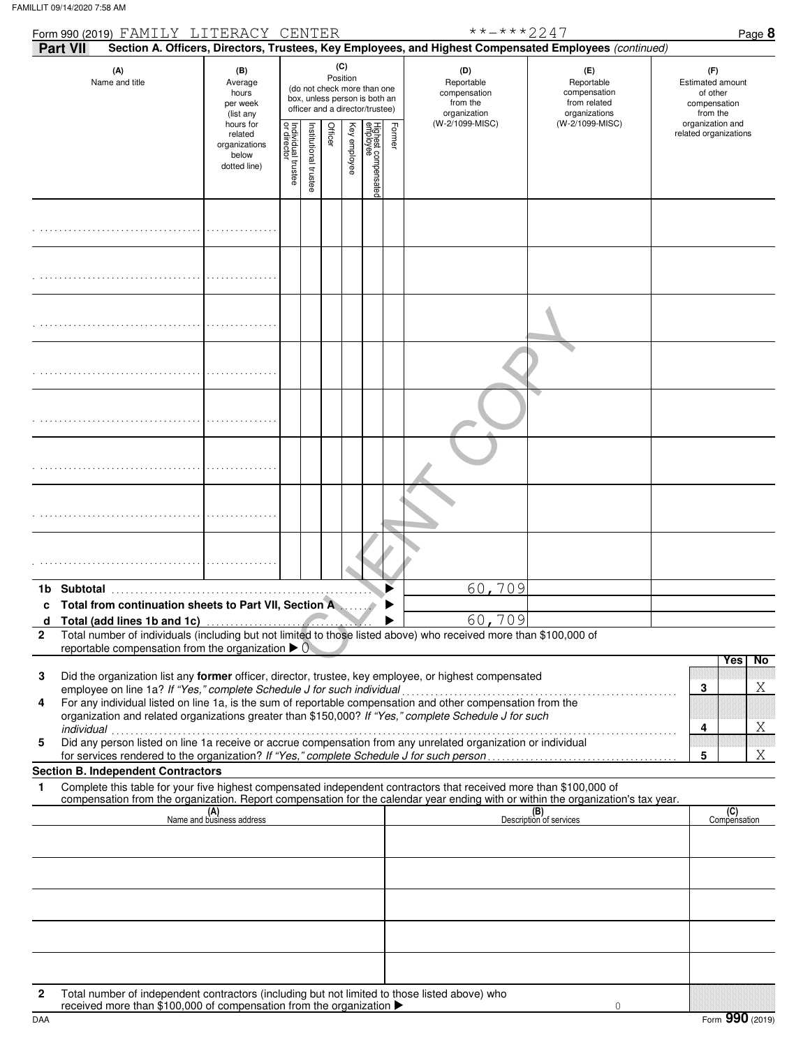FAMILLIT 09/14/2020 7:58 AM

Form 990 (2019) FAMILY LITERACY CENTER **-***2247 Page **8**

**Part VII** **Section A. Officers, Directors, Trustees, Key Employees, and Highest Compensated Employees** *(continued)*

| (A) Name and title | (B) Average hours per week (list any hours for related organizations below dotted line) | (C) Position (do not check more than one box, unless person is both an officer and a director/trustee): Individual trustee or director | Institutional trustee | Officer | Key employee | Highest compensated employee | Former | (D) Reportable compensation from the organization (W-2/1099-MISC) | (E) Reportable compensation from related organizations (W-2/1099-MISC) | (F) Estimated amount of other compensation from the organization and related organizations |
|---|---|---|---|---|---|---|---|---|---|---|
| | | | | | | | | | | |
| | | | | | | | | | | |
| | | | | | | | | | | |
| | | | | | | | | | | |
| | | | | | | | | | | |
| | | | | | | | | | | |
| | | | | | | | | | | |
| | | | | | | | | | | |
| **1b Subtotal** | | | | | | | | 60,709 | | |
| **c Total from continuation sheets to Part VII, Section A** | | | | | | | | | | |
| **d Total (add lines 1b and 1c)** | | | | | | | | 60,709 | | |

**2** Total number of individuals (including but not limited to those listed above) who received more than $100,000 of reportable compensation from the organization ▶ 0

| | | | Yes | No |
|---|---|---|---|---|
| **3** | Did the organization list any **former** officer, director, trustee, key employee, or highest compensated employee on line 1a? *If "Yes," complete Schedule J for such individual* | **3** | | X |
| **4** | For any individual listed on line 1a, is the sum of reportable compensation and other compensation from the organization and related organizations greater than $150,000? *If "Yes," complete Schedule J for such individual* | **4** | | X |
| **5** | Did any person listed on line 1a receive or accrue compensation from any unrelated organization or individual for services rendered to the organization? *If "Yes," complete Schedule J for such person* | **5** | | X |

**Section B. Independent Contractors**

**1** Complete this table for your five highest compensated independent contractors that received more than $100,000 of compensation from the organization. Report compensation for the calendar year ending with or within the organization's tax year.

| (A) Name and business address | (B) Description of services | (C) Compensation |
|---|---|---|
| | | |
| | | |
| | | |
| | | |
| | | |

**2** Total number of independent contractors (including but not limited to those listed above) who received more than $100,000 of compensation from the organization ▶ 0

DAA Form **990** (2019)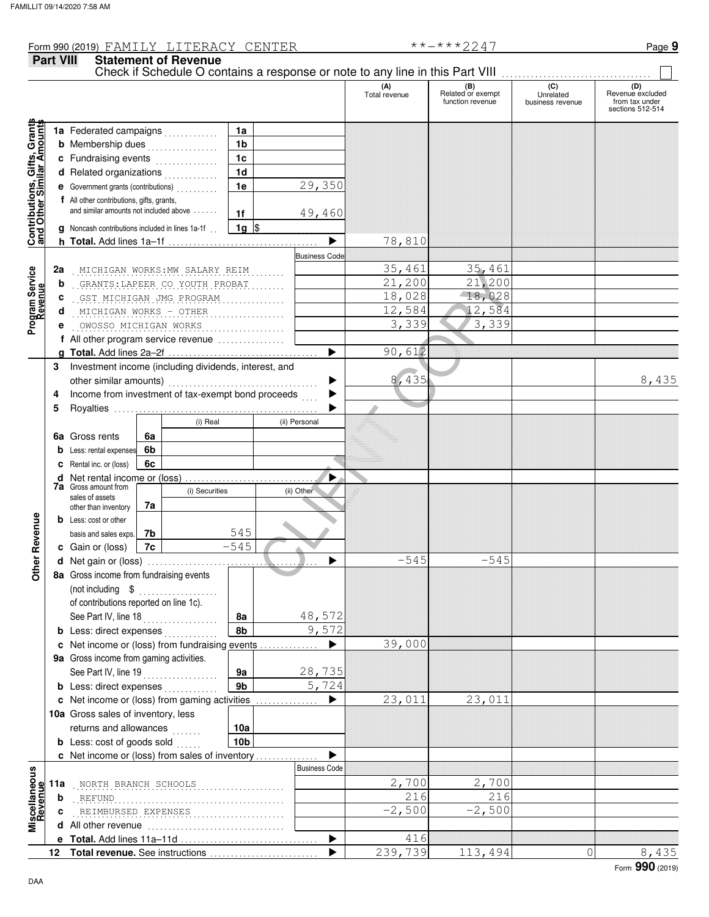Form 990 (2019) FAMILY LITERACY CENTER **-***2247

## Part VIII Statement of Revenue

Check if Schedule O contains a response or note to any line in this Part VIII ☐

| | | | | (A) Total revenue | (B) Related or exempt function revenue | (C) Unrelated business revenue | (D) Revenue excluded from tax under sections 512-514 |
|---|---|---|---|---|---|---|---|
| **Contributions, Gifts, Grants and Other Similar Amounts** | 1a Federated campaigns | 1a | | | | | |
| | b Membership dues | 1b | | | | | |
| | c Fundraising events | 1c | | | | | |
| | d Related organizations | 1d | | | | | |
| | e Government grants (contributions) | 1e | 29,350 | | | | |
| | f All other contributions, gifts, grants, and similar amounts not included above | 1f | 49,460 | | | | |
| | g Noncash contributions included in lines 1a-1f | 1g | $ | | | | |
| | h **Total.** Add lines 1a–1f | | ▶ | 78,810 | | | |
| **Program Service Revenue** | | | Business Code | | | | |
| | 2a MICHIGAN WORKS:MW SALARY REIM | | | 35,461 | 35,461 | | |
| | b GRANTS:LAPEER CO YOUTH PROBAT | | | 21,200 | 21,200 | | |
| | c GST MICHIGAN JMG PROGRAM | | | 18,028 | 18,028 | | |
| | d MICHIGAN WORKS - OTHER | | | 12,584 | 12,584 | | |
| | e OWOSSO MICHIGAN WORKS | | | 3,339 | 3,339 | | |
| | f All other program service revenue | | | | | | |
| | g **Total.** Add lines 2a–2f | | ▶ | 90,612 | | | |
| **Other Revenue** | 3 Investment income (including dividends, interest, and other similar amounts) | | ▶ | 8,435 | | | 8,435 |
| | 4 Income from investment of tax-exempt bond proceeds | | ▶ | | | | |
| | 5 Royalties | | ▶ | | | | |
| | | (i) Real | (ii) Personal | | | | |
| | 6a Gross rents — 6a | | | | | | |
| | b Less: rental expenses — 6b | | | | | | |
| | c Rental inc. or (loss) — 6c | | | | | | |
| | d Net rental income or (loss) | | ▶ | | | | |
| | | (i) Securities | (ii) Other | | | | |
| | 7a Gross amount from sales of assets other than inventory — 7a | | | | | | |
| | b Less: cost or other basis and sales exps. — 7b | 545 | | | | | |
| | c Gain or (loss) — 7c | -545 | | | | | |
| | d Net gain or (loss) | | ▶ | -545 | -545 | | |
| | 8a Gross income from fundraising events (not including $ of contributions reported on line 1c). See Part IV, line 18 | 8a | 48,572 | | | | |
| | b Less: direct expenses | 8b | 9,572 | | | | |
| | c Net income or (loss) from fundraising events | | ▶ | 39,000 | | | |
| | 9a Gross income from gaming activities. See Part IV, line 19 | 9a | 28,735 | | | | |
| | b Less: direct expenses | 9b | 5,724 | | | | |
| | c Net income or (loss) from gaming activities | | ▶ | 23,011 | 23,011 | | |
| | 10a Gross sales of inventory, less returns and allowances | 10a | | | | | |
| | b Less: cost of goods sold | 10b | | | | | |
| | c Net income or (loss) from sales of inventory | | ▶ | | | | |
| **Miscellaneous Revenue** | | | Business Code | | | | |
| | 11a NORTH BRANCH SCHOOLS | | | 2,700 | 2,700 | | |
| | b REFUND | | | 216 | 216 | | |
| | c REIMBURSED EXPENSES | | | -2,500 | -2,500 | | |
| | d All other revenue | | | | | | |
| | e **Total.** Add lines 11a–11d | | ▶ | 416 | | | |
| | 12 **Total revenue.** See instructions | | ▶ | 239,739 | 113,494 | 0 | 8,435 |

Form **990** (2019)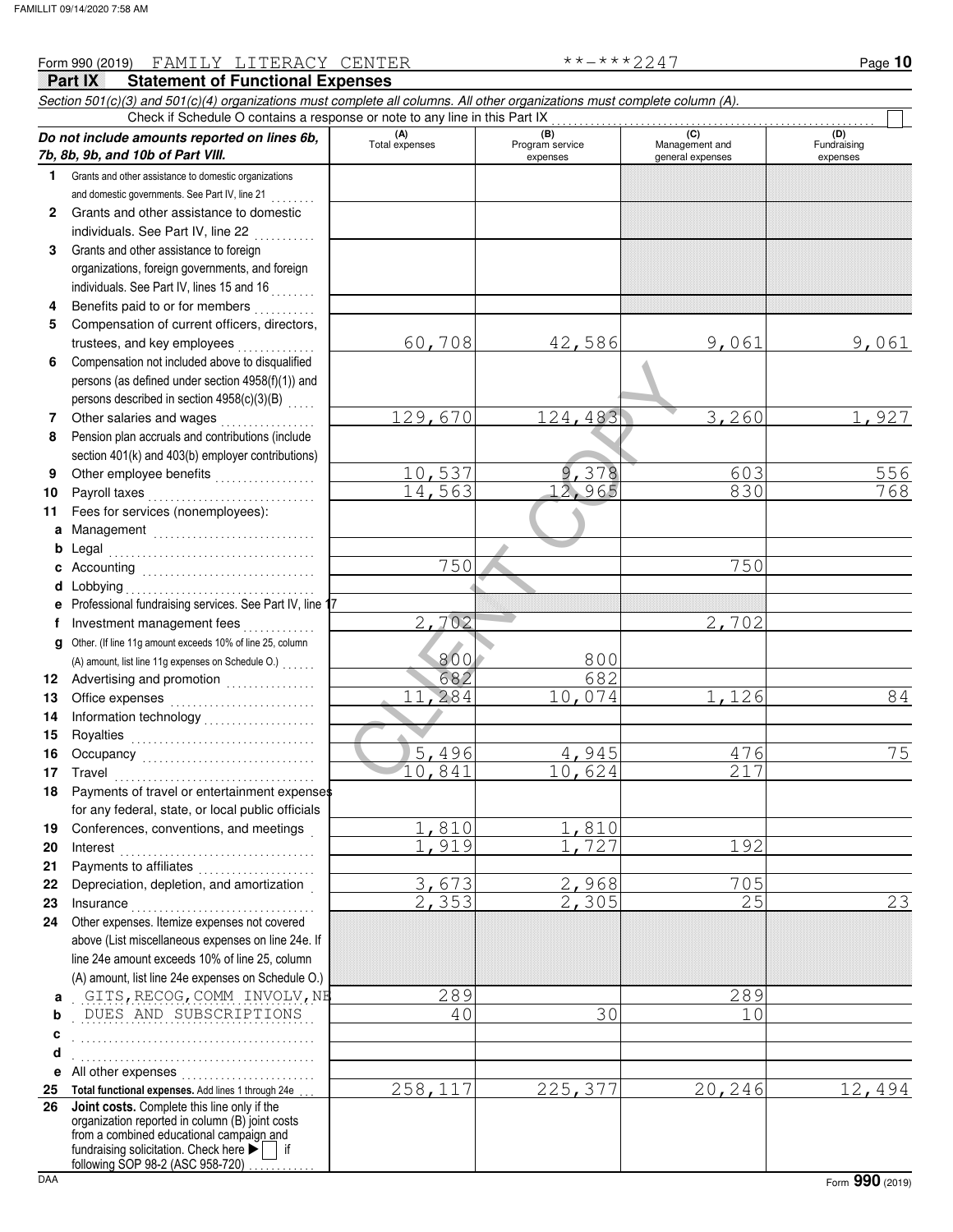Form 990 (2019) FAMILY LITERACY CENTER **-***2247

## Part IX Statement of Functional Expenses

*Section 501(c)(3) and 501(c)(4) organizations must complete all columns. All other organizations must complete column (A).*

Check if Schedule O contains a response or note to any line in this Part IX

| *Do not include amounts reported on lines 6b, 7b, 8b, 9b, and 10b of Part VIII.* | (A) Total expenses | (B) Program service expenses | (C) Management and general expenses | (D) Fundraising expenses |
|---|---|---|---|---|
| **1** Grants and other assistance to domestic organizations and domestic governments. See Part IV, line 21 | | | | |
| **2** Grants and other assistance to domestic individuals. See Part IV, line 22 | | | | |
| **3** Grants and other assistance to foreign organizations, foreign governments, and foreign individuals. See Part IV, lines 15 and 16 | | | | |
| **4** Benefits paid to or for members | | | | |
| **5** Compensation of current officers, directors, trustees, and key employees | 60,708 | 42,586 | 9,061 | 9,061 |
| **6** Compensation not included above to disqualified persons (as defined under section 4958(f)(1)) and persons described in section 4958(c)(3)(B) | | | | |
| **7** Other salaries and wages | 129,670 | 124,483 | 3,260 | 1,927 |
| **8** Pension plan accruals and contributions (include section 401(k) and 403(b) employer contributions) | | | | |
| **9** Other employee benefits | 10,537 | 9,378 | 603 | 556 |
| **10** Payroll taxes | 14,563 | 12,965 | 830 | 768 |
| **11** Fees for services (nonemployees): | | | | |
| **a** Management | | | | |
| **b** Legal | | | | |
| **c** Accounting | 750 | | 750 | |
| **d** Lobbying | | | | |
| **e** Professional fundraising services. See Part IV, line 17 | | | | |
| **f** Investment management fees | 2,702 | | 2,702 | |
| **g** Other. (If line 11g amount exceeds 10% of line 25, column (A) amount, list line 11g expenses on Schedule O.) | 800 | 800 | | |
| **12** Advertising and promotion | 682 | 682 | | |
| **13** Office expenses | 11,284 | 10,074 | 1,126 | 84 |
| **14** Information technology | | | | |
| **15** Royalties | | | | |
| **16** Occupancy | 5,496 | 4,945 | 476 | 75 |
| **17** Travel | 10,841 | 10,624 | 217 | |
| **18** Payments of travel or entertainment expenses for any federal, state, or local public officials | | | | |
| **19** Conferences, conventions, and meetings | 1,810 | 1,810 | | |
| **20** Interest | 1,919 | 1,727 | 192 | |
| **21** Payments to affiliates | | | | |
| **22** Depreciation, depletion, and amortization | 3,673 | 2,968 | 705 | |
| **23** Insurance | 2,353 | 2,305 | 25 | 23 |
| **24** Other expenses. Itemize expenses not covered above (List miscellaneous expenses on line 24e. If line 24e amount exceeds 10% of line 25, column (A) amount, list line 24e expenses on Schedule O.) | | | | |
| **a** GITS,RECOG,COMM INVOLV,NE | 289 | | 289 | |
| **b** DUES AND SUBSCRIPTIONS | 40 | 30 | 10 | |
| **c** | | | | |
| **d** | | | | |
| **e** All other expenses | | | | |
| **25 Total functional expenses.** Add lines 1 through 24e | 258,117 | 225,377 | 20,246 | 12,494 |
| **26 Joint costs.** Complete this line only if the organization reported in column (B) joint costs from a combined educational campaign and fundraising solicitation. Check here ☐ if following SOP 98-2 (ASC 958-720) | | | | |

Form **990** (2019)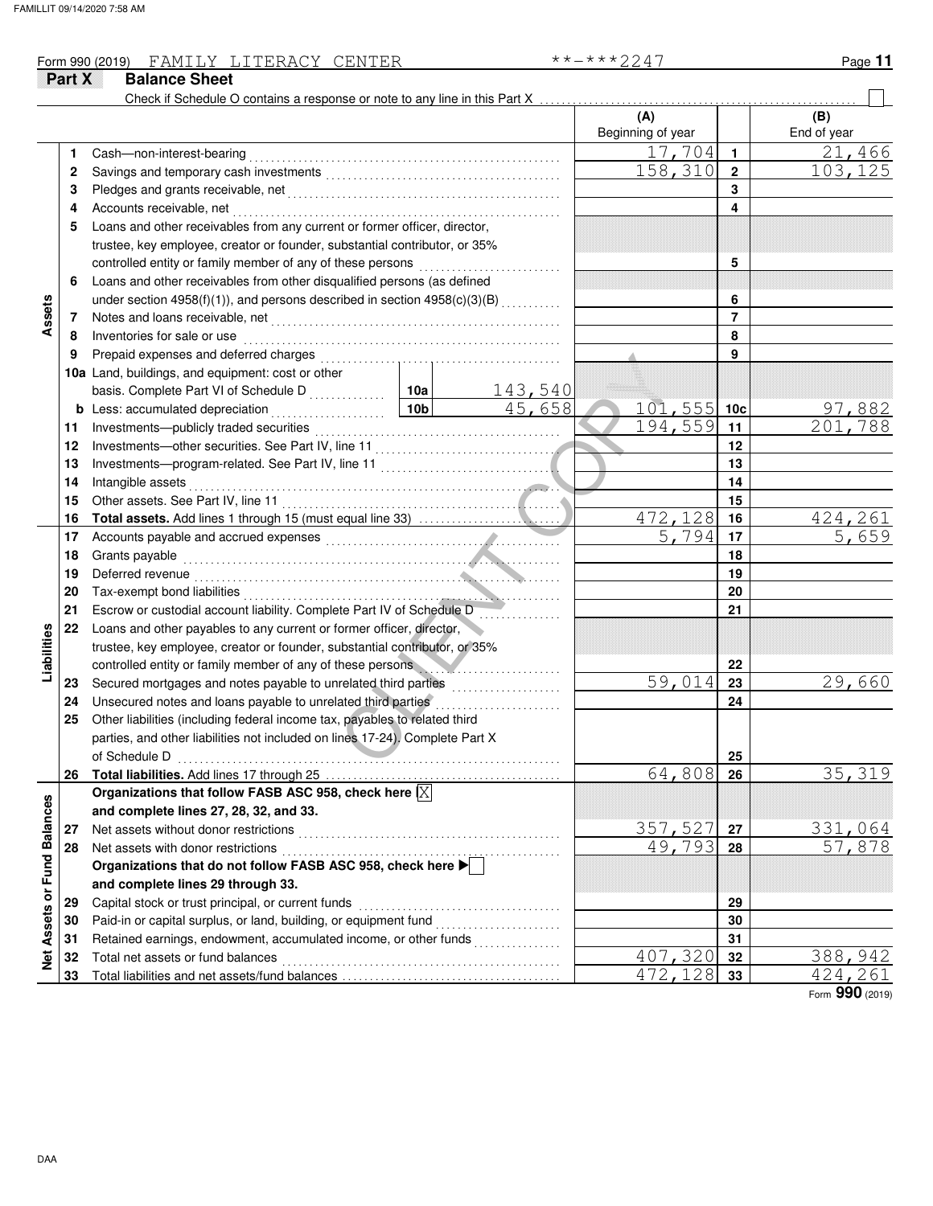Form 990 (2019) FAMILY LITERACY CENTER **-***2247

**Part X Balance Sheet**

Check if Schedule O contains a response or note to any line in this Part X ☐

| | | | (A) Beginning of year | | (B) End of year |
|---|---|---|---|---|---|
| **Assets** | 1 | Cash—non-interest-bearing | 17,704 | 1 | 21,466 |
| | 2 | Savings and temporary cash investments | 158,310 | 2 | 103,125 |
| | 3 | Pledges and grants receivable, net | | 3 | |
| | 4 | Accounts receivable, net | | 4 | |
| | 5 | Loans and other receivables from any current or former officer, director, trustee, key employee, creator or founder, substantial contributor, or 35% controlled entity or family member of any of these persons | | 5 | |
| | 6 | Loans and other receivables from other disqualified persons (as defined under section 4958(f)(1)), and persons described in section 4958(c)(3)(B) | | 6 | |
| | 7 | Notes and loans receivable, net | | 7 | |
| | 8 | Inventories for sale or use | | 8 | |
| | 9 | Prepaid expenses and deferred charges | | 9 | |
| | 10a | Land, buildings, and equipment: cost or other basis. Complete Part VI of Schedule D — 10a: 143,540 | | | |
| | b | Less: accumulated depreciation — 10b: 45,658 | 101,555 | 10c | 97,882 |
| | 11 | Investments—publicly traded securities | 194,559 | 11 | 201,788 |
| | 12 | Investments—other securities. See Part IV, line 11 | | 12 | |
| | 13 | Investments—program-related. See Part IV, line 11 | | 13 | |
| | 14 | Intangible assets | | 14 | |
| | 15 | Other assets. See Part IV, line 11 | | 15 | |
| | 16 | **Total assets.** Add lines 1 through 15 (must equal line 33) | 472,128 | 16 | 424,261 |
| **Liabilities** | 17 | Accounts payable and accrued expenses | 5,794 | 17 | 5,659 |
| | 18 | Grants payable | | 18 | |
| | 19 | Deferred revenue | | 19 | |
| | 20 | Tax-exempt bond liabilities | | 20 | |
| | 21 | Escrow or custodial account liability. Complete Part IV of Schedule D | | 21 | |
| | 22 | Loans and other payables to any current or former officer, director, trustee, key employee, creator or founder, substantial contributor, or 35% controlled entity or family member of any of these persons | | 22 | |
| | 23 | Secured mortgages and notes payable to unrelated third parties | 59,014 | 23 | 29,660 |
| | 24 | Unsecured notes and loans payable to unrelated third parties | | 24 | |
| | 25 | Other liabilities (including federal income tax, payables to related third parties, and other liabilities not included on lines 17-24). Complete Part X of Schedule D | | 25 | |
| | 26 | **Total liabilities.** Add lines 17 through 25 | 64,808 | 26 | 35,319 |
| **Net Assets or Fund Balances** | | **Organizations that follow FASB ASC 958, check here** ☒ **and complete lines 27, 28, 32, and 33.** | | | |
| | 27 | Net assets without donor restrictions | 357,527 | 27 | 331,064 |
| | 28 | Net assets with donor restrictions | 49,793 | 28 | 57,878 |
| | | **Organizations that do not follow FASB ASC 958, check here** ☐ **and complete lines 29 through 33.** | | | |
| | 29 | Capital stock or trust principal, or current funds | | 29 | |
| | 30 | Paid-in or capital surplus, or land, building, or equipment fund | | 30 | |
| | 31 | Retained earnings, endowment, accumulated income, or other funds | | 31 | |
| | 32 | Total net assets or fund balances | 407,320 | 32 | 388,942 |
| | 33 | Total liabilities and net assets/fund balances | 472,128 | 33 | 424,261 |

Form **990** (2019)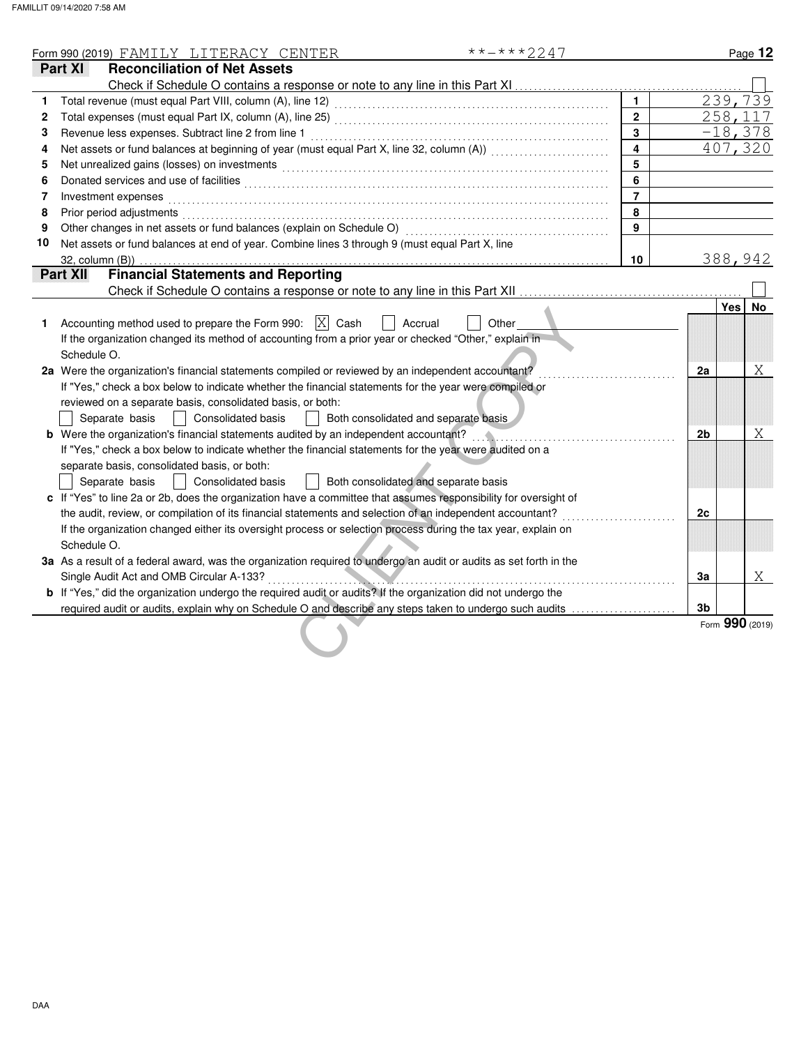Form 990 (2019) FAMILY LITERACY CENTER **-***2247

## Part XI Reconciliation of Net Assets

Check if Schedule O contains a response or note to any line in this Part XI ☐

| | | | |
|---|---|---|---|
| 1 | Total revenue (must equal Part VIII, column (A), line 12) | 1 | 239,739 |
| 2 | Total expenses (must equal Part IX, column (A), line 25) | 2 | 258,117 |
| 3 | Revenue less expenses. Subtract line 2 from line 1 | 3 | -18,378 |
| 4 | Net assets or fund balances at beginning of year (must equal Part X, line 32, column (A)) | 4 | 407,320 |
| 5 | Net unrealized gains (losses) on investments | 5 | |
| 6 | Donated services and use of facilities | 6 | |
| 7 | Investment expenses | 7 | |
| 8 | Prior period adjustments | 8 | |
| 9 | Other changes in net assets or fund balances (explain on Schedule O) | 9 | |
| 10 | Net assets or fund balances at end of year. Combine lines 3 through 9 (must equal Part X, line 32, column (B)) | 10 | 388,942 |

## Part XII Financial Statements and Reporting

Check if Schedule O contains a response or note to any line in this Part XII ☐

| | | | Yes | No |
|---|---|---|---|---|
| 1 | Accounting method used to prepare the Form 990: ☒ Cash ☐ Accrual ☐ Other<br>If the organization changed its method of accounting from a prior year or checked "Other," explain in Schedule O. | | | |
| 2a | Were the organization's financial statements compiled or reviewed by an independent accountant?<br>If "Yes," check a box below to indicate whether the financial statements for the year were compiled or reviewed on a separate basis, consolidated basis, or both:<br>☐ Separate basis ☐ Consolidated basis ☐ Both consolidated and separate basis | 2a | | X |
| b | Were the organization's financial statements audited by an independent accountant?<br>If "Yes," check a box below to indicate whether the financial statements for the year were audited on a separate basis, consolidated basis, or both:<br>☐ Separate basis ☐ Consolidated basis ☐ Both consolidated and separate basis | 2b | | X |
| c | If "Yes" to line 2a or 2b, does the organization have a committee that assumes responsibility for oversight of the audit, review, or compilation of its financial statements and selection of an independent accountant?<br>If the organization changed either its oversight process or selection process during the tax year, explain on Schedule O. | 2c | | |
| 3a | As a result of a federal award, was the organization required to undergo an audit or audits as set forth in the Single Audit Act and OMB Circular A-133? | 3a | | X |
| b | If "Yes," did the organization undergo the required audit or audits? If the organization did not undergo the required audit or audits, explain why on Schedule O and describe any steps taken to undergo such audits | 3b | | |

Form **990** (2019)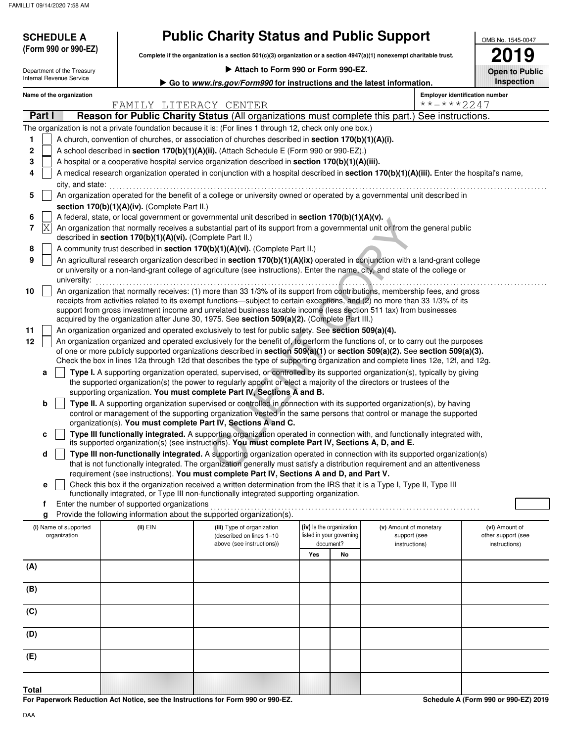**SCHEDULE A (Form 990 or 990-EZ)**

Department of the Treasury
Internal Revenue Service

# Public Charity Status and Public Support

**Complete if the organization is a section 501(c)(3) organization or a section 4947(a)(1) nonexempt charitable trust.**

▶ **Attach to Form 990 or Form 990-EZ.**

▶ **Go to *www.irs.gov/Form990* for instructions and the latest information.**

OMB No. 1545-0047

**2019**

**Open to Public Inspection**

**Name of the organization:** FAMILY LITERACY CENTER

**Employer identification number:** \*\*-\*\*\*2247

## Part I — Reason for Public Charity Status (All organizations must complete this part.) See instructions.

The organization is not a private foundation because it is: (For lines 1 through 12, check only one box.)

1. [ ] A church, convention of churches, or association of churches described in **section 170(b)(1)(A)(i).**
2. [ ] A school described in **section 170(b)(1)(A)(ii).** (Attach Schedule E (Form 990 or 990-EZ).)
3. [ ] A hospital or a cooperative hospital service organization described in **section 170(b)(1)(A)(iii).**
4. [ ] A medical research organization operated in conjunction with a hospital described in **section 170(b)(1)(A)(iii).** Enter the hospital's name, city, and state:
5. [ ] An organization operated for the benefit of a college or university owned or operated by a governmental unit described in **section 170(b)(1)(A)(iv).** (Complete Part II.)
6. [ ] A federal, state, or local government or governmental unit described in **section 170(b)(1)(A)(v).**
7. [X] An organization that normally receives a substantial part of its support from a governmental unit or from the general public described in **section 170(b)(1)(A)(vi).** (Complete Part II.)
8. [ ] A community trust described in **section 170(b)(1)(A)(vi).** (Complete Part II.)
9. [ ] An agricultural research organization described in **section 170(b)(1)(A)(ix)** operated in conjunction with a land-grant college or university or a non-land-grant college of agriculture (see instructions). Enter the name, city, and state of the college or university:
10. [ ] An organization that normally receives: (1) more than 33 1/3% of its support from contributions, membership fees, and gross receipts from activities related to its exempt functions—subject to certain exceptions, and (2) no more than 33 1/3% of its support from gross investment income and unrelated business taxable income (less section 511 tax) from businesses acquired by the organization after June 30, 1975. See **section 509(a)(2).** (Complete Part III.)
11. [ ] An organization organized and operated exclusively to test for public safety. See **section 509(a)(4).**
12. [ ] An organization organized and operated exclusively for the benefit of, to perform the functions of, or to carry out the purposes of one or more publicly supported organizations described in **section 509(a)(1)** or **section 509(a)(2).** See **section 509(a)(3).** Check the box in lines 12a through 12d that describes the type of supporting organization and complete lines 12e, 12f, and 12g.
   - **a** [ ] **Type I.** A supporting organization operated, supervised, or controlled by its supported organization(s), typically by giving the supported organization(s) the power to regularly appoint or elect a majority of the directors or trustees of the supporting organization. **You must complete Part IV, Sections A and B.**
   - **b** [ ] **Type II.** A supporting organization supervised or controlled in connection with its supported organization(s), by having control or management of the supporting organization vested in the same persons that control or manage the supported organization(s). **You must complete Part IV, Sections A and C.**
   - **c** [ ] **Type III functionally integrated.** A supporting organization operated in connection with, and functionally integrated with, its supported organization(s) (see instructions). **You must complete Part IV, Sections A, D, and E.**
   - **d** [ ] **Type III non-functionally integrated.** A supporting organization operated in connection with its supported organization(s) that is not functionally integrated. The organization generally must satisfy a distribution requirement and an attentiveness requirement (see instructions). **You must complete Part IV, Sections A and D, and Part V.**
   - **e** [ ] Check this box if the organization received a written determination from the IRS that it is a Type I, Type II, Type III functionally integrated, or Type III non-functionally integrated supporting organization.
   - **f** Enter the number of supported organizations
   - **g** Provide the following information about the supported organization(s).

| (i) Name of supported organization | (ii) EIN | (iii) Type of organization (described on lines 1–10 above (see instructions)) | (iv) Is the organization listed in your governing document? Yes | No | (v) Amount of monetary support (see instructions) | (vi) Amount of other support (see instructions) |
|---|---|---|---|---|---|---|
| (A) | | | | | | |
| (B) | | | | | | |
| (C) | | | | | | |
| (D) | | | | | | |
| (E) | | | | | | |
| **Total** | | | | | | |

**For Paperwork Reduction Act Notice, see the Instructions for Form 990 or 990-EZ.**

**Schedule A (Form 990 or 990-EZ) 2019**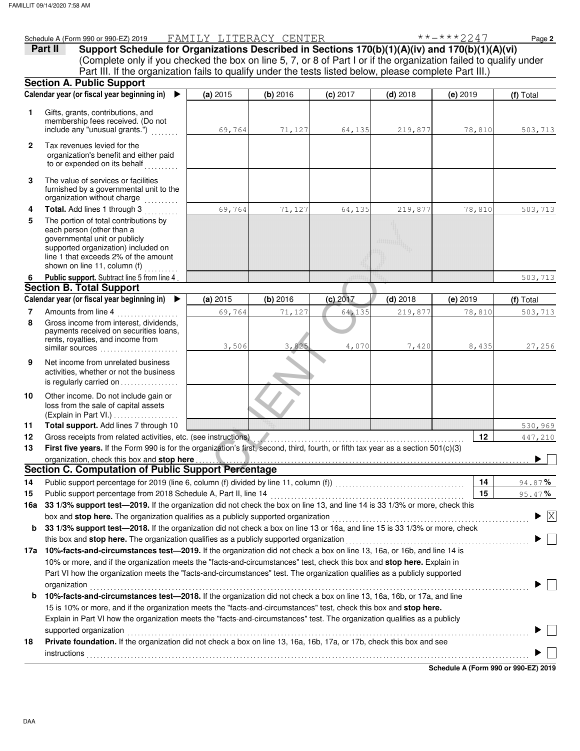Schedule A (Form 990 or 990-EZ) 2019 FAMILY LITERACY CENTER **-***2247 Page **2**

**Part II** **Support Schedule for Organizations Described in Sections 170(b)(1)(A)(iv) and 170(b)(1)(A)(vi)**
(Complete only if you checked the box on line 5, 7, or 8 of Part I or if the organization failed to qualify under Part III. If the organization fails to qualify under the tests listed below, please complete Part III.)

**Section A. Public Support**

| | Calendar year (or fiscal year beginning in) ▶ | (a) 2015 | (b) 2016 | (c) 2017 | (d) 2018 | (e) 2019 | (f) Total |
|---|---|---|---|---|---|---|---|
| 1 | Gifts, grants, contributions, and membership fees received. (Do not include any "unusual grants.") | 69,764 | 71,127 | 64,135 | 219,877 | 78,810 | 503,713 |
| 2 | Tax revenues levied for the organization's benefit and either paid to or expended on its behalf | | | | | | |
| 3 | The value of services or facilities furnished by a governmental unit to the organization without charge | | | | | | |
| 4 | **Total.** Add lines 1 through 3 | 69,764 | 71,127 | 64,135 | 219,877 | 78,810 | 503,713 |
| 5 | The portion of total contributions by each person (other than a governmental unit or publicly supported organization) included on line 1 that exceeds 2% of the amount shown on line 11, column (f) | | | | | | |
| 6 | **Public support.** Subtract line 5 from line 4 | | | | | | 503,713 |

**Section B. Total Support**

| | Calendar year (or fiscal year beginning in) ▶ | (a) 2015 | (b) 2016 | (c) 2017 | (d) 2018 | (e) 2019 | (f) Total |
|---|---|---|---|---|---|---|---|
| 7 | Amounts from line 4 | 69,764 | 71,127 | 64,135 | 219,877 | 78,810 | 503,713 |
| 8 | Gross income from interest, dividends, payments received on securities loans, rents, royalties, and income from similar sources | 3,506 | 3,825 | 4,070 | 7,420 | 8,435 | 27,256 |
| 9 | Net income from unrelated business activities, whether or not the business is regularly carried on | | | | | | |
| 10 | Other income. Do not include gain or loss from the sale of capital assets (Explain in Part VI.) | | | | | | |
| 11 | **Total support.** Add lines 7 through 10 | | | | | | 530,969 |

12 Gross receipts from related activities, etc. (see instructions) | 12 | 447,210

13 **First five years.** If the Form 990 is for the organization's first, second, third, fourth, or fifth tax year as a section 501(c)(3) organization, check this box and **stop here** ▶ ☐

**Section C. Computation of Public Support Percentage**

14 Public support percentage for 2019 (line 6, column (f) divided by line 11, column (f)) | 14 | 94.87 %

15 Public support percentage from 2018 Schedule A, Part II, line 14 | 15 | 95.47 %

16a **33 1/3% support test—2019.** If the organization did not check the box on line 13, and line 14 is 33 1/3% or more, check this box and **stop here.** The organization qualifies as a publicly supported organization ▶ ☒

b **33 1/3% support test—2018.** If the organization did not check a box on line 13 or 16a, and line 15 is 33 1/3% or more, check this box and **stop here.** The organization qualifies as a publicly supported organization ▶ ☐

17a **10%-facts-and-circumstances test—2019.** If the organization did not check a box on line 13, 16a, or 16b, and line 14 is 10% or more, and if the organization meets the "facts-and-circumstances" test, check this box and **stop here.** Explain in Part VI how the organization meets the "facts-and-circumstances" test. The organization qualifies as a publicly supported organization ▶ ☐

b **10%-facts-and-circumstances test—2018.** If the organization did not check a box on line 13, 16a, 16b, or 17a, and line 15 is 10% or more, and if the organization meets the "facts-and-circumstances" test, check this box and **stop here.** Explain in Part VI how the organization meets the "facts-and-circumstances" test. The organization qualifies as a publicly supported organization ▶ ☐

18 **Private foundation.** If the organization did not check a box on line 13, 16a, 16b, 17a, or 17b, check this box and see instructions ▶ ☐

**Schedule A (Form 990 or 990-EZ) 2019**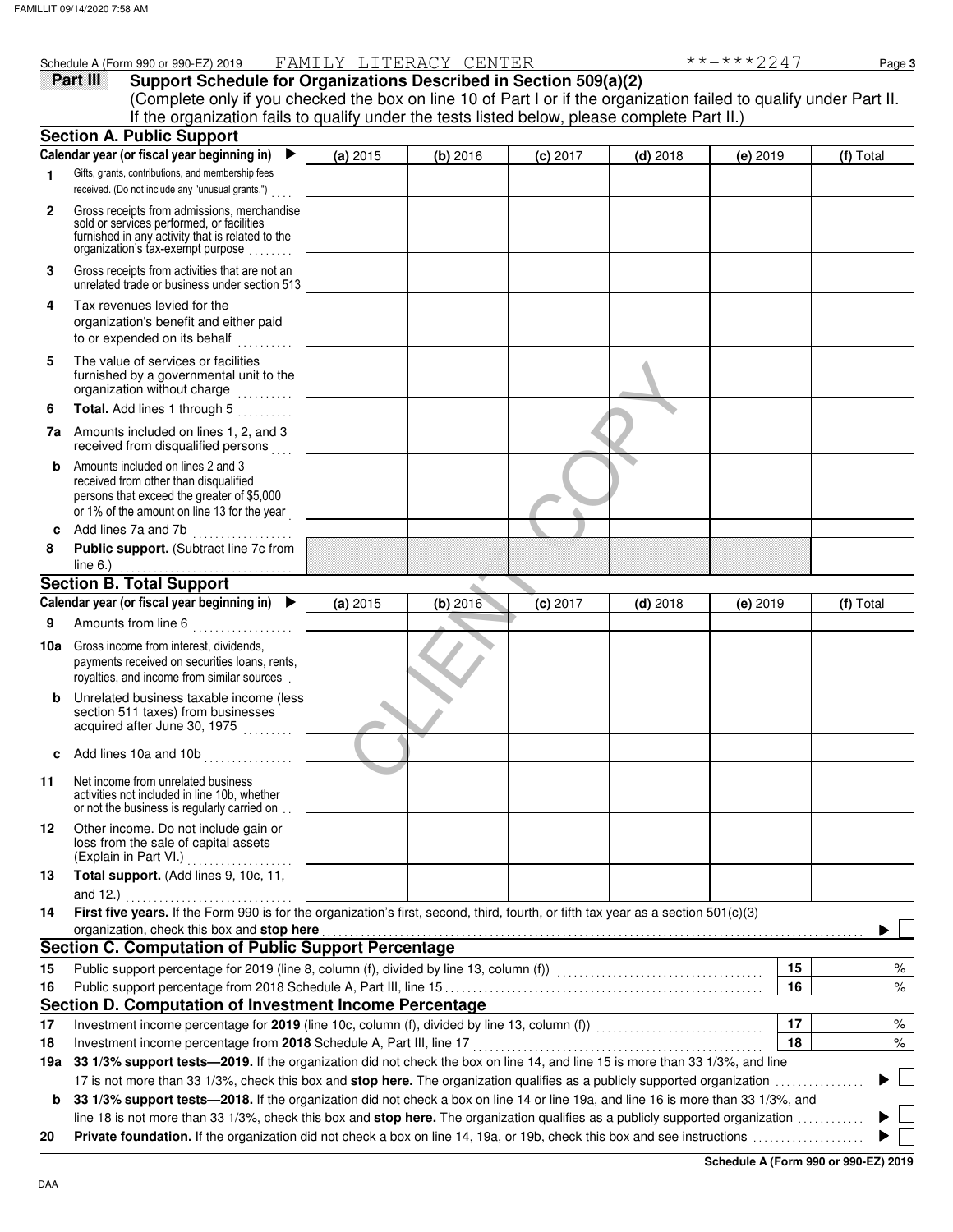Schedule A (Form 990 or 990-EZ) 2019 FAMILY LITERACY CENTER **-***2247 Page **3**

## Part III Support Schedule for Organizations Described in Section 509(a)(2)

(Complete only if you checked the box on line 10 of Part I or if the organization failed to qualify under Part II. If the organization fails to qualify under the tests listed below, please complete Part II.)

### Section A. Public Support

| Calendar year (or fiscal year beginning in) ▶ | (a) 2015 | (b) 2016 | (c) 2017 | (d) 2018 | (e) 2019 | (f) Total |
|---|---|---|---|---|---|---|
| **1** Gifts, grants, contributions, and membership fees received. (Do not include any "unusual grants.") | | | | | | |
| **2** Gross receipts from admissions, merchandise sold or services performed, or facilities furnished in any activity that is related to the organization's tax-exempt purpose | | | | | | |
| **3** Gross receipts from activities that are not an unrelated trade or business under section 513 | | | | | | |
| **4** Tax revenues levied for the organization's benefit and either paid to or expended on its behalf | | | | | | |
| **5** The value of services or facilities furnished by a governmental unit to the organization without charge | | | | | | |
| **6** **Total.** Add lines 1 through 5 | | | | | | |
| **7a** Amounts included on lines 1, 2, and 3 received from disqualified persons | | | | | | |
| **b** Amounts included on lines 2 and 3 received from other than disqualified persons that exceed the greater of $5,000 or 1% of the amount on line 13 for the year | | | | | | |
| **c** Add lines 7a and 7b | | | | | | |
| **8** **Public support.** (Subtract line 7c from line 6.) | | | | | | |

### Section B. Total Support

| Calendar year (or fiscal year beginning in) ▶ | (a) 2015 | (b) 2016 | (c) 2017 | (d) 2018 | (e) 2019 | (f) Total |
|---|---|---|---|---|---|---|
| **9** Amounts from line 6 | | | | | | |
| **10a** Gross income from interest, dividends, payments received on securities loans, rents, royalties, and income from similar sources | | | | | | |
| **b** Unrelated business taxable income (less section 511 taxes) from businesses acquired after June 30, 1975 | | | | | | |
| **c** Add lines 10a and 10b | | | | | | |
| **11** Net income from unrelated business activities not included in line 10b, whether or not the business is regularly carried on | | | | | | |
| **12** Other income. Do not include gain or loss from the sale of capital assets (Explain in Part VI.) | | | | | | |
| **13** **Total support.** (Add lines 9, 10c, 11, and 12.) | | | | | | |

**14** **First five years.** If the Form 990 is for the organization's first, second, third, fourth, or fifth tax year as a section 501(c)(3) organization, check this box and **stop here** ▶ ☐

### Section C. Computation of Public Support Percentage

| | | | |
|---|---|---|---|
| **15** | Public support percentage for 2019 (line 8, column (f), divided by line 13, column (f)) | **15** | % |
| **16** | Public support percentage from 2018 Schedule A, Part III, line 15 | **16** | % |

### Section D. Computation of Investment Income Percentage

| | | | |
|---|---|---|---|
| **17** | Investment income percentage for **2019** (line 10c, column (f), divided by line 13, column (f)) | **17** | % |
| **18** | Investment income percentage from **2018** Schedule A, Part III, line 17 | **18** | % |

**19a** **33 1/3% support tests—2019.** If the organization did not check the box on line 14, and line 15 is more than 33 1/3%, and line 17 is not more than 33 1/3%, check this box and **stop here.** The organization qualifies as a publicly supported organization ▶ ☐

**b** **33 1/3% support tests—2018.** If the organization did not check a box on line 14 or line 19a, and line 16 is more than 33 1/3%, and line 18 is not more than 33 1/3%, check this box and **stop here.** The organization qualifies as a publicly supported organization ▶ ☐

**20** **Private foundation.** If the organization did not check a box on line 14, 19a, or 19b, check this box and see instructions ▶ ☐

**Schedule A (Form 990 or 990-EZ) 2019**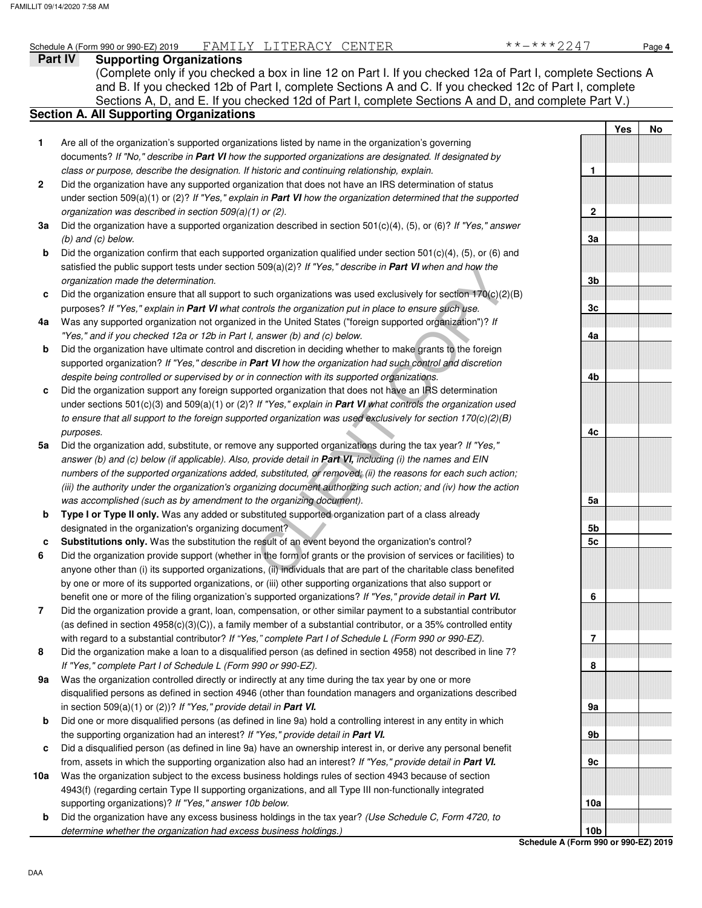Schedule A (Form 990 or 990-EZ) 2019 FAMILY LITERACY CENTER **-***2247 Page 4

## Part IV Supporting Organizations

(Complete only if you checked a box in line 12 on Part I. If you checked 12a of Part I, complete Sections A and B. If you checked 12b of Part I, complete Sections A and C. If you checked 12c of Part I, complete Sections A, D, and E. If you checked 12d of Part I, complete Sections A and D, and complete Part V.)

### Section A. All Supporting Organizations

| | | | Yes | No |
|---|---|---|---|---|
| **1** | Are all of the organization's supported organizations listed by name in the organization's governing documents? *If "No," describe in **Part VI** how the supported organizations are designated. If designated by class or purpose, describe the designation. If historic and continuing relationship, explain.* | 1 | | |
| **2** | Did the organization have any supported organization that does not have an IRS determination of status under section 509(a)(1) or (2)? *If "Yes," explain in **Part VI** how the organization determined that the supported organization was described in section 509(a)(1) or (2).* | 2 | | |
| **3a** | Did the organization have a supported organization described in section 501(c)(4), (5), or (6)? *If "Yes," answer (b) and (c) below.* | 3a | | |
| **b** | Did the organization confirm that each supported organization qualified under section 501(c)(4), (5), or (6) and satisfied the public support tests under section 509(a)(2)? *If "Yes," describe in **Part VI** when and how the organization made the determination.* | 3b | | |
| **c** | Did the organization ensure that all support to such organizations was used exclusively for section 170(c)(2)(B) purposes? *If "Yes," explain in **Part VI** what controls the organization put in place to ensure such use.* | 3c | | |
| **4a** | Was any supported organization not organized in the United States ("foreign supported organization")? *If "Yes," and if you checked 12a or 12b in Part I, answer (b) and (c) below.* | 4a | | |
| **b** | Did the organization have ultimate control and discretion in deciding whether to make grants to the foreign supported organization? *If "Yes," describe in **Part VI** how the organization had such control and discretion despite being controlled or supervised by or in connection with its supported organizations.* | 4b | | |
| **c** | Did the organization support any foreign supported organization that does not have an IRS determination under sections 501(c)(3) and 509(a)(1) or (2)? *If "Yes," explain in **Part VI** what controls the organization used to ensure that all support to the foreign supported organization was used exclusively for section 170(c)(2)(B) purposes.* | 4c | | |
| **5a** | Did the organization add, substitute, or remove any supported organizations during the tax year? *If "Yes," answer (b) and (c) below (if applicable). Also, provide detail in **Part VI,** including (i) the names and EIN numbers of the supported organizations added, substituted, or removed; (ii) the reasons for each such action; (iii) the authority under the organization's organizing document authorizing such action; and (iv) how the action was accomplished (such as by amendment to the organizing document).* | 5a | | |
| **b** | **Type I or Type II only.** Was any added or substituted supported organization part of a class already designated in the organization's organizing document? | 5b | | |
| **c** | **Substitutions only.** Was the substitution the result of an event beyond the organization's control? | 5c | | |
| **6** | Did the organization provide support (whether in the form of grants or the provision of services or facilities) to anyone other than (i) its supported organizations, (ii) individuals that are part of the charitable class benefited by one or more of its supported organizations, or (iii) other supporting organizations that also support or benefit one or more of the filing organization's supported organizations? *If "Yes," provide detail in **Part VI.*** | 6 | | |
| **7** | Did the organization provide a grant, loan, compensation, or other similar payment to a substantial contributor (as defined in section 4958(c)(3)(C)), a family member of a substantial contributor, or a 35% controlled entity with regard to a substantial contributor? *If "Yes," complete Part I of Schedule L (Form 990 or 990-EZ).* | 7 | | |
| **8** | Did the organization make a loan to a disqualified person (as defined in section 4958) not described in line 7? *If "Yes," complete Part I of Schedule L (Form 990 or 990-EZ).* | 8 | | |
| **9a** | Was the organization controlled directly or indirectly at any time during the tax year by one or more disqualified persons as defined in section 4946 (other than foundation managers and organizations described in section 509(a)(1) or (2))? *If "Yes," provide detail in **Part VI.*** | 9a | | |
| **b** | Did one or more disqualified persons (as defined in line 9a) hold a controlling interest in any entity in which the supporting organization had an interest? *If "Yes," provide detail in **Part VI.*** | 9b | | |
| **c** | Did a disqualified person (as defined in line 9a) have an ownership interest in, or derive any personal benefit from, assets in which the supporting organization also had an interest? *If "Yes," provide detail in **Part VI.*** | 9c | | |
| **10a** | Was the organization subject to the excess business holdings rules of section 4943 because of section 4943(f) (regarding certain Type II supporting organizations, and all Type III non-functionally integrated supporting organizations)? *If "Yes," answer 10b below.* | 10a | | |
| **b** | Did the organization have any excess business holdings in the tax year? *(Use Schedule C, Form 4720, to determine whether the organization had excess business holdings.)* | 10b | | |

**Schedule A (Form 990 or 990-EZ) 2019**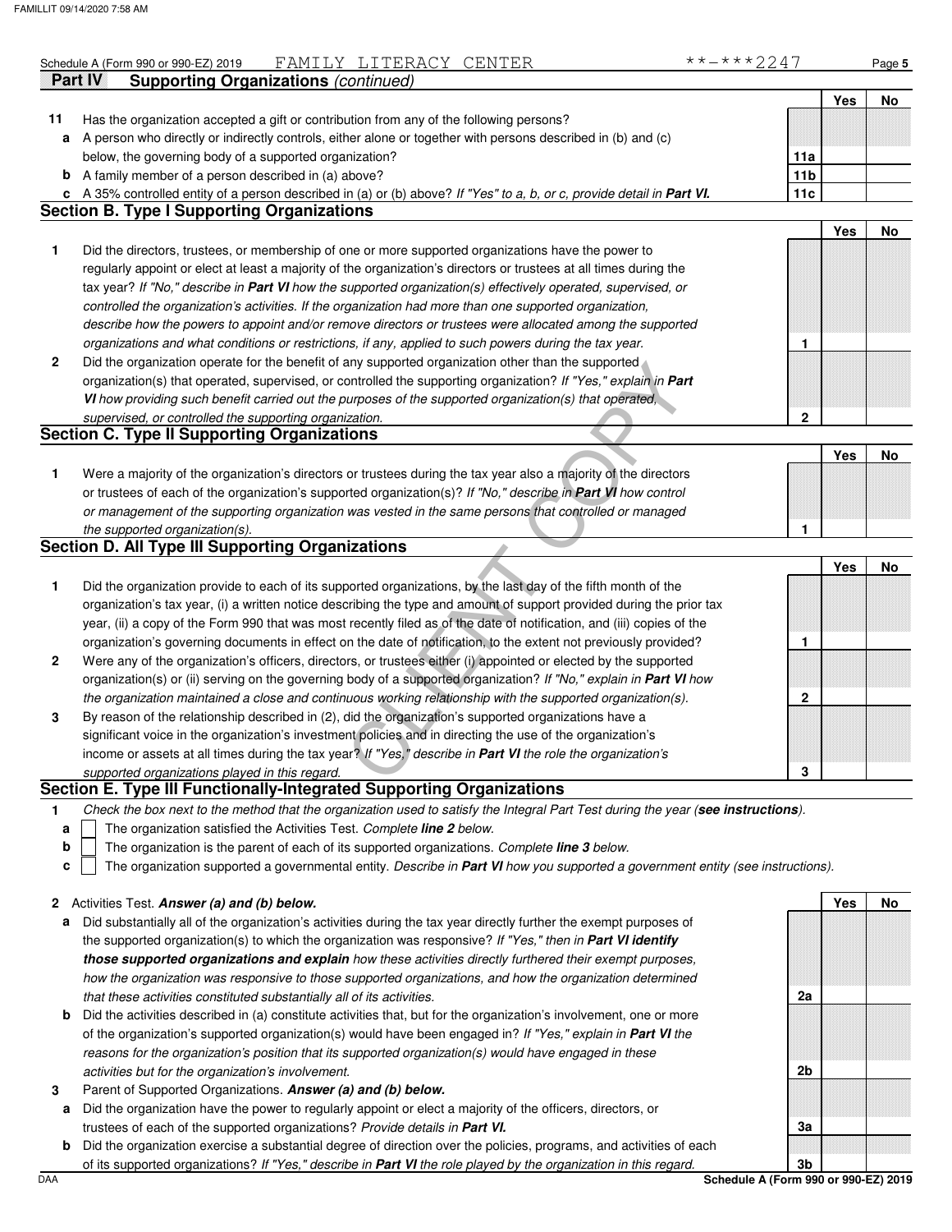Schedule A (Form 990 or 990-EZ) 2019 FAMILY LITERACY CENTER **-***2247

**Part IV Supporting Organizations** *(continued)*

| | | | Yes | No |
|---|---|---|---|---|
| **11** | Has the organization accepted a gift or contribution from any of the following persons? | | | |
| **a** | A person who directly or indirectly controls, either alone or together with persons described in (b) and (c) below, the governing body of a supported organization? | **11a** | | |
| **b** | A family member of a person described in (a) above? | **11b** | | |
| **c** | A 35% controlled entity of a person described in (a) or (b) above? *If "Yes" to a, b, or c, provide detail in* ***Part VI.*** | **11c** | | |

## Section B. Type I Supporting Organizations

| | | | Yes | No |
|---|---|---|---|---|
| **1** | Did the directors, trustees, or membership of one or more supported organizations have the power to regularly appoint or elect at least a majority of the organization's directors or trustees at all times during the tax year? *If "No," describe in* ***Part VI*** *how the supported organization(s) effectively operated, supervised, or controlled the organization's activities. If the organization had more than one supported organization, describe how the powers to appoint and/or remove directors or trustees were allocated among the supported organizations and what conditions or restrictions, if any, applied to such powers during the tax year.* | **1** | | |
| **2** | Did the organization operate for the benefit of any supported organization other than the supported organization(s) that operated, supervised, or controlled the supporting organization? *If "Yes," explain in* ***Part VI*** *how providing such benefit carried out the purposes of the supported organization(s) that operated, supervised, or controlled the supporting organization.* | **2** | | |

## Section C. Type II Supporting Organizations

| | | | Yes | No |
|---|---|---|---|---|
| **1** | Were a majority of the organization's directors or trustees during the tax year also a majority of the directors or trustees of each of the organization's supported organization(s)? *If "No," describe in* ***Part VI*** *how control or management of the supporting organization was vested in the same persons that controlled or managed the supported organization(s).* | **1** | | |

## Section D. All Type III Supporting Organizations

| | | | Yes | No |
|---|---|---|---|---|
| **1** | Did the organization provide to each of its supported organizations, by the last day of the fifth month of the organization's tax year, (i) a written notice describing the type and amount of support provided during the prior tax year, (ii) a copy of the Form 990 that was most recently filed as of the date of notification, and (iii) copies of the organization's governing documents in effect on the date of notification, to the extent not previously provided? | **1** | | |
| **2** | Were any of the organization's officers, directors, or trustees either (i) appointed or elected by the supported organization(s) or (ii) serving on the governing body of a supported organization? *If "No," explain in* ***Part VI*** *how the organization maintained a close and continuous working relationship with the supported organization(s).* | **2** | | |
| **3** | By reason of the relationship described in (2), did the organization's supported organizations have a significant voice in the organization's investment policies and in directing the use of the organization's income or assets at all times during the tax year? *If "Yes," describe in* ***Part VI*** *the role the organization's supported organizations played in this regard.* | **3** | | |

## Section E. Type III Functionally-Integrated Supporting Organizations

**1** *Check the box next to the method that the organization used to satisfy the Integral Part Test during the year (****see instructions****).*

- **a** ☐ The organization satisfied the Activities Test. *Complete* ***line 2*** *below.*
- **b** ☐ The organization is the parent of each of its supported organizations. *Complete* ***line 3*** *below.*
- **c** ☐ The organization supported a governmental entity. *Describe in* ***Part VI*** *how you supported a government entity (see instructions).*

| | | | Yes | No |
|---|---|---|---|---|
| **2** | Activities Test. ***Answer (a) and (b) below.*** | | | |
| **a** | Did substantially all of the organization's activities during the tax year directly further the exempt purposes of the supported organization(s) to which the organization was responsive? *If "Yes," then in* ***Part VI identify those supported organizations and explain*** *how these activities directly furthered their exempt purposes, how the organization was responsive to those supported organizations, and how the organization determined that these activities constituted substantially all of its activities.* | **2a** | | |
| **b** | Did the activities described in (a) constitute activities that, but for the organization's involvement, one or more of the organization's supported organization(s) would have been engaged in? *If "Yes," explain in* ***Part VI*** *the reasons for the organization's position that its supported organization(s) would have engaged in these activities but for the organization's involvement.* | **2b** | | |
| **3** | Parent of Supported Organizations. ***Answer (a) and (b) below.*** | | | |
| **a** | Did the organization have the power to regularly appoint or elect a majority of the officers, directors, or trustees of each of the supported organizations? *Provide details in* ***Part VI.*** | **3a** | | |
| **b** | Did the organization exercise a substantial degree of direction over the policies, programs, and activities of each of its supported organizations? *If "Yes," describe in* ***Part VI*** *the role played by the organization in this regard.* | **3b** | | |

Schedule A (Form 990 or 990-EZ) 2019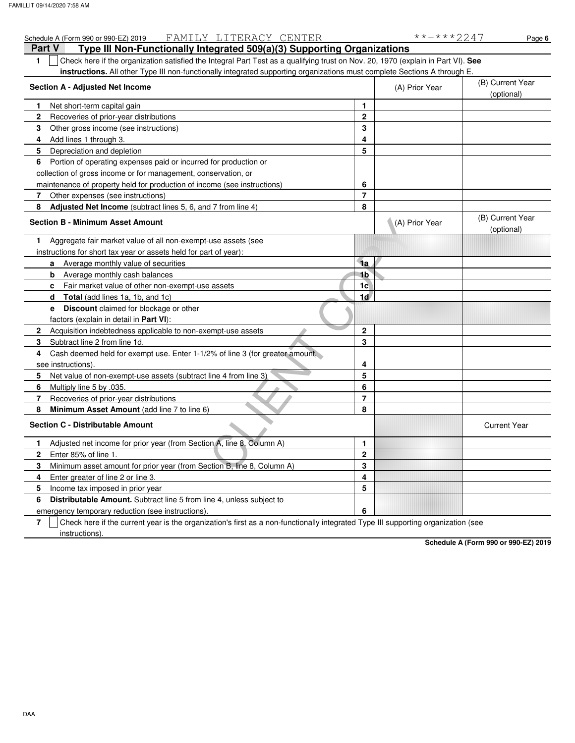Schedule A (Form 990 or 990-EZ) 2019 FAMILY LITERACY CENTER **-***2247

**Part V Type III Non-Functionally Integrated 509(a)(3) Supporting Organizations**

1 ☐ Check here if the organization satisfied the Integral Part Test as a qualifying trust on Nov. 20, 1970 (explain in Part VI). **See instructions.** All other Type III non-functionally integrated supporting organizations must complete Sections A through E.

| Section A - Adjusted Net Income | | (A) Prior Year | (B) Current Year (optional) |
|---|---|---|---|
| 1 Net short-term capital gain | 1 | | |
| 2 Recoveries of prior-year distributions | 2 | | |
| 3 Other gross income (see instructions) | 3 | | |
| 4 Add lines 1 through 3. | 4 | | |
| 5 Depreciation and depletion | 5 | | |
| 6 Portion of operating expenses paid or incurred for production or collection of gross income or for management, conservation, or maintenance of property held for production of income (see instructions) | 6 | | |
| 7 Other expenses (see instructions) | 7 | | |
| 8 **Adjusted Net Income** (subtract lines 5, 6, and 7 from line 4) | 8 | | |

| Section B - Minimum Asset Amount | | (A) Prior Year | (B) Current Year (optional) |
|---|---|---|---|
| 1 Aggregate fair market value of all non-exempt-use assets (see instructions for short tax year or assets held for part of year): | | | |
| a Average monthly value of securities | 1a | | |
| b Average monthly cash balances | 1b | | |
| c Fair market value of other non-exempt-use assets | 1c | | |
| d **Total** (add lines 1a, 1b, and 1c) | 1d | | |
| e **Discount** claimed for blockage or other factors (explain in detail in **Part VI**): | | | |
| 2 Acquisition indebtedness applicable to non-exempt-use assets | 2 | | |
| 3 Subtract line 2 from line 1d. | 3 | | |
| 4 Cash deemed held for exempt use. Enter 1-1/2% of line 3 (for greater amount, see instructions). | 4 | | |
| 5 Net value of non-exempt-use assets (subtract line 4 from line 3) | 5 | | |
| 6 Multiply line 5 by .035. | 6 | | |
| 7 Recoveries of prior-year distributions | 7 | | |
| 8 **Minimum Asset Amount** (add line 7 to line 6) | 8 | | |

| Section C - Distributable Amount | | | Current Year |
|---|---|---|---|
| 1 Adjusted net income for prior year (from Section A, line 8, Column A) | 1 | | |
| 2 Enter 85% of line 1. | 2 | | |
| 3 Minimum asset amount for prior year (from Section B, line 8, Column A) | 3 | | |
| 4 Enter greater of line 2 or line 3. | 4 | | |
| 5 Income tax imposed in prior year | 5 | | |
| 6 **Distributable Amount.** Subtract line 5 from line 4, unless subject to emergency temporary reduction (see instructions). | 6 | | |

7 ☐ Check here if the current year is the organization's first as a non-functionally integrated Type III supporting organization (see instructions).

**Schedule A (Form 990 or 990-EZ) 2019**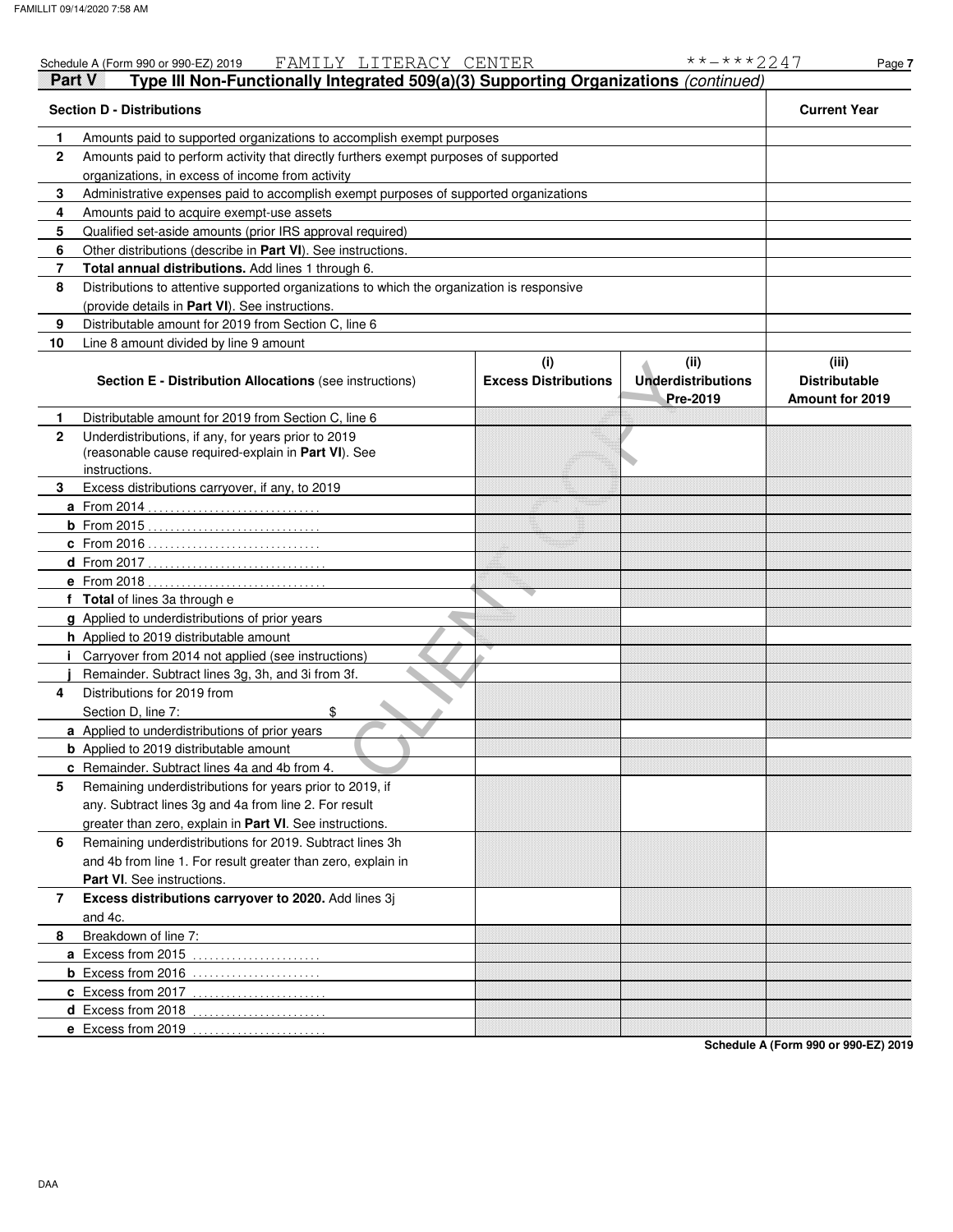Schedule A (Form 990 or 990-EZ) 2019 FAMILY LITERACY CENTER **-***2247 Page 7

## Part V Type III Non-Functionally Integrated 509(a)(3) Supporting Organizations *(continued)*

| | **Section D - Distributions** | **Current Year** |
|---|---|---|
| 1 | Amounts paid to supported organizations to accomplish exempt purposes | |
| 2 | Amounts paid to perform activity that directly furthers exempt purposes of supported organizations, in excess of income from activity | |
| 3 | Administrative expenses paid to accomplish exempt purposes of supported organizations | |
| 4 | Amounts paid to acquire exempt-use assets | |
| 5 | Qualified set-aside amounts (prior IRS approval required) | |
| 6 | Other distributions (describe in **Part VI**). See instructions. | |
| 7 | **Total annual distributions.** Add lines 1 through 6. | |
| 8 | Distributions to attentive supported organizations to which the organization is responsive (provide details in **Part VI**). See instructions. | |
| 9 | Distributable amount for 2019 from Section C, line 6 | |
| 10 | Line 8 amount divided by line 9 amount | |

| | **Section E - Distribution Allocations** (see instructions) | (i) **Excess Distributions** | (ii) **Underdistributions Pre-2019** | (iii) **Distributable Amount for 2019** |
|---|---|---|---|---|
| 1 | Distributable amount for 2019 from Section C, line 6 | | | |
| 2 | Underdistributions, if any, for years prior to 2019 (reasonable cause required-explain in **Part VI**). See instructions. | | | |
| 3 | Excess distributions carryover, if any, to 2019 | | | |
| a | From 2014 | | | |
| b | From 2015 | | | |
| c | From 2016 | | | |
| d | From 2017 | | | |
| e | From 2018 | | | |
| f | **Total** of lines 3a through e | | | |
| g | Applied to underdistributions of prior years | | | |
| h | Applied to 2019 distributable amount | | | |
| i | Carryover from 2014 not applied (see instructions) | | | |
| j | Remainder. Subtract lines 3g, 3h, and 3i from 3f. | | | |
| 4 | Distributions for 2019 from Section D, line 7: $ | | | |
| a | Applied to underdistributions of prior years | | | |
| b | Applied to 2019 distributable amount | | | |
| c | Remainder. Subtract lines 4a and 4b from 4. | | | |
| 5 | Remaining underdistributions for years prior to 2019, if any. Subtract lines 3g and 4a from line 2. For result greater than zero, explain in **Part VI**. See instructions. | | | |
| 6 | Remaining underdistributions for 2019. Subtract lines 3h and 4b from line 1. For result greater than zero, explain in **Part VI**. See instructions. | | | |
| 7 | **Excess distributions carryover to 2020.** Add lines 3j and 4c. | | | |
| 8 | Breakdown of line 7: | | | |
| a | Excess from 2015 | | | |
| b | Excess from 2016 | | | |
| c | Excess from 2017 | | | |
| d | Excess from 2018 | | | |
| e | Excess from 2019 | | | |

**Schedule A (Form 990 or 990-EZ) 2019**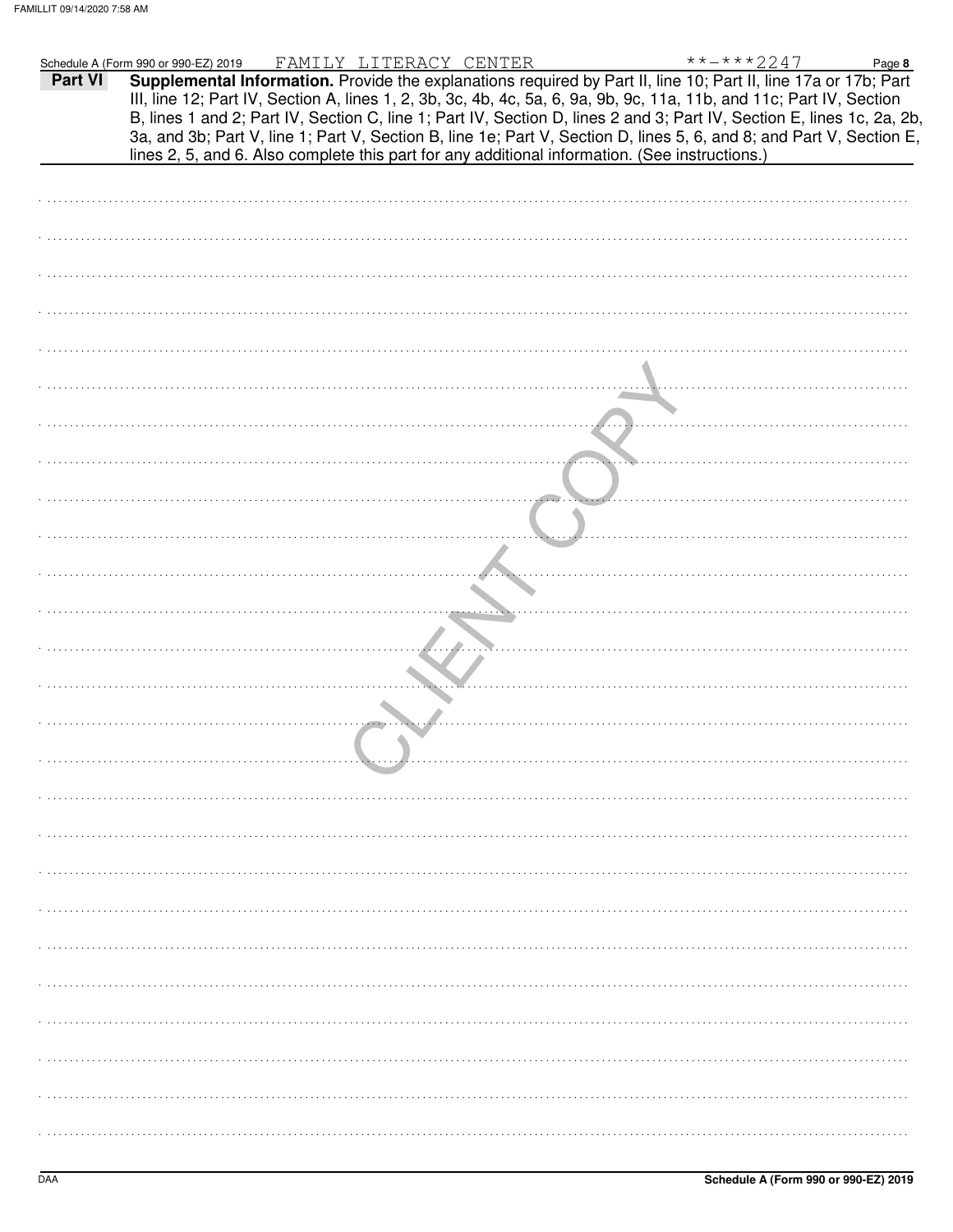Schedule A (Form 990 or 990-EZ) 2019 FAMILY LITERACY CENTER **-***2247 Page 8

**Part VI** **Supplemental Information.** Provide the explanations required by Part II, line 10; Part II, line 17a or 17b; Part III, line 12; Part IV, Section A, lines 1, 2, 3b, 3c, 4b, 4c, 5a, 6, 9a, 9b, 9c, 11a, 11b, and 11c; Part IV, Section B, lines 1 and 2; Part IV, Section C, line 1; Part IV, Section D, lines 2 and 3; Part IV, Section E, lines 1c, 2a, 2b, 3a, and 3b; Part V, line 1; Part V, Section B, line 1e; Part V, Section D, lines 5, 6, and 8; and Part V, Section E, lines 2, 5, and 6. Also complete this part for any additional information. (See instructions.)

CLIENT COPY

DAA **Schedule A (Form 990 or 990-EZ) 2019**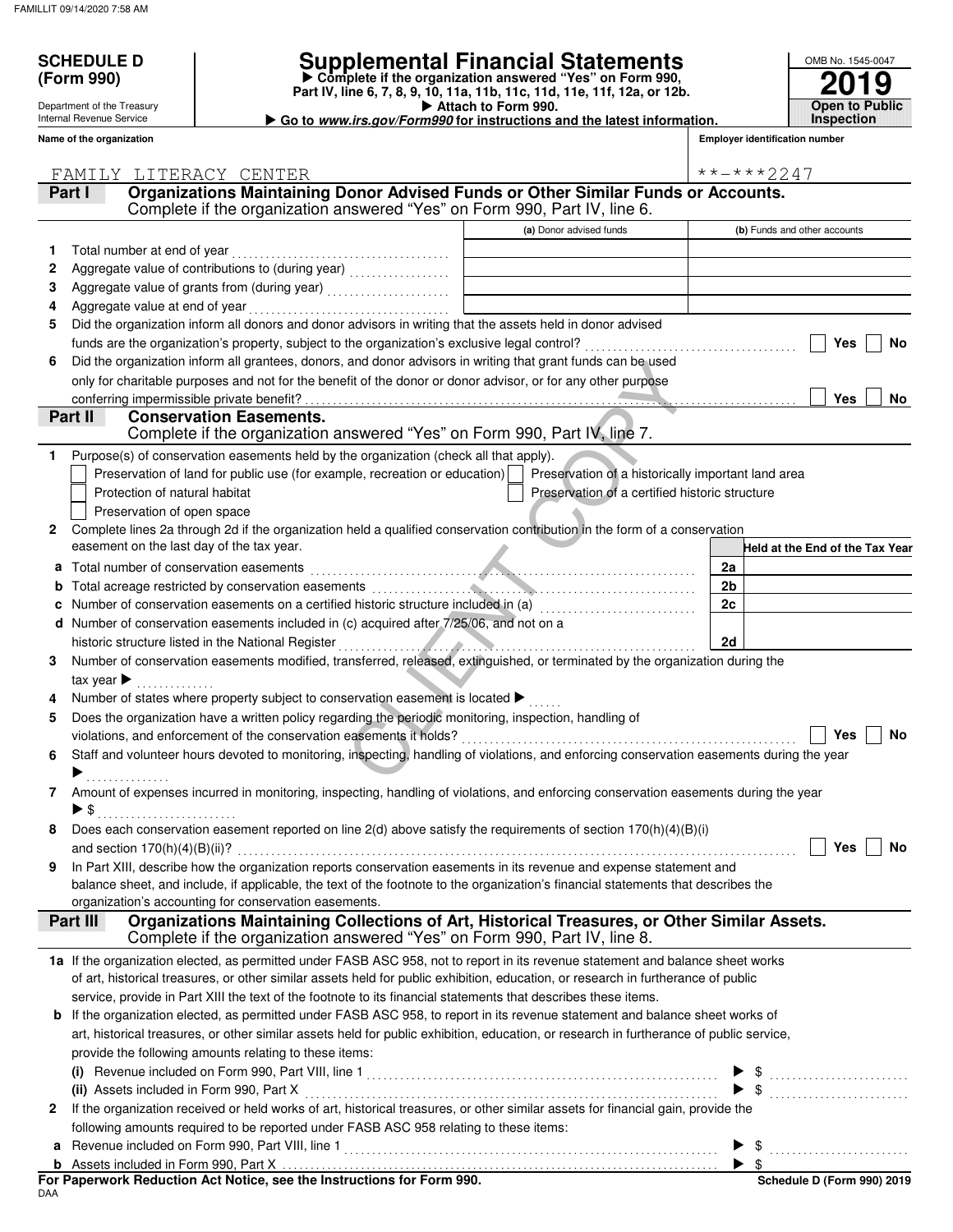FAMILLIT 09/14/2020 7:58 AM

# SCHEDULE D (Form 990)

Department of the Treasury
Internal Revenue Service

## Supplemental Financial Statements

▶ Complete if the organization answered "Yes" on Form 990, Part IV, line 6, 7, 8, 9, 10, 11a, 11b, 11c, 11d, 11e, 11f, 12a, or 12b.
▶ Attach to Form 990.
▶ Go to *www.irs.gov/Form990* for instructions and the latest information.

OMB No. 1545-0047
**2019**
**Open to Public Inspection**

**Name of the organization:** FAMILY LITERACY CENTER
**Employer identification number:** \*\*-\*\*\*2247

### Part I Organizations Maintaining Donor Advised Funds or Other Similar Funds or Accounts.
Complete if the organization answered "Yes" on Form 990, Part IV, line 6.

| | | (a) Donor advised funds | (b) Funds and other accounts |
|---|---|---|---|
| 1 | Total number at end of year | | |
| 2 | Aggregate value of contributions to (during year) | | |
| 3 | Aggregate value of grants from (during year) | | |
| 4 | Aggregate value at end of year | | |

5 Did the organization inform all donors and donor advisors in writing that the assets held in donor advised funds are the organization's property, subject to the organization's exclusive legal control? ☐ Yes ☐ No

6 Did the organization inform all grantees, donors, and donor advisors in writing that grant funds can be used only for charitable purposes and not for the benefit of the donor or donor advisor, or for any other purpose conferring impermissible private benefit? ☐ Yes ☐ No

### Part II Conservation Easements.
Complete if the organization answered "Yes" on Form 990, Part IV, line 7.

1 Purpose(s) of conservation easements held by the organization (check all that apply).
- ☐ Preservation of land for public use (for example, recreation or education)
- ☐ Preservation of a historically important land area
- ☐ Protection of natural habitat
- ☐ Preservation of a certified historic structure
- ☐ Preservation of open space

2 Complete lines 2a through 2d if the organization held a qualified conservation contribution in the form of a conservation easement on the last day of the tax year.

| | | | Held at the End of the Tax Year |
|---|---|---|---|
| a | Total number of conservation easements | 2a | |
| b | Total acreage restricted by conservation easements | 2b | |
| c | Number of conservation easements on a certified historic structure included in (a) | 2c | |
| d | Number of conservation easements included in (c) acquired after 7/25/06, and not on a historic structure listed in the National Register | 2d | |

3 Number of conservation easements modified, transferred, released, extinguished, or terminated by the organization during the tax year ▶

4 Number of states where property subject to conservation easement is located ▶

5 Does the organization have a written policy regarding the periodic monitoring, inspection, handling of violations, and enforcement of the conservation easements it holds? ☐ Yes ☐ No

6 Staff and volunteer hours devoted to monitoring, inspecting, handling of violations, and enforcing conservation easements during the year ▶

7 Amount of expenses incurred in monitoring, inspecting, handling of violations, and enforcing conservation easements during the year ▶ $

8 Does each conservation easement reported on line 2(d) above satisfy the requirements of section 170(h)(4)(B)(i) and section 170(h)(4)(B)(ii)? ☐ Yes ☐ No

9 In Part XIII, describe how the organization reports conservation easements in its revenue and expense statement and balance sheet, and include, if applicable, the text of the footnote to the organization's financial statements that describes the organization's accounting for conservation easements.

### Part III Organizations Maintaining Collections of Art, Historical Treasures, or Other Similar Assets.
Complete if the organization answered "Yes" on Form 990, Part IV, line 8.

1a If the organization elected, as permitted under FASB ASC 958, not to report in its revenue statement and balance sheet works of art, historical treasures, or other similar assets held for public exhibition, education, or research in furtherance of public service, provide in Part XIII the text of the footnote to its financial statements that describes these items.

b If the organization elected, as permitted under FASB ASC 958, to report in its revenue statement and balance sheet works of art, historical treasures, or other similar assets held for public exhibition, education, or research in furtherance of public service, provide the following amounts relating to these items:

(i) Revenue included on Form 990, Part VIII, line 1 ▶ $

(ii) Assets included in Form 990, Part X ▶ $

2 If the organization received or held works of art, historical treasures, or other similar assets for financial gain, provide the following amounts required to be reported under FASB ASC 958 relating to these items:

a Revenue included on Form 990, Part VIII, line 1 ▶ $

b Assets included in Form 990, Part X ▶ $

**For Paperwork Reduction Act Notice, see the Instructions for Form 990.**

DAA

Schedule D (Form 990) 2019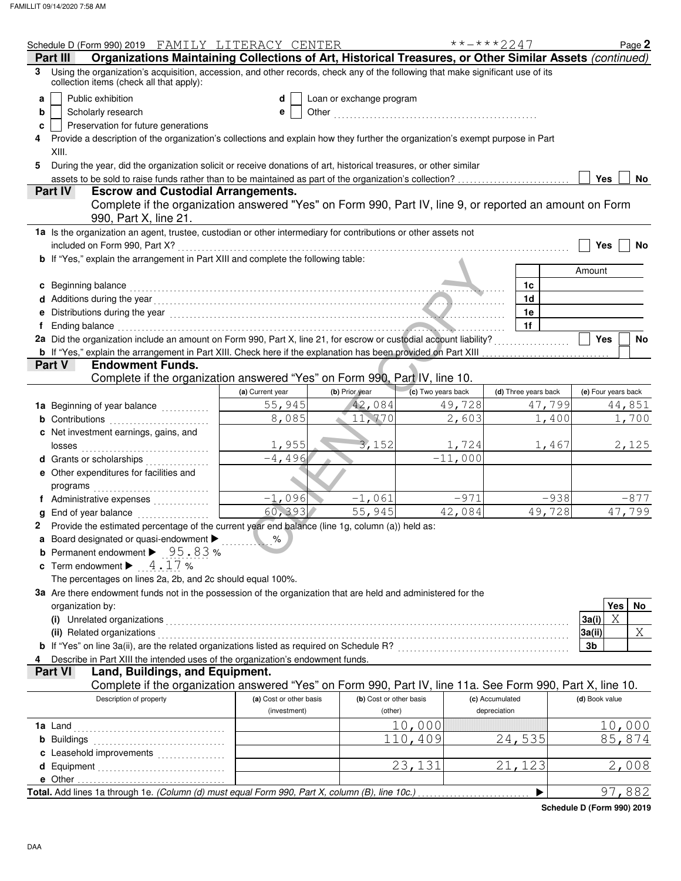Schedule D (Form 990) 2019 FAMILY LITERACY CENTER **-***2247 Page **2**

## Part III Organizations Maintaining Collections of Art, Historical Treasures, or Other Similar Assets *(continued)*

**3** Using the organization's acquisition, accession, and other records, check any of the following that make significant use of its collection items (check all that apply):

- **a** ☐ Public exhibition
- **b** ☐ Scholarly research
- **c** ☐ Preservation for future generations
- **d** ☐ Loan or exchange program
- **e** ☐ Other

**4** Provide a description of the organization's collections and explain how they further the organization's exempt purpose in Part XIII.

**5** During the year, did the organization solicit or receive donations of art, historical treasures, or other similar assets to be sold to raise funds rather than to be maintained as part of the organization's collection? ☐ Yes ☐ No

## Part IV Escrow and Custodial Arrangements.

Complete if the organization answered "Yes" on Form 990, Part IV, line 9, or reported an amount on Form 990, Part X, line 21.

**1a** Is the organization an agent, trustee, custodian or other intermediary for contributions or other assets not included on Form 990, Part X? ☐ Yes ☐ No

**b** If "Yes," explain the arrangement in Part XIII and complete the following table:

| | | Amount |
|---|---|---|
| **c** Beginning balance | 1c | |
| **d** Additions during the year | 1d | |
| **e** Distributions during the year | 1e | |
| **f** Ending balance | 1f | |

**2a** Did the organization include an amount on Form 990, Part X, line 21, for escrow or custodial account liability? ☐ Yes ☐ No

**b** If "Yes," explain the arrangement in Part XIII. Check here if the explanation has been provided on Part XIII ☐

## Part V Endowment Funds.

Complete if the organization answered "Yes" on Form 990, Part IV, line 10.

| | (a) Current year | (b) Prior year | (c) Two years back | (d) Three years back | (e) Four years back |
|---|---|---|---|---|---|
| **1a** Beginning of year balance | 55,945 | 42,084 | 49,728 | 47,799 | 44,851 |
| **b** Contributions | 8,085 | 11,770 | 2,603 | 1,400 | 1,700 |
| **c** Net investment earnings, gains, and losses | 1,955 | 3,152 | 1,724 | 1,467 | 2,125 |
| **d** Grants or scholarships | -4,496 | | -11,000 | | |
| **e** Other expenditures for facilities and programs | | | | | |
| **f** Administrative expenses | -1,096 | -1,061 | -971 | -938 | -877 |
| **g** End of year balance | 60,393 | 55,945 | 42,084 | 49,728 | 47,799 |

**2** Provide the estimated percentage of the current year end balance (line 1g, column (a)) held as:

- **a** Board designated or quasi-endowment ▶ %
- **b** Permanent endowment ▶ 95.83 %
- **c** Term endowment ▶ 4.17 %

The percentages on lines 2a, 2b, and 2c should equal 100%.

**3a** Are there endowment funds not in the possession of the organization that are held and administered for the organization by:

| | | Yes | No |
|---|---|---|---|
| **(i)** Unrelated organizations | 3a(i) | X | |
| **(ii)** Related organizations | 3a(ii) | | X |
| **b** If "Yes" on line 3a(ii), are the related organizations listed as required on Schedule R? | 3b | | |

**4** Describe in Part XIII the intended uses of the organization's endowment funds.

## Part VI Land, Buildings, and Equipment.

Complete if the organization answered "Yes" on Form 990, Part IV, line 11a. See Form 990, Part X, line 10.

| Description of property | (a) Cost or other basis (investment) | (b) Cost or other basis (other) | (c) Accumulated depreciation | (d) Book value |
|---|---|---|---|---|
| **1a** Land | | 10,000 | | 10,000 |
| **b** Buildings | | 110,409 | 24,535 | 85,874 |
| **c** Leasehold improvements | | | | |
| **d** Equipment | | 23,131 | 21,123 | 2,008 |
| **e** Other | | | | |
| **Total.** Add lines 1a through 1e. *(Column (d) must equal Form 990, Part X, column (B), line 10c.)* ▶ | | | | 97,882 |

**Schedule D (Form 990) 2019**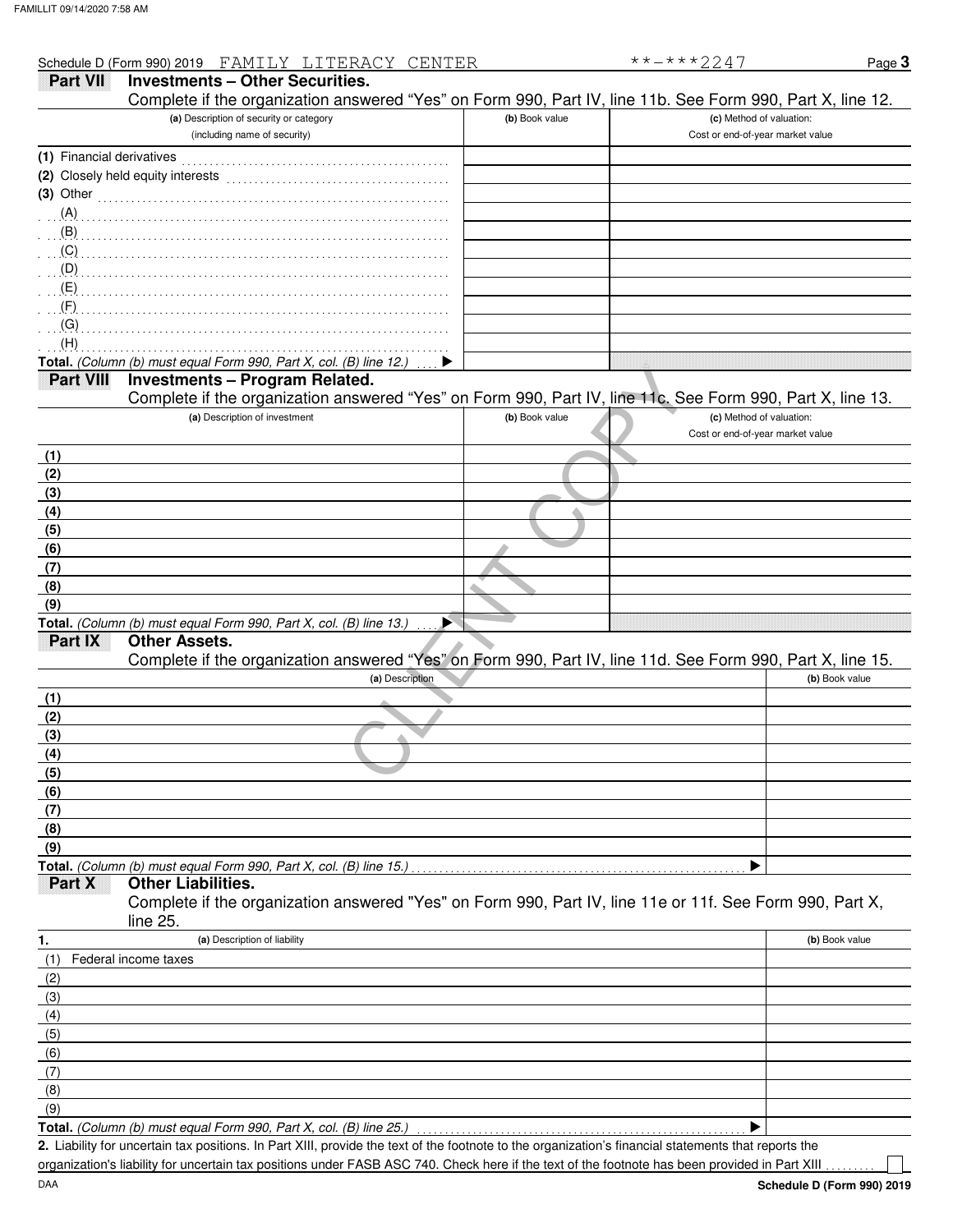Schedule D (Form 990) 2019 FAMILY LITERACY CENTER **-***2247 Page 3

## Part VII Investments – Other Securities.

Complete if the organization answered "Yes" on Form 990, Part IV, line 11b. See Form 990, Part X, line 12.

| (a) Description of security or category (including name of security) | (b) Book value | (c) Method of valuation: Cost or end-of-year market value |
|---|---|---|
| (1) Financial derivatives | | |
| (2) Closely held equity interests | | |
| (3) Other | | |
| (A) | | |
| (B) | | |
| (C) | | |
| (D) | | |
| (E) | | |
| (F) | | |
| (G) | | |
| (H) | | |
| **Total.** *(Column (b) must equal Form 990, Part X, col. (B) line 12.)* ▶ | | |

## Part VIII Investments – Program Related.

Complete if the organization answered "Yes" on Form 990, Part IV, line 11c. See Form 990, Part X, line 13.

| (a) Description of investment | (b) Book value | (c) Method of valuation: Cost or end-of-year market value |
|---|---|---|
| (1) | | |
| (2) | | |
| (3) | | |
| (4) | | |
| (5) | | |
| (6) | | |
| (7) | | |
| (8) | | |
| (9) | | |
| **Total.** *(Column (b) must equal Form 990, Part X, col. (B) line 13.)* ▶ | | |

## Part IX Other Assets.

Complete if the organization answered "Yes" on Form 990, Part IV, line 11d. See Form 990, Part X, line 15.

| (a) Description | (b) Book value |
|---|---|
| (1) | |
| (2) | |
| (3) | |
| (4) | |
| (5) | |
| (6) | |
| (7) | |
| (8) | |
| (9) | |
| **Total.** *(Column (b) must equal Form 990, Part X, col. (B) line 15.)* ▶ | |

## Part X Other Liabilities.

Complete if the organization answered "Yes" on Form 990, Part IV, line 11e or 11f. See Form 990, Part X, line 25.

| 1. (a) Description of liability | (b) Book value |
|---|---|
| (1) Federal income taxes | |
| (2) | |
| (3) | |
| (4) | |
| (5) | |
| (6) | |
| (7) | |
| (8) | |
| (9) | |
| **Total.** *(Column (b) must equal Form 990, Part X, col. (B) line 25.)* ▶ | |

**2.** Liability for uncertain tax positions. In Part XIII, provide the text of the footnote to the organization's financial statements that reports the organization's liability for uncertain tax positions under FASB ASC 740. Check here if the text of the footnote has been provided in Part XIII ☐

DAA **Schedule D (Form 990) 2019**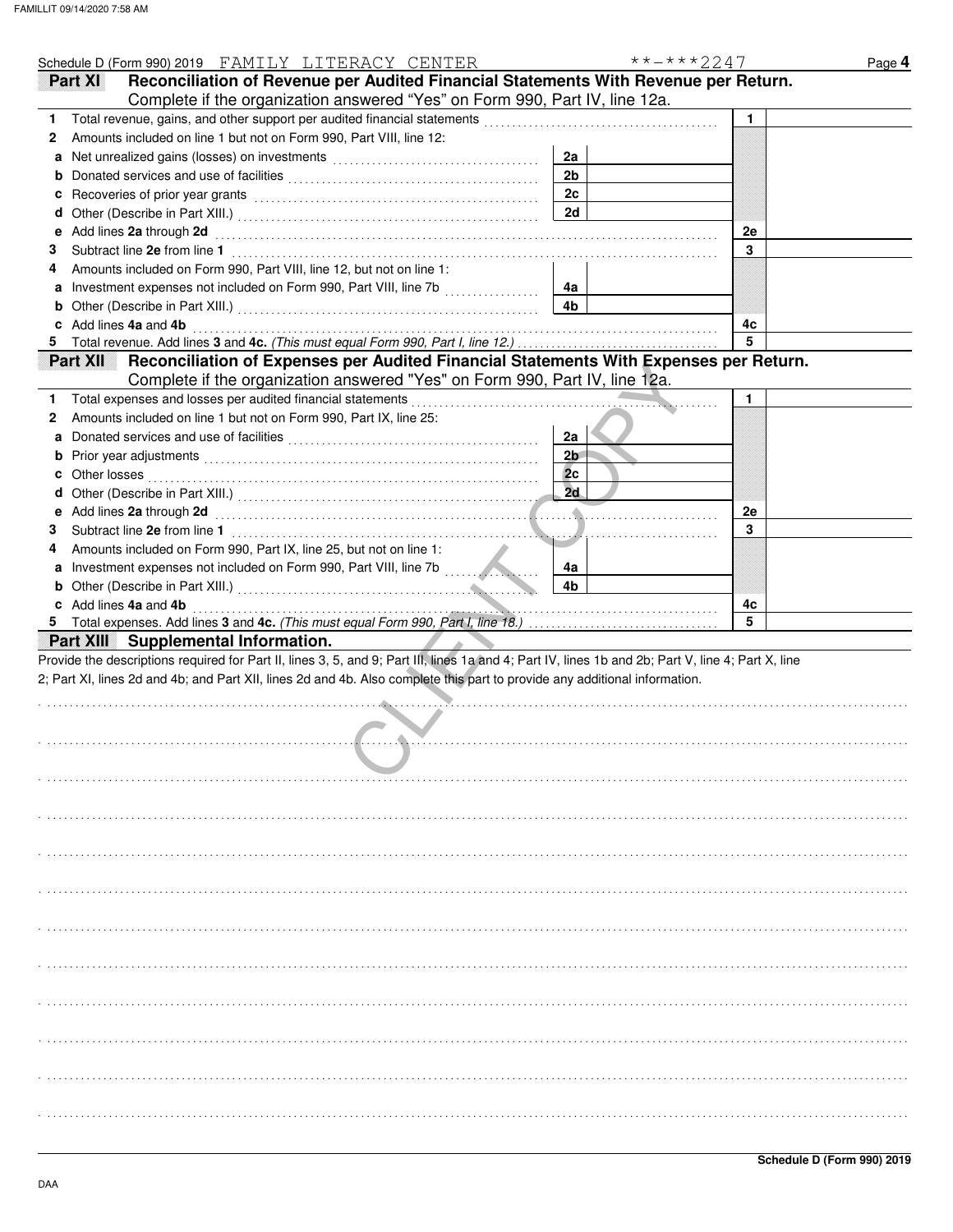Schedule D (Form 990) 2019 FAMILY LITERACY CENTER **-***2247 Page **4**

## Part XI Reconciliation of Revenue per Audited Financial Statements With Revenue per Return.

Complete if the organization answered "Yes" on Form 990, Part IV, line 12a.

| | | | | | |
|---|---|---|---|---|---|
| **1** | Total revenue, gains, and other support per audited financial statements | | | 1 | |
| **2** | Amounts included on line 1 but not on Form 990, Part VIII, line 12: | | | | |
| **a** | Net unrealized gains (losses) on investments | 2a | | | |
| **b** | Donated services and use of facilities | 2b | | | |
| **c** | Recoveries of prior year grants | 2c | | | |
| **d** | Other (Describe in Part XIII.) | 2d | | | |
| **e** | Add lines **2a** through **2d** | | | 2e | |
| **3** | Subtract line **2e** from line **1** | | | 3 | |
| **4** | Amounts included on Form 990, Part VIII, line 12, but not on line 1: | | | | |
| **a** | Investment expenses not included on Form 990, Part VIII, line 7b | 4a | | | |
| **b** | Other (Describe in Part XIII.) | 4b | | | |
| **c** | Add lines **4a** and **4b** | | | 4c | |
| **5** | Total revenue. Add lines **3** and **4c.** *(This must equal Form 990, Part I, line 12.)* | | | 5 | |

## Part XII Reconciliation of Expenses per Audited Financial Statements With Expenses per Return.

Complete if the organization answered "Yes" on Form 990, Part IV, line 12a.

| | | | | | |
|---|---|---|---|---|---|
| **1** | Total expenses and losses per audited financial statements | | | 1 | |
| **2** | Amounts included on line 1 but not on Form 990, Part IX, line 25: | | | | |
| **a** | Donated services and use of facilities | 2a | | | |
| **b** | Prior year adjustments | 2b | | | |
| **c** | Other losses | 2c | | | |
| **d** | Other (Describe in Part XIII.) | 2d | | | |
| **e** | Add lines **2a** through **2d** | | | 2e | |
| **3** | Subtract line **2e** from line **1** | | | 3 | |
| **4** | Amounts included on Form 990, Part IX, line 25, but not on line 1: | | | | |
| **a** | Investment expenses not included on Form 990, Part VIII, line 7b | 4a | | | |
| **b** | Other (Describe in Part XIII.) | 4b | | | |
| **c** | Add lines **4a** and **4b** | | | 4c | |
| **5** | Total expenses. Add lines **3** and **4c.** *(This must equal Form 990, Part I, line 18.)* | | | 5 | |

## Part XIII Supplemental Information.

Provide the descriptions required for Part II, lines 3, 5, and 9; Part III, lines 1a and 4; Part IV, lines 1b and 2b; Part V, line 4; Part X, line 2; Part XI, lines 2d and 4b; and Part XII, lines 2d and 4b. Also complete this part to provide any additional information.

CLIENT COPY

**Schedule D (Form 990) 2019**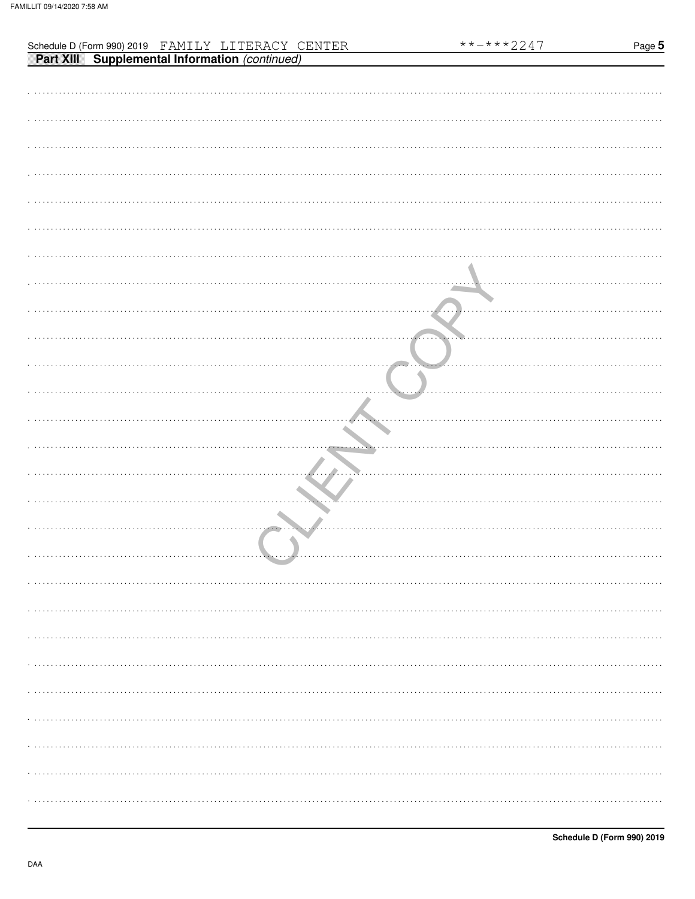Schedule D (Form 990) 2019 FAMILY LITERACY CENTER **-***2247

**Part XIII Supplemental Information** *(continued)*

CLIENT COPY

**Schedule D (Form 990) 2019**

DAA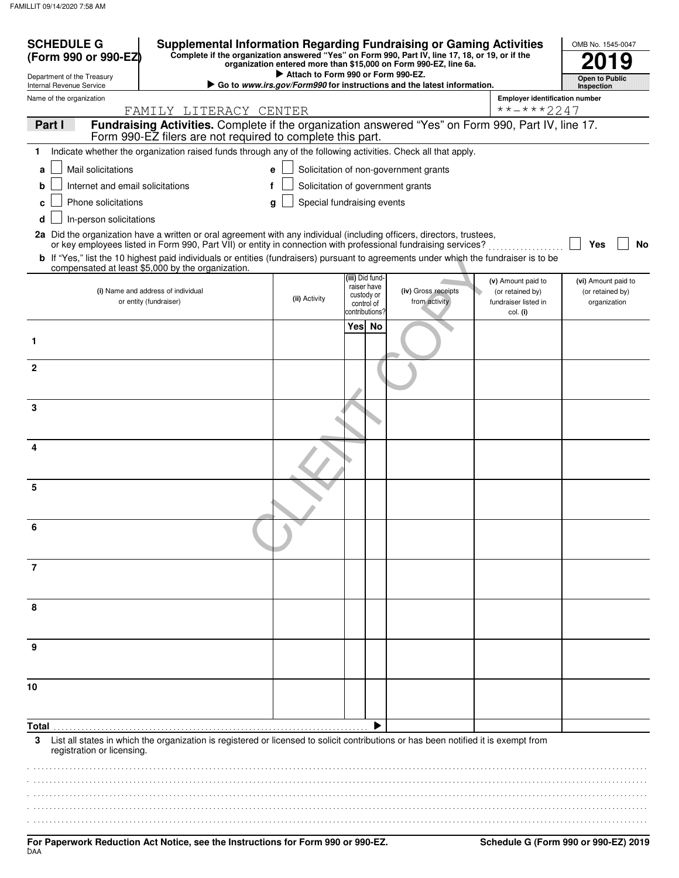FAMILLIT 09/14/2020 7:58 AM

# SCHEDULE G (Form 990 or 990-EZ)

Department of the Treasury
Internal Revenue Service

## Supplemental Information Regarding Fundraising or Gaming Activities

**Complete if the organization answered "Yes" on Form 990, Part IV, line 17, 18, or 19, or if the organization entered more than $15,000 on Form 990-EZ, line 6a.**

▶ Attach to Form 990 or Form 990-EZ.

▶ Go to *www.irs.gov/Form990* for instructions and the latest information.

OMB No. 1545-0047

**2019**

**Open to Public Inspection**

Name of the organization: FAMILY LITERACY CENTER

Employer identification number: **-***2247

**Part I** **Fundraising Activities.** Complete if the organization answered "Yes" on Form 990, Part IV, line 17. Form 990-EZ filers are not required to complete this part.

1 Indicate whether the organization raised funds through any of the following activities. Check all that apply.

- a ☐ Mail solicitations
- b ☐ Internet and email solicitations
- c ☐ Phone solicitations
- d ☐ In-person solicitations
- e ☐ Solicitation of non-government grants
- f ☐ Solicitation of government grants
- g ☐ Special fundraising events

2a Did the organization have a written or oral agreement with any individual (including officers, directors, trustees, or key employees listed in Form 990, Part VII) or entity in connection with professional fundraising services? ☐ Yes ☐ No

b If "Yes," list the 10 highest paid individuals or entities (fundraisers) pursuant to agreements under which the fundraiser is to be compensated at least $5,000 by the organization.

| | (i) Name and address of individual or entity (fundraiser) | (ii) Activity | (iii) Did fundraiser have custody or control of contributions? Yes | No | (iv) Gross receipts from activity | (v) Amount paid to (or retained by) fundraiser listed in col. (i) | (vi) Amount paid to (or retained by) organization |
|---|---|---|---|---|---|---|---|
| 1 | | | | | | | |
| 2 | | | | | | | |
| 3 | | | | | | | |
| 4 | | | | | | | |
| 5 | | | | | | | |
| 6 | | | | | | | |
| 7 | | | | | | | |
| 8 | | | | | | | |
| 9 | | | | | | | |
| 10 | | | | | | | |
| **Total** | | | | ▶ | | | |

3 List all states in which the organization is registered or licensed to solicit contributions or has been notified it is exempt from registration or licensing.

**For Paperwork Reduction Act Notice, see the Instructions for Form 990 or 990-EZ.** **Schedule G (Form 990 or 990-EZ) 2019**

DAA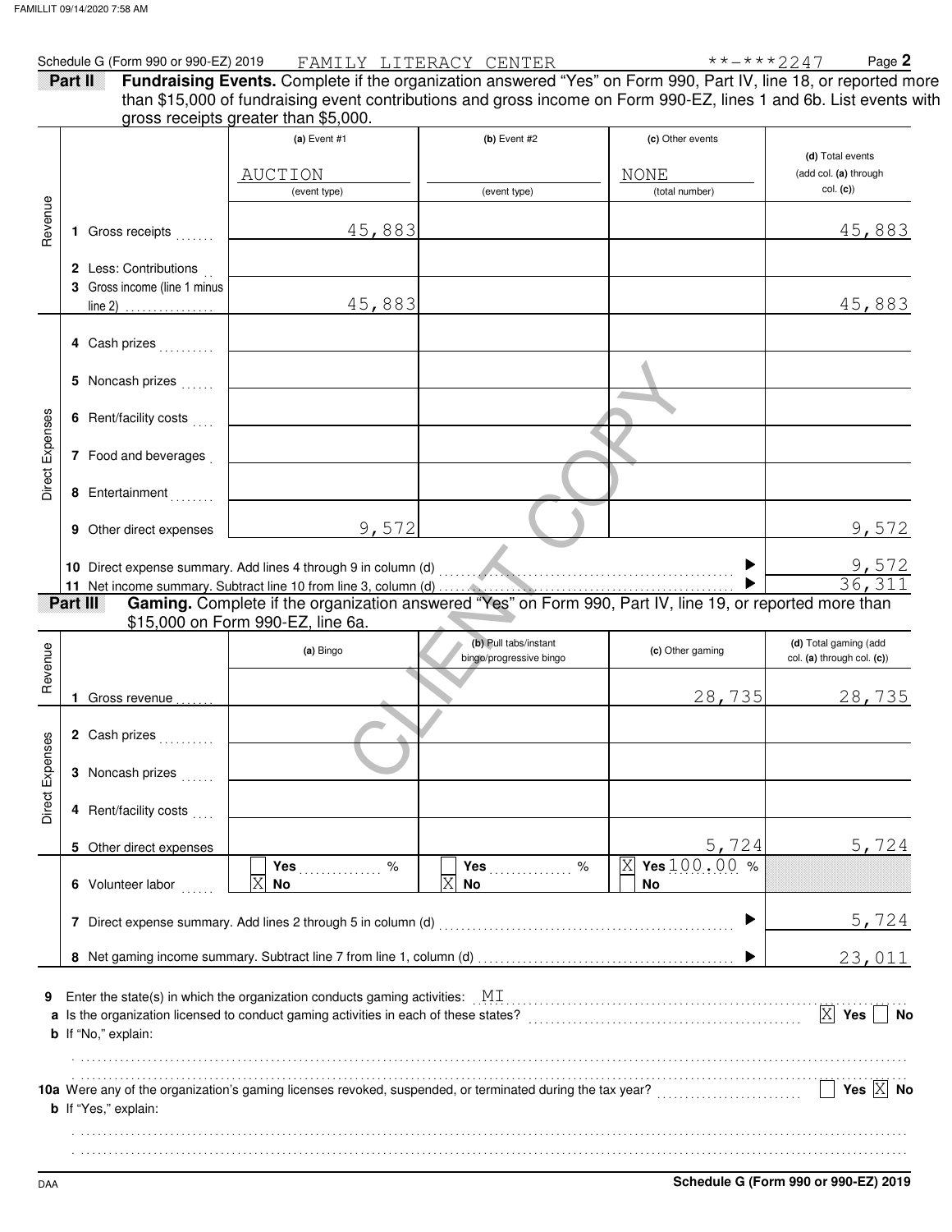Schedule G (Form 990 or 990-EZ) 2019 FAMILY LITERACY CENTER **-***2247 Page **2**

**Part II** **Fundraising Events.** Complete if the organization answered "Yes" on Form 990, Part IV, line 18, or reported more than $15,000 of fundraising event contributions and gross income on Form 990-EZ, lines 1 and 6b. List events with gross receipts greater than $5,000.

| | | (a) Event #1 | (b) Event #2 | (c) Other events | (d) Total events (add col. (a) through col. (c)) |
|---|---|---|---|---|---|
| | | AUCTION (event type) | (event type) | NONE (total number) | |
| Revenue | 1 Gross receipts | 45,883 | | | 45,883 |
| | 2 Less: Contributions | | | | |
| | 3 Gross income (line 1 minus line 2) | 45,883 | | | 45,883 |
| Direct Expenses | 4 Cash prizes | | | | |
| | 5 Noncash prizes | | | | |
| | 6 Rent/facility costs | | | | |
| | 7 Food and beverages | | | | |
| | 8 Entertainment | | | | |
| | 9 Other direct expenses | 9,572 | | | 9,572 |
| | 10 Direct expense summary. Add lines 4 through 9 in column (d) | | | ▶ | 9,572 |
| | 11 Net income summary. Subtract line 10 from line 3, column (d) | | | ▶ | 36,311 |

**Part III** **Gaming.** Complete if the organization answered "Yes" on Form 990, Part IV, line 19, or reported more than $15,000 on Form 990-EZ, line 6a.

| | | (a) Bingo | (b) Pull tabs/instant bingo/progressive bingo | (c) Other gaming | (d) Total gaming (add col. (a) through col. (c)) |
|---|---|---|---|---|---|
| Revenue | 1 Gross revenue | | | 28,735 | 28,735 |
| Direct Expenses | 2 Cash prizes | | | | |
| | 3 Noncash prizes | | | | |
| | 4 Rent/facility costs | | | | |
| | 5 Other direct expenses | | | 5,724 | 5,724 |
| | 6 Volunteer labor | ☐ Yes ___ % ☒ No | ☐ Yes ___ % ☒ No | ☒ Yes 100.00 % ☐ No | |
| | 7 Direct expense summary. Add lines 2 through 5 in column (d) | | | ▶ | 5,724 |
| | 8 Net gaming income summary. Subtract line 7 from line 1, column (d) | | | ▶ | 23,011 |

**9** Enter the state(s) in which the organization conducts gaming activities: MI

**a** Is the organization licensed to conduct gaming activities in each of these states? ☒ **Yes** ☐ **No**

**b** If "No," explain:

**10a** Were any of the organization's gaming licenses revoked, suspended, or terminated during the tax year? ☐ **Yes** ☒ **No**

**b** If "Yes," explain:

DAA **Schedule G (Form 990 or 990-EZ) 2019**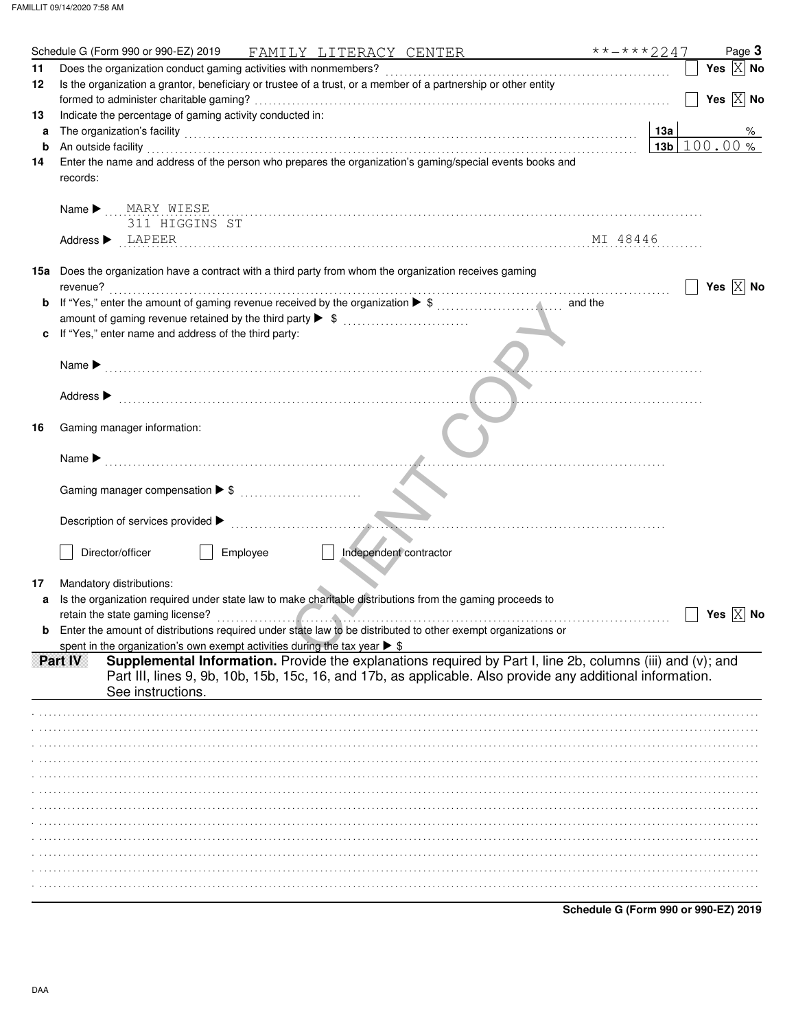Schedule G (Form 990 or 990-EZ) 2019 FAMILY LITERACY CENTER **-***2247 Page **3**

**11** Does the organization conduct gaming activities with nonmembers? Yes [X] No

**12** Is the organization a grantor, beneficiary or trustee of a trust, or a member of a partnership or other entity formed to administer charitable gaming? Yes [X] No

**13** Indicate the percentage of gaming activity conducted in:

**a** The organization's facility **13a** %

**b** An outside facility **13b** 100.00 %

**14** Enter the name and address of the person who prepares the organization's gaming/special events books and records:

Name ▶ MARY WIESE

Address ▶ 311 HIGGINS ST
LAPEER MI 48446

**15a** Does the organization have a contract with a third party from whom the organization receives gaming revenue? Yes [X] No

**b** If "Yes," enter the amount of gaming revenue received by the organization ▶ $ and the amount of gaming revenue retained by the third party ▶ $

**c** If "Yes," enter name and address of the third party:

Name ▶

Address ▶

**16** Gaming manager information:

Name ▶

Gaming manager compensation ▶ $

Description of services provided ▶

[ ] Director/officer [ ] Employee [ ] Independent contractor

**17** Mandatory distributions:

**a** Is the organization required under state law to make charitable distributions from the gaming proceeds to retain the state gaming license? Yes [X] No

**b** Enter the amount of distributions required under state law to be distributed to other exempt organizations or spent in the organization's own exempt activities during the tax year ▶ $

**Part IV** **Supplemental Information.** Provide the explanations required by Part I, line 2b, columns (iii) and (v); and Part III, lines 9, 9b, 10b, 15b, 15c, 16, and 17b, as applicable. Also provide any additional information. See instructions.

**Schedule G (Form 990 or 990-EZ) 2019**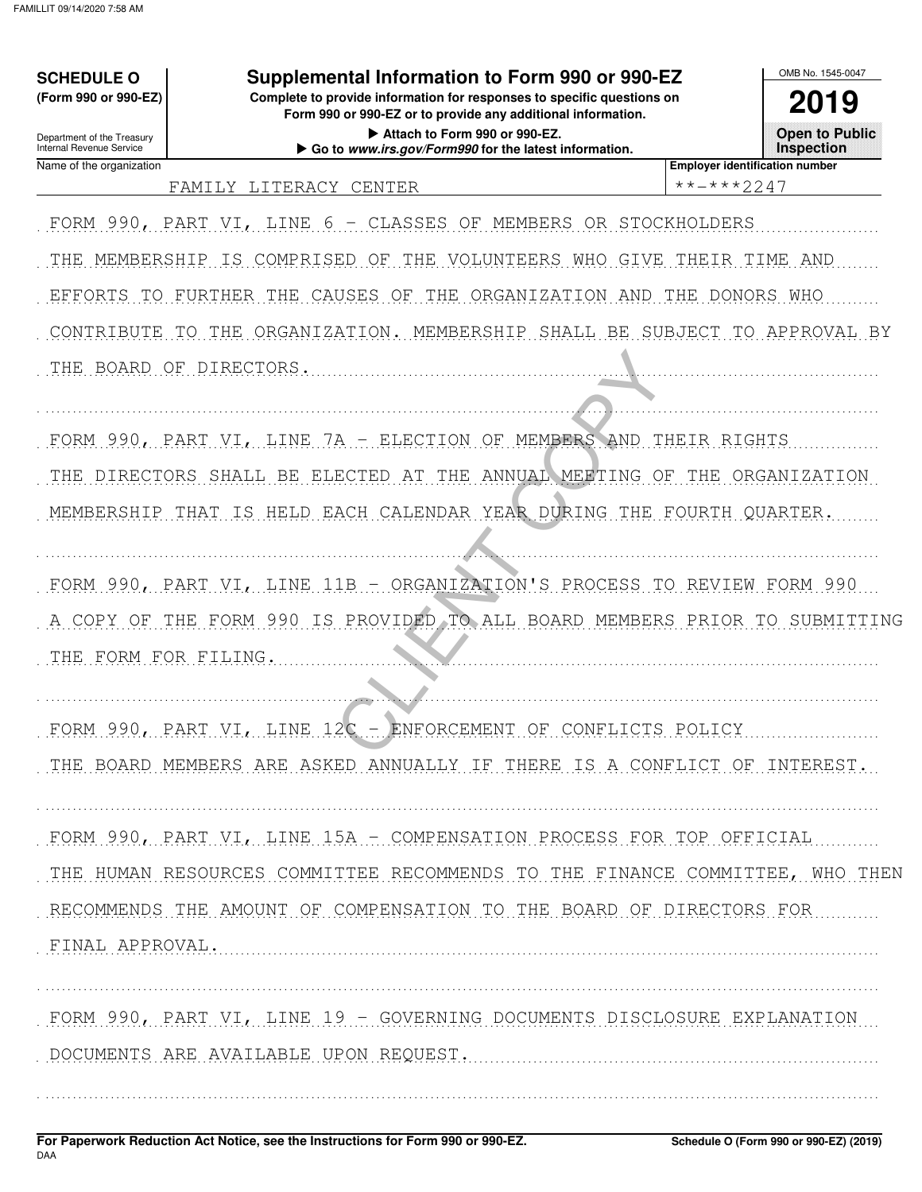**SCHEDULE O**
**(Form 990 or 990-EZ)**

Department of the Treasury
Internal Revenue Service

# Supplemental Information to Form 990 or 990-EZ

**Complete to provide information for responses to specific questions on Form 990 or 990-EZ or to provide any additional information.**

▶ Attach to Form 990 or 990-EZ.
▶ Go to *www.irs.gov/Form990* for the latest information.

OMB No. 1545-0047

**2019**

**Open to Public Inspection**

| Name of the organization | Employer identification number |
|---|---|
| FAMILY LITERACY CENTER | **-***2247 |

FORM 990, PART VI, LINE 6 - CLASSES OF MEMBERS OR STOCKHOLDERS

THE MEMBERSHIP IS COMPRISED OF THE VOLUNTEERS WHO GIVE THEIR TIME AND EFFORTS TO FURTHER THE CAUSES OF THE ORGANIZATION AND THE DONORS WHO CONTRIBUTE TO THE ORGANIZATION. MEMBERSHIP SHALL BE SUBJECT TO APPROVAL BY THE BOARD OF DIRECTORS.

FORM 990, PART VI, LINE 7A - ELECTION OF MEMBERS AND THEIR RIGHTS

THE DIRECTORS SHALL BE ELECTED AT THE ANNUAL MEETING OF THE ORGANIZATION MEMBERSHIP THAT IS HELD EACH CALENDAR YEAR DURING THE FOURTH QUARTER.

FORM 990, PART VI, LINE 11B - ORGANIZATION'S PROCESS TO REVIEW FORM 990

A COPY OF THE FORM 990 IS PROVIDED TO ALL BOARD MEMBERS PRIOR TO SUBMITTING THE FORM FOR FILING.

FORM 990, PART VI, LINE 12C - ENFORCEMENT OF CONFLICTS POLICY

THE BOARD MEMBERS ARE ASKED ANNUALLY IF THERE IS A CONFLICT OF INTEREST.

FORM 990, PART VI, LINE 15A - COMPENSATION PROCESS FOR TOP OFFICIAL

THE HUMAN RESOURCES COMMITTEE RECOMMENDS TO THE FINANCE COMMITTEE, WHO THEN RECOMMENDS THE AMOUNT OF COMPENSATION TO THE BOARD OF DIRECTORS FOR FINAL APPROVAL.

FORM 990, PART VI, LINE 19 - GOVERNING DOCUMENTS DISCLOSURE EXPLANATION

DOCUMENTS ARE AVAILABLE UPON REQUEST.

**For Paperwork Reduction Act Notice, see the Instructions for Form 990 or 990-EZ.**
DAA
**Schedule O (Form 990 or 990-EZ) (2019)**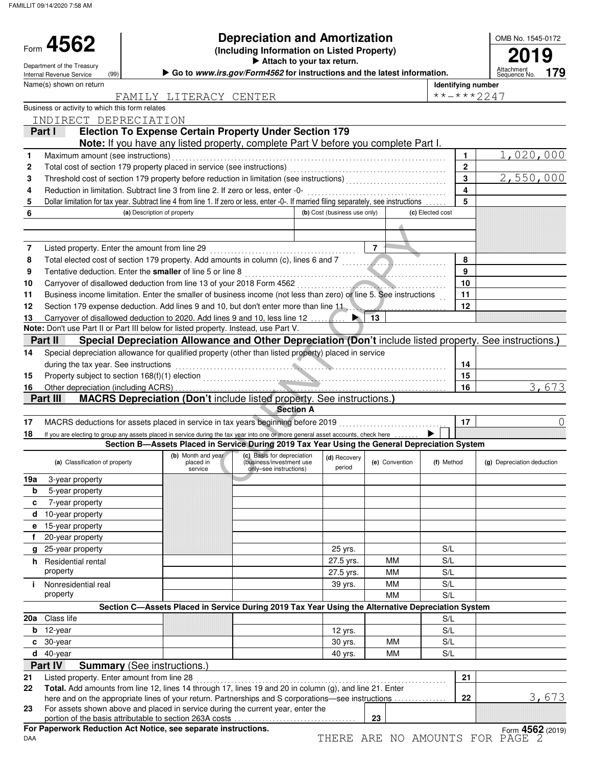FAMILLIT 09/14/2020 7:58 AM

# Form 4562 — Depreciation and Amortization (2019)

**(Including Information on Listed Property)**

▶ Attach to your tax return.

▶ Go to *www.irs.gov/Form4562* for instructions and the latest information.

Department of the Treasury Internal Revenue Service (99)

OMB No. 1545-0172 | 2019 | Attachment Sequence No. 179

Name(s) shown on return: FAMILY LITERACY CENTER

Identifying number: \*\*-\*\*\*2247

Business or activity to which this form relates: INDIRECT DEPRECIATION

## Part I — Election To Expense Certain Property Under Section 179

**Note:** If you have any listed property, complete Part V before you complete Part I.

| Line | Description | Box | Amount |
|---|---|---|---|
| 1 | Maximum amount (see instructions) | 1 | 1,020,000 |
| 2 | Total cost of section 179 property placed in service (see instructions) | 2 | |
| 3 | Threshold cost of section 179 property before reduction in limitation (see instructions) | 3 | 2,550,000 |
| 4 | Reduction in limitation. Subtract line 3 from line 2. If zero or less, enter -0- | 4 | |
| 5 | Dollar limitation for tax year. Subtract line 4 from line 1. If zero or less, enter -0-. If married filing separately, see instructions | 5 | |

| 6 | (a) Description of property | (b) Cost (business use only) | (c) Elected cost |
|---|---|---|---|
| | | | |
| | | | |

| Line | Description | Box | Amount |
|---|---|---|---|
| 7 | Listed property. Enter the amount from line 29 | 7 | |
| 8 | Total elected cost of section 179 property. Add amounts in column (c), lines 6 and 7 | 8 | |
| 9 | Tentative deduction. Enter the **smaller** of line 5 or line 8 | 9 | |
| 10 | Carryover of disallowed deduction from line 13 of your 2018 Form 4562 | 10 | |
| 11 | Business income limitation. Enter the smaller of business income (not less than zero) or line 5. See instructions | 11 | |
| 12 | Section 179 expense deduction. Add lines 9 and 10, but don't enter more than line 11 | 12 | |
| 13 | Carryover of disallowed deduction to 2020. Add lines 9 and 10, less line 12 ▶ | 13 | |

**Note:** Don't use Part II or Part III below for listed property. Instead, use Part V.

## Part II — Special Depreciation Allowance and Other Depreciation (Don't include listed property. See instructions.)

| Line | Description | Box | Amount |
|---|---|---|---|
| 14 | Special depreciation allowance for qualified property (other than listed property) placed in service during the tax year. See instructions | 14 | |
| 15 | Property subject to section 168(f)(1) election | 15 | |
| 16 | Other depreciation (including ACRS) | 16 | 3,673 |

## Part III — MACRS Depreciation (Don't include listed property. See instructions.)

### Section A

| Line | Description | Box | Amount |
|---|---|---|---|
| 17 | MACRS deductions for assets placed in service in tax years beginning before 2019 | 17 | 0 |
| 18 | If you are electing to group any assets placed in service during the tax year into one or more general asset accounts, check here ▶ ☐ | | |

### Section B—Assets Placed in Service During 2019 Tax Year Using the General Depreciation System

| (a) Classification of property | (b) Month and year placed in service | (c) Basis for depreciation (business/investment use only–see instructions) | (d) Recovery period | (e) Convention | (f) Method | (g) Depreciation deduction |
|---|---|---|---|---|---|---|
| 19a 3-year property | | | | | | |
| b 5-year property | | | | | | |
| c 7-year property | | | | | | |
| d 10-year property | | | | | | |
| e 15-year property | | | | | | |
| f 20-year property | | | | | | |
| g 25-year property | | | 25 yrs. | | S/L | |
| h Residential rental property | | | 27.5 yrs. | MM | S/L | |
| | | | 27.5 yrs. | MM | S/L | |
| i Nonresidential real property | | | 39 yrs. | MM | S/L | |
| | | | | MM | S/L | |

### Section C—Assets Placed in Service During 2019 Tax Year Using the Alternative Depreciation System

| (a) Classification of property | (b) Month and year placed in service | (c) Basis for depreciation | (d) Recovery period | (e) Convention | (f) Method | (g) Depreciation deduction |
|---|---|---|---|---|---|---|
| 20a Class life | | | | | S/L | |
| b 12-year | | | 12 yrs. | | S/L | |
| c 30-year | | | 30 yrs. | MM | S/L | |
| d 40-year | | | 40 yrs. | MM | S/L | |

## Part IV — Summary (See instructions.)

| Line | Description | Box | Amount |
|---|---|---|---|
| 21 | Listed property. Enter amount from line 28 | 21 | |
| 22 | **Total.** Add amounts from line 12, lines 14 through 17, lines 19 and 20 in column (g), and line 21. Enter here and on the appropriate lines of your return. Partnerships and S corporations—see instructions | 22 | 3,673 |
| 23 | For assets shown above and placed in service during the current year, enter the portion of the basis attributable to section 263A costs | 23 | |

**For Paperwork Reduction Act Notice, see separate instructions.**

DAA

THERE ARE NO AMOUNTS FOR PAGE 2

Form **4562** (2019)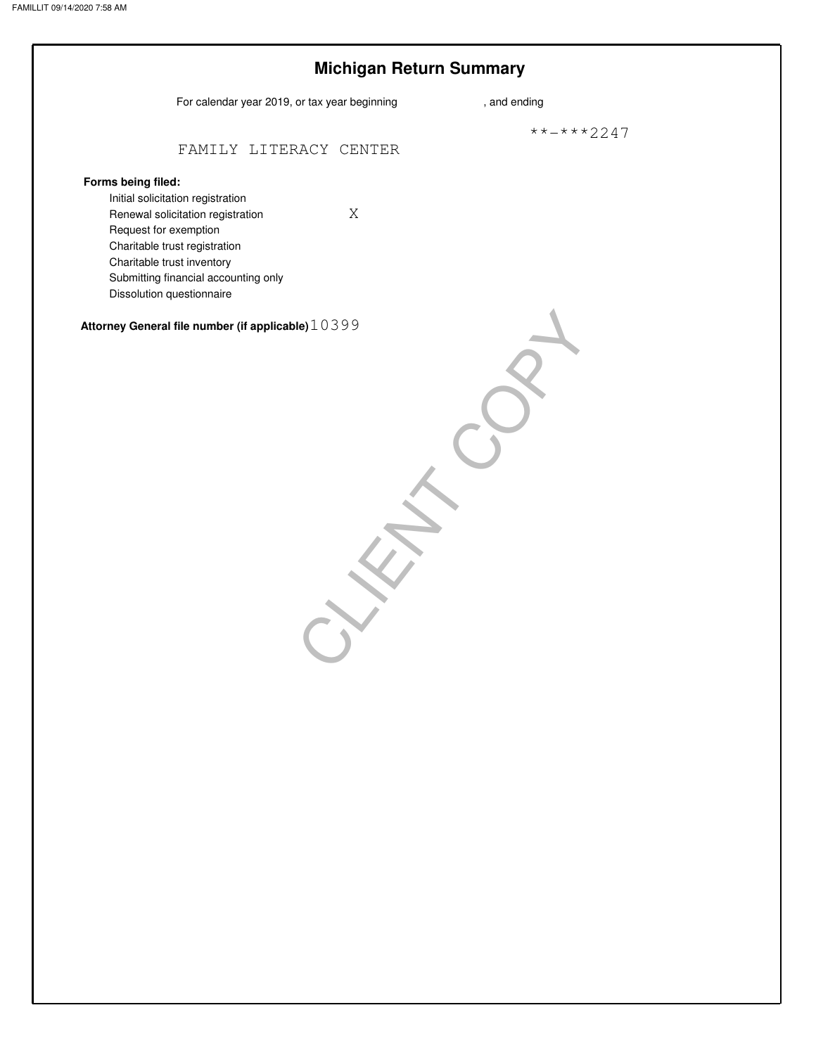# Michigan Return Summary

For calendar year 2019, or tax year beginning , and ending

**-***2247

FAMILY LITERACY CENTER

**Forms being filed:**

- Initial solicitation registration
- Renewal solicitation registration X
- Request for exemption
- Charitable trust registration
- Charitable trust inventory
- Submitting financial accounting only
- Dissolution questionnaire

**Attorney General file number (if applicable)** 10399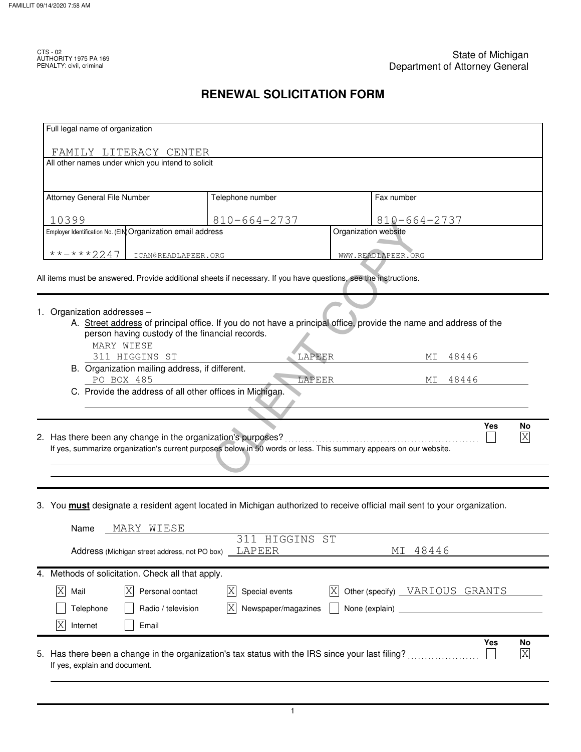CTS - 02
AUTHORITY 1975 PA 169
PENALTY: civil, criminal

State of Michigan
Department of Attorney General

# RENEWAL SOLICITATION FORM

| Full legal name of organization | | |
|---|---|---|
| FAMILY LITERACY CENTER | | |
| All other names under which you intend to solicit | | |
| | | |
| **Attorney General File Number** | **Telephone number** | **Fax number** |
| 10399 | 810-664-2737 | 810-664-2737 |
| **Employer Identification No. (EIN)** / **Organization email address** | | **Organization website** |
| **-***2247 / ICAN@READLAPEER.ORG | | WWW.READLAPEER.ORG |

All items must be answered. Provide additional sheets if necessary. If you have questions, see the instructions.

1. Organization addresses –
   A. Street address of principal office. If you do not have a principal office, provide the name and address of the person having custody of the financial records.
      MARY WIESE
      311 HIGGINS ST LAPEER MI 48446
   B. Organization mailing address, if different.
      PO BOX 485 LAPEER MI 48446
   C. Provide the address of all other offices in Michigan.

2. Has there been any change in the organization's purposes? Yes [ ] No [X]
   If yes, summarize organization's current purposes below in 50 words or less. This summary appears on our website.

3. You **must** designate a resident agent located in Michigan authorized to receive official mail sent to your organization.

   Name: MARY WIESE
   Address (Michigan street address, not PO box): 311 HIGGINS ST LAPEER MI 48446

4. Methods of solicitation. Check all that apply.

   - [X] Mail
   - [X] Personal contact
   - [X] Special events
   - [X] Other (specify) VARIOUS GRANTS
   - [ ] Telephone
   - [ ] Radio / television
   - [X] Newspaper/magazines
   - [ ] None (explain)
   - [X] Internet
   - [ ] Email

5. Has there been a change in the organization's tax status with the IRS since your last filing? Yes [ ] No [X]
   If yes, explain and document.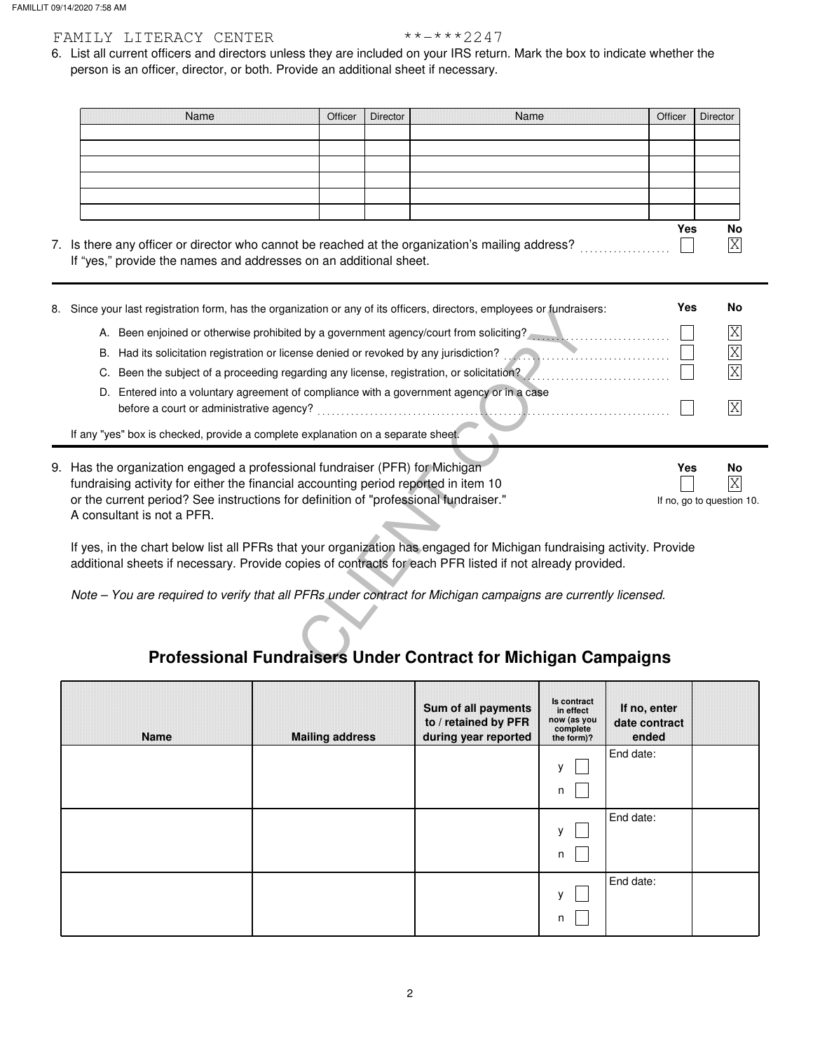FAMILY LITERACY CENTER **-***2247

6. List all current officers and directors unless they are included on your IRS return. Mark the box to indicate whether the person is an officer, director, or both. Provide an additional sheet if necessary.

| Name | Officer | Director | Name | Officer | Director |
|---|---|---|---|---|---|
| | | | | | |
| | | | | | |
| | | | | | |
| | | | | | |
| | | | | | |
| | | | | | |

| | Yes | No |
|---|---|---|
| 7. Is there any officer or director who cannot be reached at the organization's mailing address? If "yes," provide the names and addresses on an additional sheet. | ☐ | ☒ |

| 8. Since your last registration form, has the organization or any of its officers, directors, employees or fundraisers: | Yes | No |
|---|---|---|
| A. Been enjoined or otherwise prohibited by a government agency/court from soliciting? | ☐ | ☒ |
| B. Had its solicitation registration or license denied or revoked by any jurisdiction? | ☐ | ☒ |
| C. Been the subject of a proceeding regarding any license, registration, or solicitation? | ☐ | ☒ |
| D. Entered into a voluntary agreement of compliance with a government agency or in a case before a court or administrative agency? | ☐ | ☒ |

If any "yes" box is checked, provide a complete explanation on a separate sheet.

| | Yes | No |
|---|---|---|
| 9. Has the organization engaged a professional fundraiser (PFR) for Michigan fundraising activity for either the financial accounting period reported in item 10 or the current period? See instructions for definition of "professional fundraiser." A consultant is not a PFR. | ☐ | ☒ |

If no, go to question 10.

If yes, in the chart below list all PFRs that your organization has engaged for Michigan fundraising activity. Provide additional sheets if necessary. Provide copies of contracts for each PFR listed if not already provided.

*Note – You are required to verify that all PFRs under contract for Michigan campaigns are currently licensed.*

## Professional Fundraisers Under Contract for Michigan Campaigns

| Name | Mailing address | Sum of all payments to / retained by PFR during year reported | Is contract in effect now (as you complete the form)? | If no, enter date contract ended | |
|---|---|---|---|---|---|
| | | | y ☐ n ☐ | End date: | |
| | | | y ☐ n ☐ | End date: | |
| | | | y ☐ n ☐ | End date: | |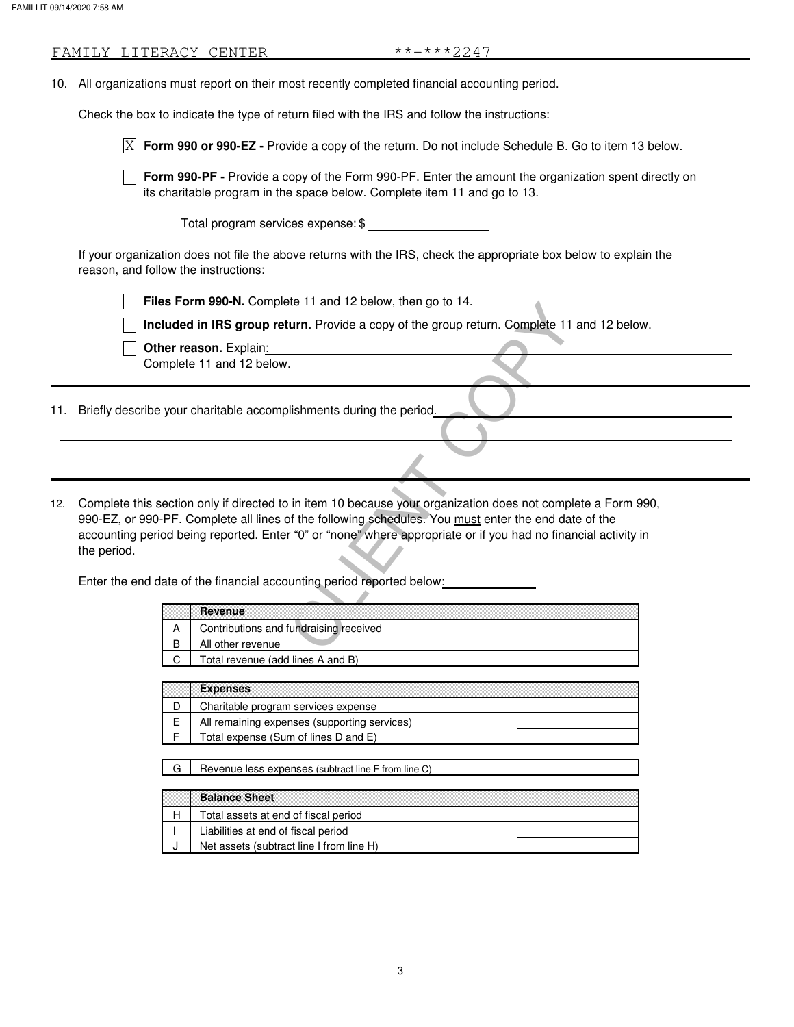FAMILY LITERACY CENTER **-***2247

10. All organizations must report on their most recently completed financial accounting period.

    Check the box to indicate the type of return filed with the IRS and follow the instructions:

    ☒ **Form 990 or 990-EZ -** Provide a copy of the return. Do not include Schedule B. Go to item 13 below.

    ☐ **Form 990-PF -** Provide a copy of the Form 990-PF. Enter the amount the organization spent directly on its charitable program in the space below. Complete item 11 and go to 13.

    Total program services expense: $ ____________

    If your organization does not file the above returns with the IRS, check the appropriate box below to explain the reason, and follow the instructions:

    ☐ **Files Form 990-N.** Complete 11 and 12 below, then go to 14.

    ☐ **Included in IRS group return.** Provide a copy of the group return. Complete 11 and 12 below.

    ☐ **Other reason.** Explain: ____________
    Complete 11 and 12 below.

11. Briefly describe your charitable accomplishments during the period. ____________

12. Complete this section only if directed to in item 10 because your organization does not complete a Form 990, 990-EZ, or 990-PF. Complete all lines of the following schedules. You must enter the end date of the accounting period being reported. Enter "0" or "none" where appropriate or if you had no financial activity in the period.

    Enter the end date of the financial accounting period reported below: ____________

| | Revenue | |
|---|---|---|
| A | Contributions and fundraising received | |
| B | All other revenue | |
| C | Total revenue (add lines A and B) | |

| | Expenses | |
|---|---|---|
| D | Charitable program services expense | |
| E | All remaining expenses (supporting services) | |
| F | Total expense (Sum of lines D and E) | |

| | | |
|---|---|---|
| G | Revenue less expenses (subtract line F from line C) | |

| | Balance Sheet | |
|---|---|---|
| H | Total assets at end of fiscal period | |
| I | Liabilities at end of fiscal period | |
| J | Net assets (subtract line I from line H) | |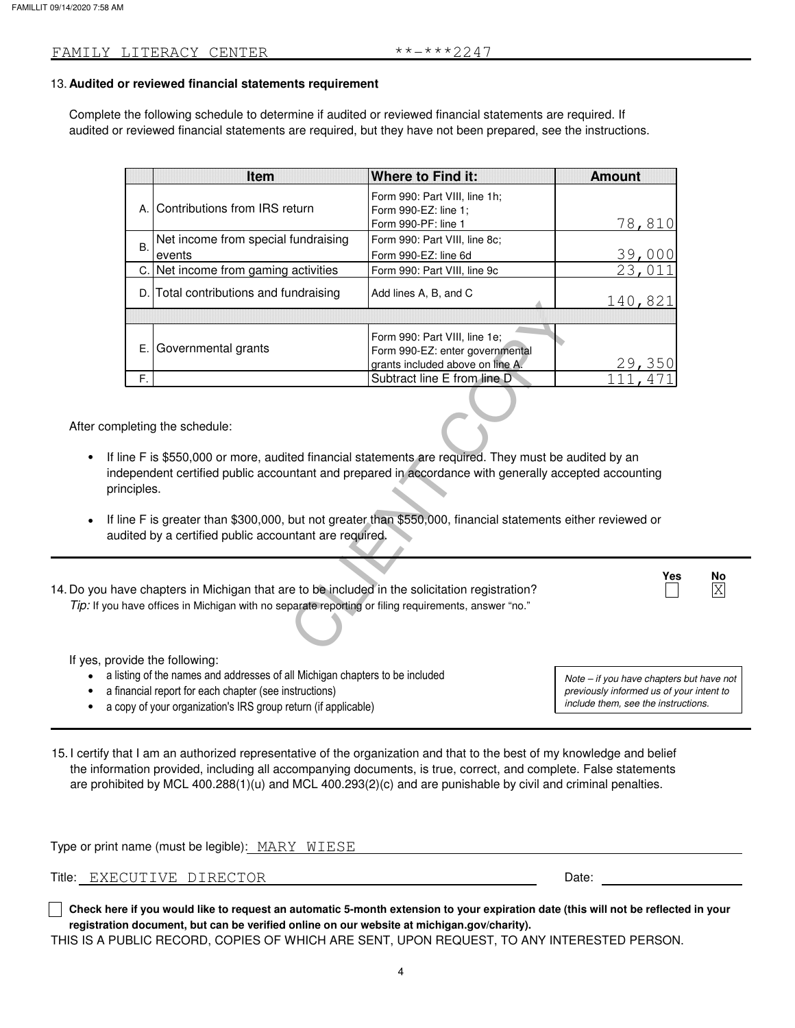FAMILY LITERACY CENTER **-***2247

13. **Audited or reviewed financial statements requirement**

Complete the following schedule to determine if audited or reviewed financial statements are required. If audited or reviewed financial statements are required, but they have not been prepared, see the instructions.

| | Item | Where to Find it: | Amount |
|---|---|---|---|
| A. | Contributions from IRS return | Form 990: Part VIII, line 1h; Form 990-EZ: line 1; Form 990-PF: line 1 | 78,810 |
| B. | Net income from special fundraising events | Form 990: Part VIII, line 8c; Form 990-EZ: line 6d | 39,000 |
| C. | Net income from gaming activities | Form 990: Part VIII, line 9c | 23,011 |
| D. | Total contributions and fundraising | Add lines A, B, and C | 140,821 |
| | | | |
| E. | Governmental grants | Form 990: Part VIII, line 1e; Form 990-EZ: enter governmental grants included above on line A. | 29,350 |
| F. | | Subtract line E from line D | 111,471 |

After completing the schedule:

- If line F is $550,000 or more, audited financial statements are required. They must be audited by an independent certified public accountant and prepared in accordance with generally accepted accounting principles.
- If line F is greater than $300,000, but not greater than $550,000, financial statements either reviewed or audited by a certified public accountant are required.

14. Do you have chapters in Michigan that are to be included in the solicitation registration? Yes [ ] No [X]
*Tip:* If you have offices in Michigan with no separate reporting or filing requirements, answer "no."

If yes, provide the following:

- a listing of the names and addresses of all Michigan chapters to be included
- a financial report for each chapter (see instructions)
- a copy of your organization's IRS group return (if applicable)

*Note – if you have chapters but have not previously informed us of your intent to include them, see the instructions.*

15. I certify that I am an authorized representative of the organization and that to the best of my knowledge and belief the information provided, including all accompanying documents, is true, correct, and complete. False statements are prohibited by MCL 400.288(1)(u) and MCL 400.293(2)(c) and are punishable by civil and criminal penalties.

Type or print name (must be legible): MARY WIESE

Title: EXECUTIVE DIRECTOR Date:

[ ] **Check here if you would like to request an automatic 5-month extension to your expiration date (this will not be reflected in your registration document, but can be verified online on our website at michigan.gov/charity).**

THIS IS A PUBLIC RECORD, COPIES OF WHICH ARE SENT, UPON REQUEST, TO ANY INTERESTED PERSON.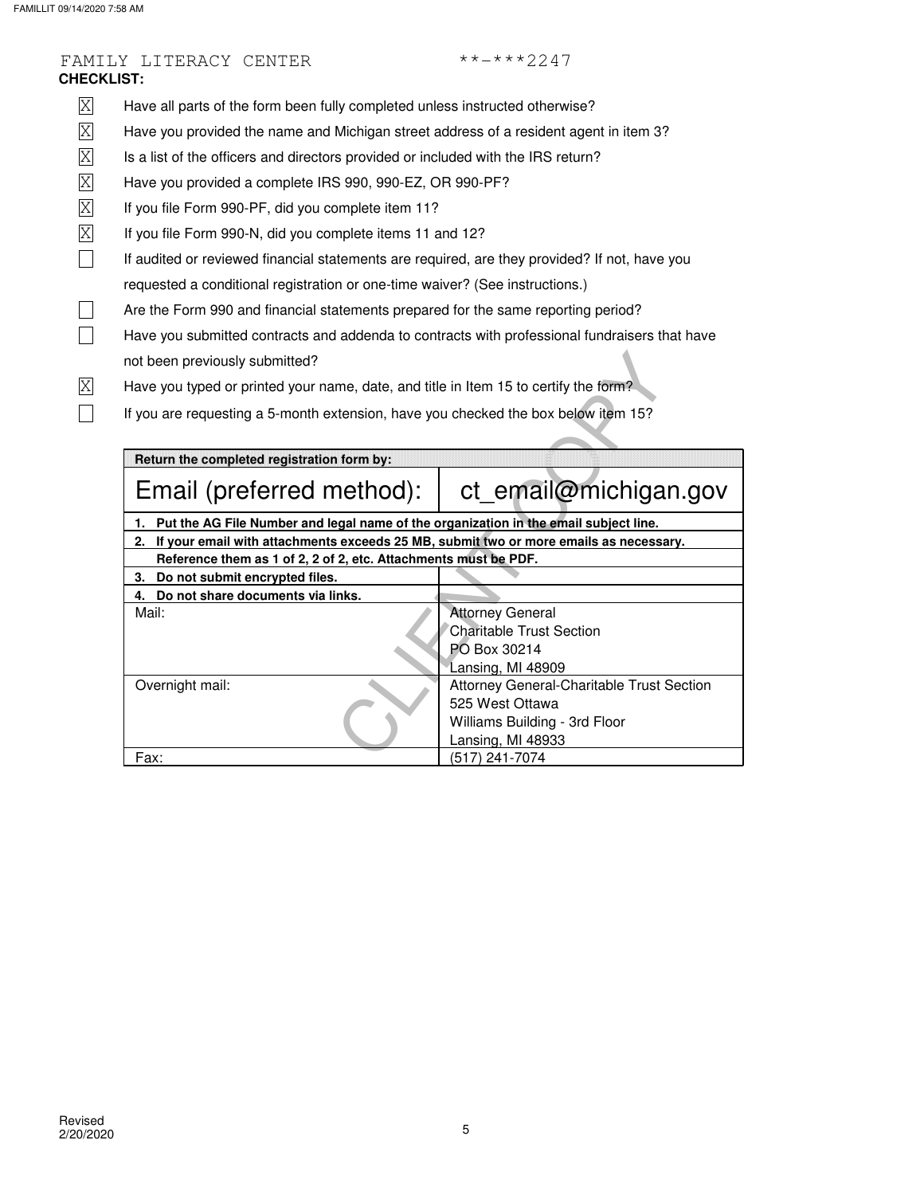FAMILY LITERACY CENTER **-***2247

**CHECKLIST:**

- [x] Have all parts of the form been fully completed unless instructed otherwise?
- [x] Have you provided the name and Michigan street address of a resident agent in item 3?
- [x] Is a list of the officers and directors provided or included with the IRS return?
- [x] Have you provided a complete IRS 990, 990-EZ, OR 990-PF?
- [x] If you file Form 990-PF, did you complete item 11?
- [x] If you file Form 990-N, did you complete items 11 and 12?
- [ ] If audited or reviewed financial statements are required, are they provided? If not, have you requested a conditional registration or one-time waiver? (See instructions.)
- [ ] Are the Form 990 and financial statements prepared for the same reporting period?
- [ ] Have you submitted contracts and addenda to contracts with professional fundraisers that have not been previously submitted?
- [x] Have you typed or printed your name, date, and title in Item 15 to certify the form?
- [ ] If you are requesting a 5-month extension, have you checked the box below item 15?

| **Return the completed registration form by:** | |
|---|---|
| Email (preferred method): | ct_email@michigan.gov |
| **1. Put the AG File Number and legal name of the organization in the email subject line.** | |
| **2. If your email with attachments exceeds 25 MB, submit two or more emails as necessary. Reference them as 1 of 2, 2 of 2, etc. Attachments must be PDF.** | |
| **3. Do not submit encrypted files.** | |
| **4. Do not share documents via links.** | |
| Mail: | Attorney General<br>Charitable Trust Section<br>PO Box 30214<br>Lansing, MI 48909 |
| Overnight mail: | Attorney General-Charitable Trust Section<br>525 West Ottawa<br>Williams Building - 3rd Floor<br>Lansing, MI 48933 |
| Fax: | (517) 241-7074 |

Revised 2/20/2020